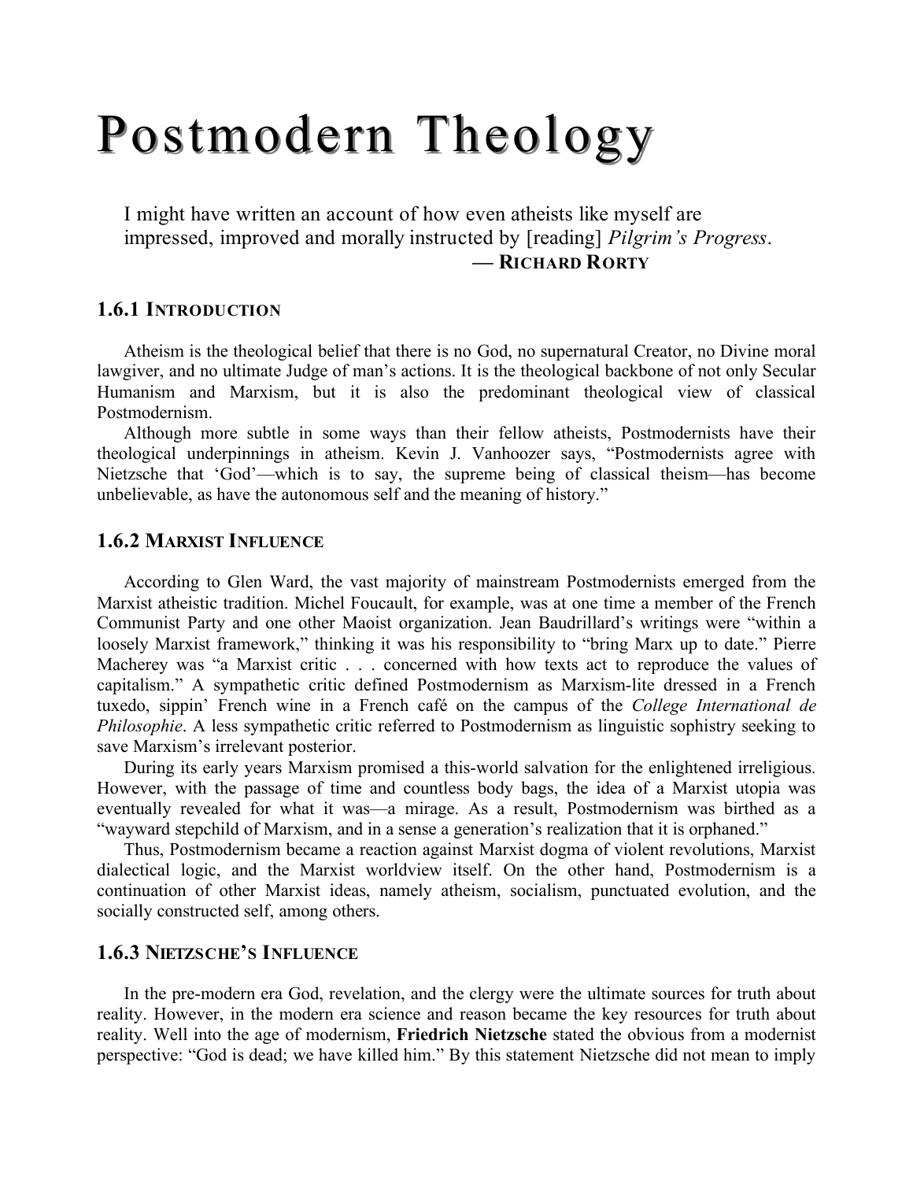# Postmodern Theology

> I might have written an account of how even atheists like myself are impressed, improved and morally instructed by [reading] *Pilgrim's Progress*.
>
> — **RICHARD RORTY**

### 1.6.1 INTRODUCTION

Atheism is the theological belief that there is no God, no supernatural Creator, no Divine moral lawgiver, and no ultimate Judge of man's actions. It is the theological backbone of not only Secular Humanism and Marxism, but it is also the predominant theological view of classical Postmodernism.

Although more subtle in some ways than their fellow atheists, Postmodernists have their theological underpinnings in atheism. Kevin J. Vanhoozer says, "Postmodernists agree with Nietzsche that 'God'—which is to say, the supreme being of classical theism—has become unbelievable, as have the autonomous self and the meaning of history."

### 1.6.2 MARXIST INFLUENCE

According to Glen Ward, the vast majority of mainstream Postmodernists emerged from the Marxist atheistic tradition. Michel Foucault, for example, was at one time a member of the French Communist Party and one other Maoist organization. Jean Baudrillard's writings were "within a loosely Marxist framework," thinking it was his responsibility to "bring Marx up to date." Pierre Macherey was "a Marxist critic . . . concerned with how texts act to reproduce the values of capitalism." A sympathetic critic defined Postmodernism as Marxism-lite dressed in a French tuxedo, sippin' French wine in a French café on the campus of the *College International de Philosophie*. A less sympathetic critic referred to Postmodernism as linguistic sophistry seeking to save Marxism's irrelevant posterior.

During its early years Marxism promised a this-world salvation for the enlightened irreligious. However, with the passage of time and countless body bags, the idea of a Marxist utopia was eventually revealed for what it was—a mirage. As a result, Postmodernism was birthed as a "wayward stepchild of Marxism, and in a sense a generation's realization that it is orphaned."

Thus, Postmodernism became a reaction against Marxist dogma of violent revolutions, Marxist dialectical logic, and the Marxist worldview itself. On the other hand, Postmodernism is a continuation of other Marxist ideas, namely atheism, socialism, punctuated evolution, and the socially constructed self, among others.

### 1.6.3 NIETZSCHE'S INFLUENCE

In the pre-modern era God, revelation, and the clergy were the ultimate sources for truth about reality. However, in the modern era science and reason became the key resources for truth about reality. Well into the age of modernism, **Friedrich Nietzsche** stated the obvious from a modernist perspective: "God is dead; we have killed him." By this statement Nietzsche did not mean to imply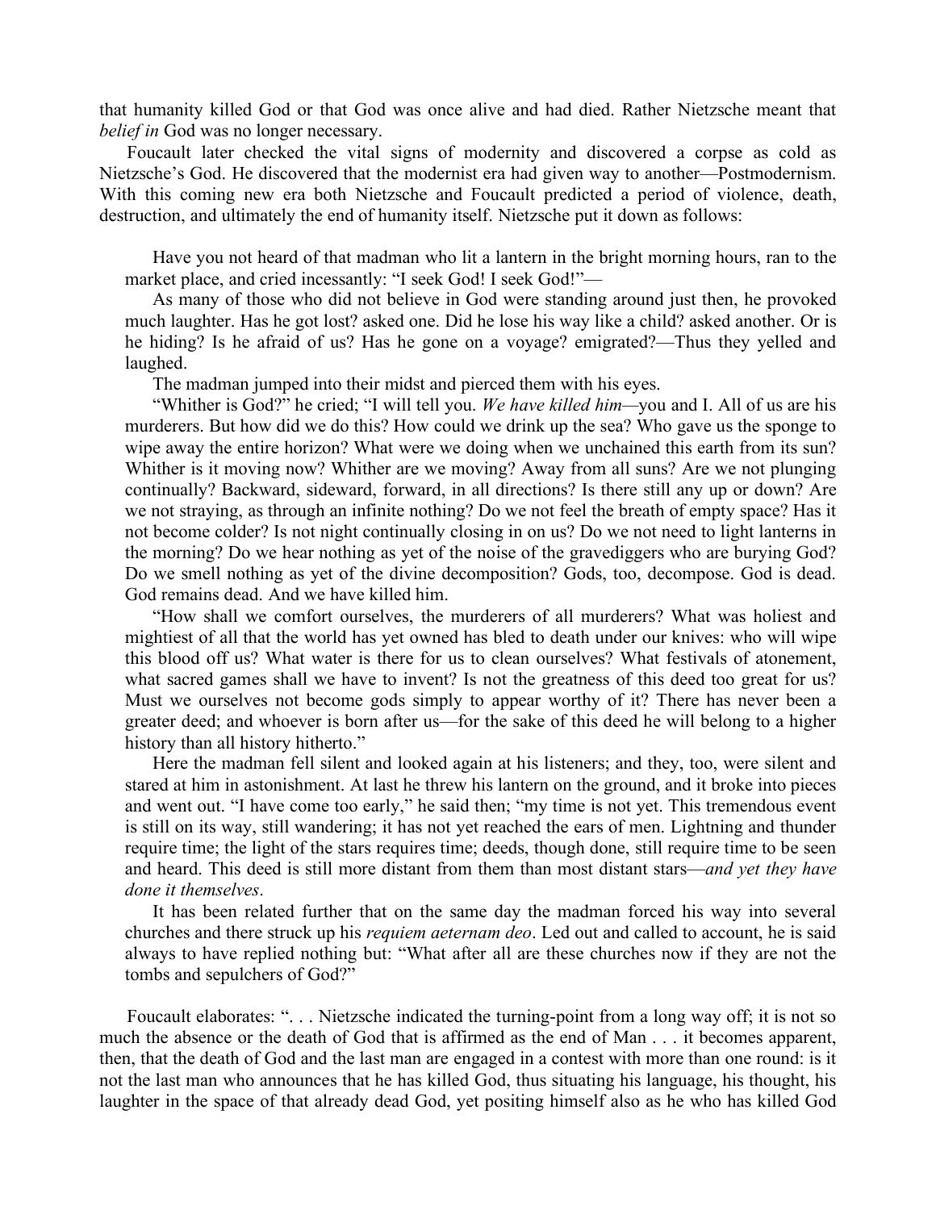that humanity killed God or that God was once alive and had died. Rather Nietzsche meant that *belief in* God was no longer necessary.

Foucault later checked the vital signs of modernity and discovered a corpse as cold as Nietzsche's God. He discovered that the modernist era had given way to another—Postmodernism. With this coming new era both Nietzsche and Foucault predicted a period of violence, death, destruction, and ultimately the end of humanity itself. Nietzsche put it down as follows:

> Have you not heard of that madman who lit a lantern in the bright morning hours, ran to the market place, and cried incessantly: "I seek God! I seek God!"—
>
> As many of those who did not believe in God were standing around just then, he provoked much laughter. Has he got lost? asked one. Did he lose his way like a child? asked another. Or is he hiding? Is he afraid of us? Has he gone on a voyage? emigrated?—Thus they yelled and laughed.
>
> The madman jumped into their midst and pierced them with his eyes.
>
> "Whither is God?" he cried; "I will tell you. *We have killed him*—you and I. All of us are his murderers. But how did we do this? How could we drink up the sea? Who gave us the sponge to wipe away the entire horizon? What were we doing when we unchained this earth from its sun? Whither is it moving now? Whither are we moving? Away from all suns? Are we not plunging continually? Backward, sideward, forward, in all directions? Is there still any up or down? Are we not straying, as through an infinite nothing? Do we not feel the breath of empty space? Has it not become colder? Is not night continually closing in on us? Do we not need to light lanterns in the morning? Do we hear nothing as yet of the noise of the gravediggers who are burying God? Do we smell nothing as yet of the divine decomposition? Gods, too, decompose. God is dead. God remains dead. And we have killed him.
>
> "How shall we comfort ourselves, the murderers of all murderers? What was holiest and mightiest of all that the world has yet owned has bled to death under our knives: who will wipe this blood off us? What water is there for us to clean ourselves? What festivals of atonement, what sacred games shall we have to invent? Is not the greatness of this deed too great for us? Must we ourselves not become gods simply to appear worthy of it? There has never been a greater deed; and whoever is born after us—for the sake of this deed he will belong to a higher history than all history hitherto."
>
> Here the madman fell silent and looked again at his listeners; and they, too, were silent and stared at him in astonishment. At last he threw his lantern on the ground, and it broke into pieces and went out. "I have come too early," he said then; "my time is not yet. This tremendous event is still on its way, still wandering; it has not yet reached the ears of men. Lightning and thunder require time; the light of the stars requires time; deeds, though done, still require time to be seen and heard. This deed is still more distant from them than most distant stars—*and yet they have done it themselves*.
>
> It has been related further that on the same day the madman forced his way into several churches and there struck up his *requiem aeternam deo*. Led out and called to account, he is said always to have replied nothing but: "What after all are these churches now if they are not the tombs and sepulchers of God?"

Foucault elaborates: ". . . Nietzsche indicated the turning-point from a long way off; it is not so much the absence or the death of God that is affirmed as the end of Man . . . it becomes apparent, then, that the death of God and the last man are engaged in a contest with more than one round: is it not the last man who announces that he has killed God, thus situating his language, his thought, his laughter in the space of that already dead God, yet positing himself also as he who has killed God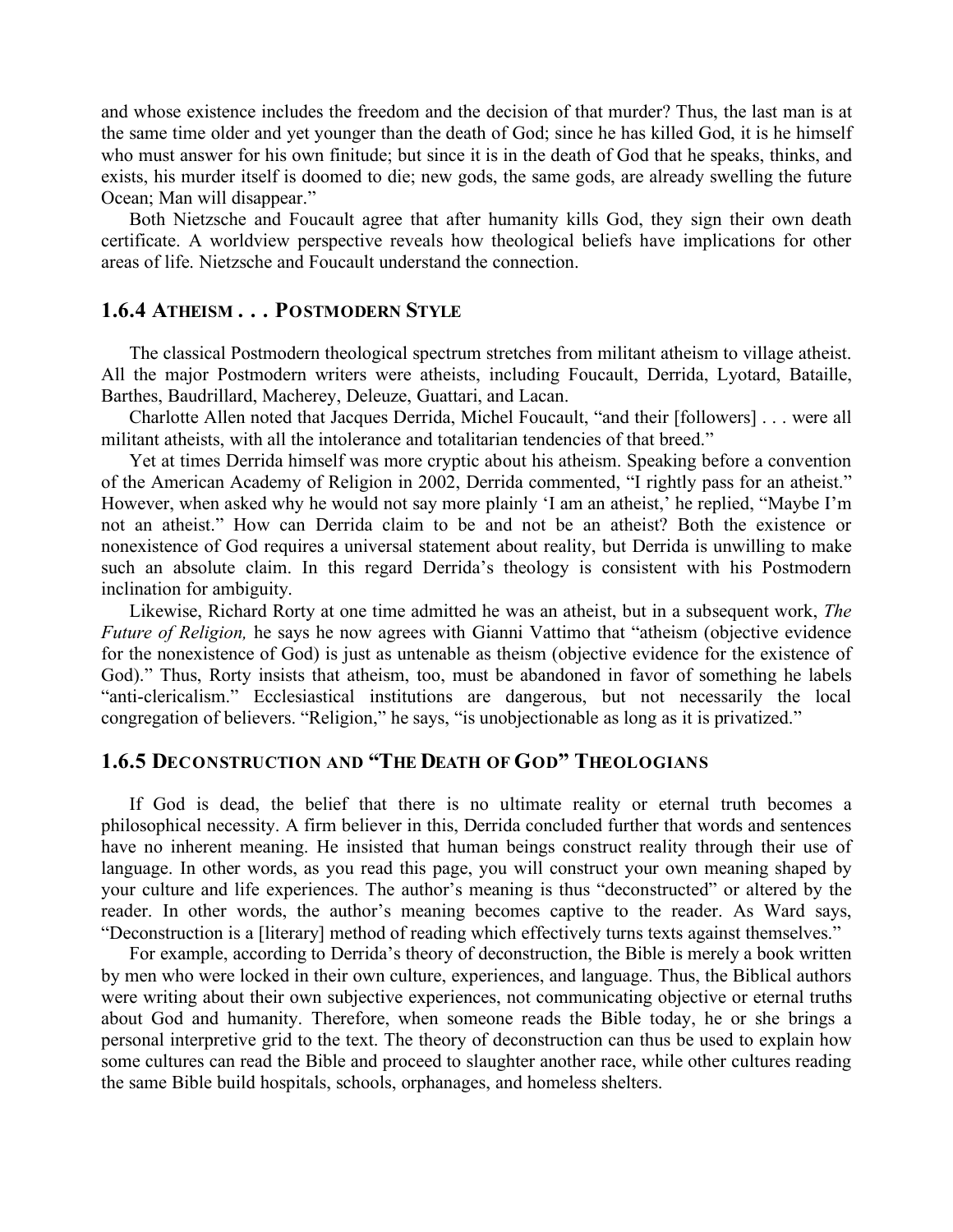and whose existence includes the freedom and the decision of that murder? Thus, the last man is at the same time older and yet younger than the death of God; since he has killed God, it is he himself who must answer for his own finitude; but since it is in the death of God that he speaks, thinks, and exists, his murder itself is doomed to die; new gods, the same gods, are already swelling the future Ocean; Man will disappear."

Both Nietzsche and Foucault agree that after humanity kills God, they sign their own death certificate. A worldview perspective reveals how theological beliefs have implications for other areas of life. Nietzsche and Foucault understand the connection.

### 1.6.4 Atheism . . . Postmodern Style

The classical Postmodern theological spectrum stretches from militant atheism to village atheist. All the major Postmodern writers were atheists, including Foucault, Derrida, Lyotard, Bataille, Barthes, Baudrillard, Macherey, Deleuze, Guattari, and Lacan.

Charlotte Allen noted that Jacques Derrida, Michel Foucault, "and their [followers] . . . were all militant atheists, with all the intolerance and totalitarian tendencies of that breed."

Yet at times Derrida himself was more cryptic about his atheism. Speaking before a convention of the American Academy of Religion in 2002, Derrida commented, "I rightly pass for an atheist." However, when asked why he would not say more plainly 'I am an atheist,' he replied, "Maybe I'm not an atheist." How can Derrida claim to be and not be an atheist? Both the existence or nonexistence of God requires a universal statement about reality, but Derrida is unwilling to make such an absolute claim. In this regard Derrida's theology is consistent with his Postmodern inclination for ambiguity.

Likewise, Richard Rorty at one time admitted he was an atheist, but in a subsequent work, *The Future of Religion,* he says he now agrees with Gianni Vattimo that "atheism (objective evidence for the nonexistence of God) is just as untenable as theism (objective evidence for the existence of God)." Thus, Rorty insists that atheism, too, must be abandoned in favor of something he labels "anti-clericalism." Ecclesiastical institutions are dangerous, but not necessarily the local congregation of believers. "Religion," he says, "is unobjectionable as long as it is privatized."

### 1.6.5 Deconstruction and "The Death of God" Theologians

If God is dead, the belief that there is no ultimate reality or eternal truth becomes a philosophical necessity. A firm believer in this, Derrida concluded further that words and sentences have no inherent meaning. He insisted that human beings construct reality through their use of language. In other words, as you read this page, you will construct your own meaning shaped by your culture and life experiences. The author's meaning is thus "deconstructed" or altered by the reader. In other words, the author's meaning becomes captive to the reader. As Ward says, "Deconstruction is a [literary] method of reading which effectively turns texts against themselves."

For example, according to Derrida's theory of deconstruction, the Bible is merely a book written by men who were locked in their own culture, experiences, and language. Thus, the Biblical authors were writing about their own subjective experiences, not communicating objective or eternal truths about God and humanity. Therefore, when someone reads the Bible today, he or she brings a personal interpretive grid to the text. The theory of deconstruction can thus be used to explain how some cultures can read the Bible and proceed to slaughter another race, while other cultures reading the same Bible build hospitals, schools, orphanages, and homeless shelters.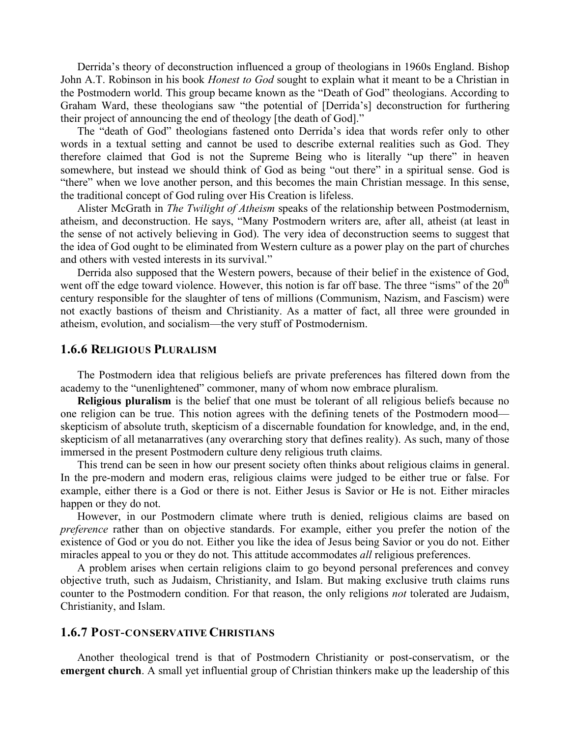Derrida's theory of deconstruction influenced a group of theologians in 1960s England. Bishop John A.T. Robinson in his book *Honest to God* sought to explain what it meant to be a Christian in the Postmodern world. This group became known as the "Death of God" theologians. According to Graham Ward, these theologians saw "the potential of [Derrida's] deconstruction for furthering their project of announcing the end of theology [the death of God]."

The "death of God" theologians fastened onto Derrida's idea that words refer only to other words in a textual setting and cannot be used to describe external realities such as God. They therefore claimed that God is not the Supreme Being who is literally "up there" in heaven somewhere, but instead we should think of God as being "out there" in a spiritual sense. God is "there" when we love another person, and this becomes the main Christian message. In this sense, the traditional concept of God ruling over His Creation is lifeless.

Alister McGrath in *The Twilight of Atheism* speaks of the relationship between Postmodernism, atheism, and deconstruction. He says, "Many Postmodern writers are, after all, atheist (at least in the sense of not actively believing in God). The very idea of deconstruction seems to suggest that the idea of God ought to be eliminated from Western culture as a power play on the part of churches and others with vested interests in its survival."

Derrida also supposed that the Western powers, because of their belief in the existence of God, went off the edge toward violence. However, this notion is far off base. The three "isms" of the 20th century responsible for the slaughter of tens of millions (Communism, Nazism, and Fascism) were not exactly bastions of theism and Christianity. As a matter of fact, all three were grounded in atheism, evolution, and socialism—the very stuff of Postmodernism.

### 1.6.6 Religious Pluralism

The Postmodern idea that religious beliefs are private preferences has filtered down from the academy to the "unenlightened" commoner, many of whom now embrace pluralism.

**Religious pluralism** is the belief that one must be tolerant of all religious beliefs because no one religion can be true. This notion agrees with the defining tenets of the Postmodern mood—skepticism of absolute truth, skepticism of a discernable foundation for knowledge, and, in the end, skepticism of all metanarratives (any overarching story that defines reality). As such, many of those immersed in the present Postmodern culture deny religious truth claims.

This trend can be seen in how our present society often thinks about religious claims in general. In the pre-modern and modern eras, religious claims were judged to be either true or false. For example, either there is a God or there is not. Either Jesus is Savior or He is not. Either miracles happen or they do not.

However, in our Postmodern climate where truth is denied, religious claims are based on *preference* rather than on objective standards. For example, either you prefer the notion of the existence of God or you do not. Either you like the idea of Jesus being Savior or you do not. Either miracles appeal to you or they do not. This attitude accommodates *all* religious preferences.

A problem arises when certain religions claim to go beyond personal preferences and convey objective truth, such as Judaism, Christianity, and Islam. But making exclusive truth claims runs counter to the Postmodern condition. For that reason, the only religions *not* tolerated are Judaism, Christianity, and Islam.

### 1.6.7 Post-conservative Christians

Another theological trend is that of Postmodern Christianity or post-conservatism, or the **emergent church**. A small yet influential group of Christian thinkers make up the leadership of this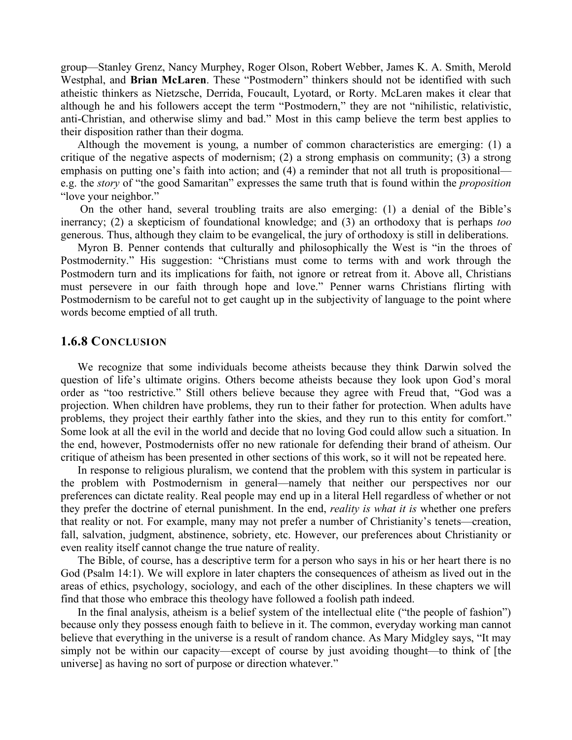group—Stanley Grenz, Nancy Murphey, Roger Olson, Robert Webber, James K. A. Smith, Merold Westphal, and **Brian McLaren**. These "Postmodern" thinkers should not be identified with such atheistic thinkers as Nietzsche, Derrida, Foucault, Lyotard, or Rorty. McLaren makes it clear that although he and his followers accept the term "Postmodern," they are not "nihilistic, relativistic, anti-Christian, and otherwise slimy and bad." Most in this camp believe the term best applies to their disposition rather than their dogma.

Although the movement is young, a number of common characteristics are emerging: (1) a critique of the negative aspects of modernism; (2) a strong emphasis on community; (3) a strong emphasis on putting one's faith into action; and (4) a reminder that not all truth is propositional—e.g. the *story* of "the good Samaritan" expresses the same truth that is found within the *proposition* "love your neighbor."

On the other hand, several troubling traits are also emerging: (1) a denial of the Bible's inerrancy; (2) a skepticism of foundational knowledge; and (3) an orthodoxy that is perhaps *too* generous. Thus, although they claim to be evangelical, the jury of orthodoxy is still in deliberations.

Myron B. Penner contends that culturally and philosophically the West is "in the throes of Postmodernity." His suggestion: "Christians must come to terms with and work through the Postmodern turn and its implications for faith, not ignore or retreat from it. Above all, Christians must persevere in our faith through hope and love." Penner warns Christians flirting with Postmodernism to be careful not to get caught up in the subjectivity of language to the point where words become emptied of all truth.

### 1.6.8 Conclusion

We recognize that some individuals become atheists because they think Darwin solved the question of life's ultimate origins. Others become atheists because they look upon God's moral order as "too restrictive." Still others believe because they agree with Freud that, "God was a projection. When children have problems, they run to their father for protection. When adults have problems, they project their earthly father into the skies, and they run to this entity for comfort." Some look at all the evil in the world and decide that no loving God could allow such a situation. In the end, however, Postmodernists offer no new rationale for defending their brand of atheism. Our critique of atheism has been presented in other sections of this work, so it will not be repeated here.

In response to religious pluralism, we contend that the problem with this system in particular is the problem with Postmodernism in general—namely that neither our perspectives nor our preferences can dictate reality. Real people may end up in a literal Hell regardless of whether or not they prefer the doctrine of eternal punishment. In the end, *reality is what it is* whether one prefers that reality or not. For example, many may not prefer a number of Christianity's tenets—creation, fall, salvation, judgment, abstinence, sobriety, etc. However, our preferences about Christianity or even reality itself cannot change the true nature of reality.

The Bible, of course, has a descriptive term for a person who says in his or her heart there is no God (Psalm 14:1). We will explore in later chapters the consequences of atheism as lived out in the areas of ethics, psychology, sociology, and each of the other disciplines. In these chapters we will find that those who embrace this theology have followed a foolish path indeed.

In the final analysis, atheism is a belief system of the intellectual elite ("the people of fashion") because only they possess enough faith to believe in it. The common, everyday working man cannot believe that everything in the universe is a result of random chance. As Mary Midgley says, "It may simply not be within our capacity—except of course by just avoiding thought—to think of [the universe] as having no sort of purpose or direction whatever."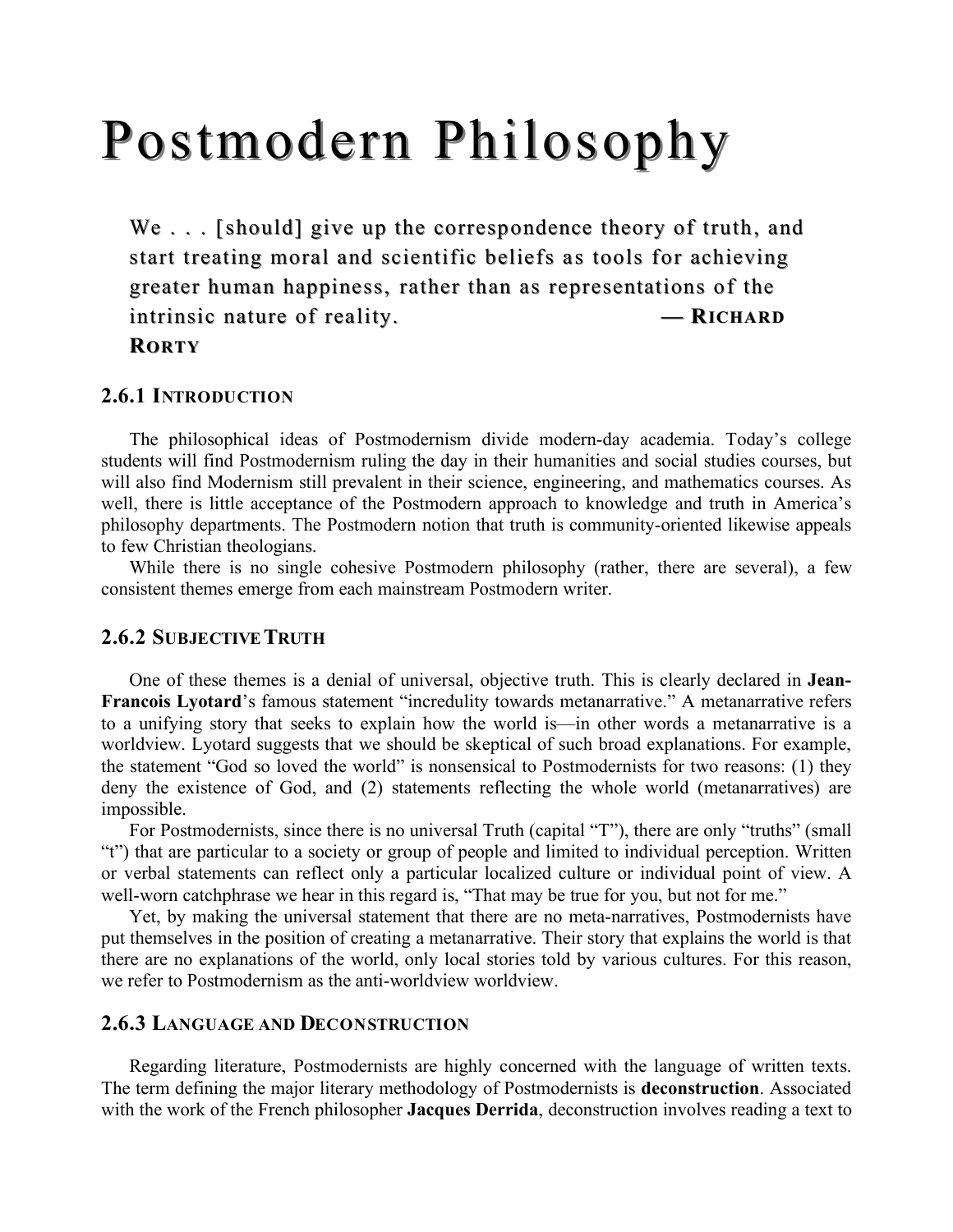# Postmodern Philosophy

> We . . . [should] give up the correspondence theory of truth, and start treating moral and scientific beliefs as tools for achieving greater human happiness, rather than as representations of the intrinsic nature of reality. — **Richard Rorty**

### 2.6.1 Introduction

The philosophical ideas of Postmodernism divide modern-day academia. Today's college students will find Postmodernism ruling the day in their humanities and social studies courses, but will also find Modernism still prevalent in their science, engineering, and mathematics courses. As well, there is little acceptance of the Postmodern approach to knowledge and truth in America's philosophy departments. The Postmodern notion that truth is community-oriented likewise appeals to few Christian theologians.

While there is no single cohesive Postmodern philosophy (rather, there are several), a few consistent themes emerge from each mainstream Postmodern writer.

### 2.6.2 Subjective Truth

One of these themes is a denial of universal, objective truth. This is clearly declared in **Jean-Francois Lyotard**'s famous statement "incredulity towards metanarrative." A metanarrative refers to a unifying story that seeks to explain how the world is—in other words a metanarrative is a worldview. Lyotard suggests that we should be skeptical of such broad explanations. For example, the statement "God so loved the world" is nonsensical to Postmodernists for two reasons: (1) they deny the existence of God, and (2) statements reflecting the whole world (metanarratives) are impossible.

For Postmodernists, since there is no universal Truth (capital "T"), there are only "truths" (small "t") that are particular to a society or group of people and limited to individual perception. Written or verbal statements can reflect only a particular localized culture or individual point of view. A well-worn catchphrase we hear in this regard is, "That may be true for you, but not for me."

Yet, by making the universal statement that there are no meta-narratives, Postmodernists have put themselves in the position of creating a metanarrative. Their story that explains the world is that there are no explanations of the world, only local stories told by various cultures. For this reason, we refer to Postmodernism as the anti-worldview worldview.

### 2.6.3 Language and Deconstruction

Regarding literature, Postmodernists are highly concerned with the language of written texts. The term defining the major literary methodology of Postmodernists is **deconstruction**. Associated with the work of the French philosopher **Jacques Derrida**, deconstruction involves reading a text to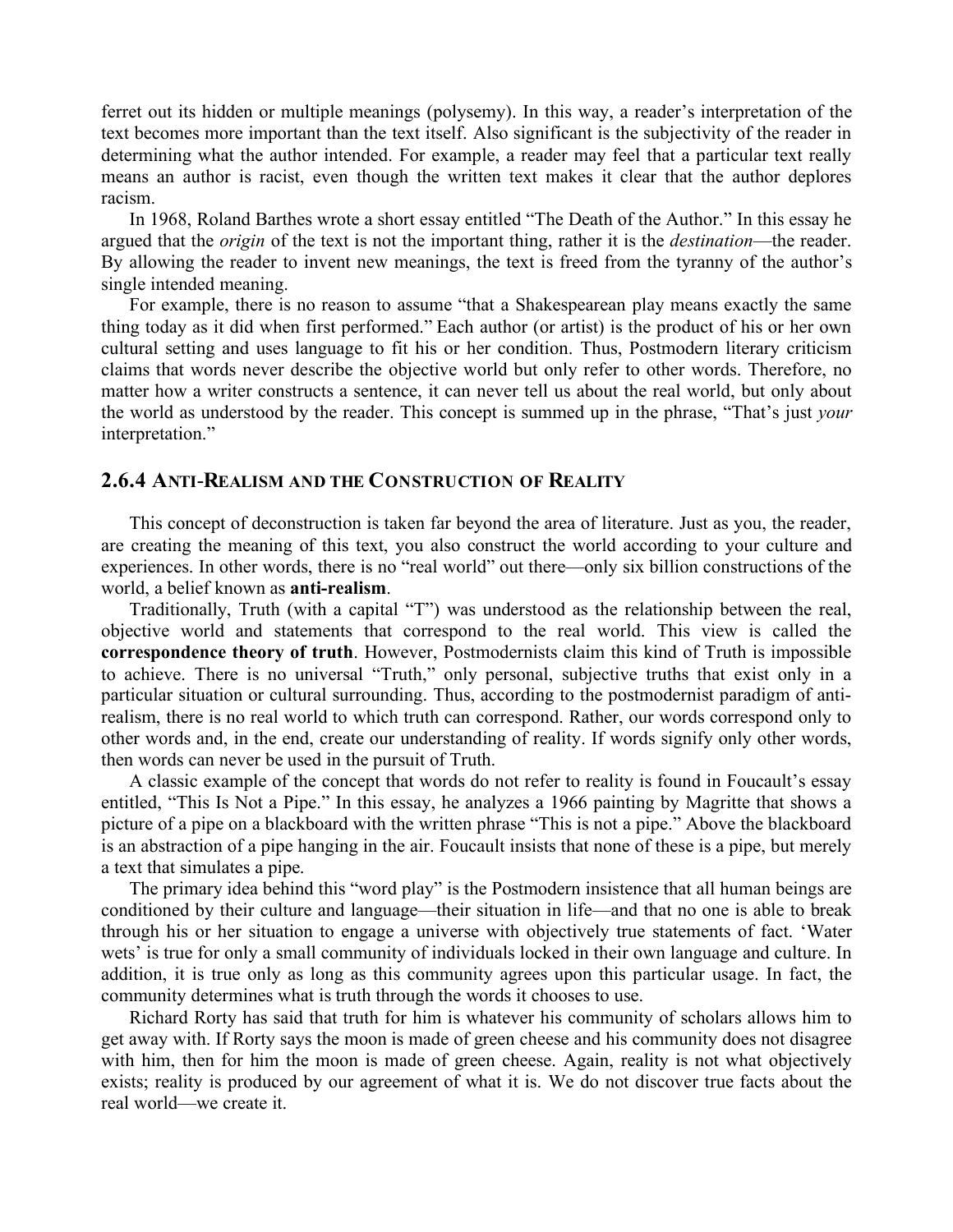ferret out its hidden or multiple meanings (polysemy). In this way, a reader's interpretation of the text becomes more important than the text itself. Also significant is the subjectivity of the reader in determining what the author intended. For example, a reader may feel that a particular text really means an author is racist, even though the written text makes it clear that the author deplores racism.

In 1968, Roland Barthes wrote a short essay entitled "The Death of the Author." In this essay he argued that the *origin* of the text is not the important thing, rather it is the *destination*—the reader. By allowing the reader to invent new meanings, the text is freed from the tyranny of the author's single intended meaning.

For example, there is no reason to assume "that a Shakespearean play means exactly the same thing today as it did when first performed." Each author (or artist) is the product of his or her own cultural setting and uses language to fit his or her condition. Thus, Postmodern literary criticism claims that words never describe the objective world but only refer to other words. Therefore, no matter how a writer constructs a sentence, it can never tell us about the real world, but only about the world as understood by the reader. This concept is summed up in the phrase, "That's just *your* interpretation."

### 2.6.4 Anti-Realism and the Construction of Reality

This concept of deconstruction is taken far beyond the area of literature. Just as you, the reader, are creating the meaning of this text, you also construct the world according to your culture and experiences. In other words, there is no "real world" out there—only six billion constructions of the world, a belief known as **anti-realism**.

Traditionally, Truth (with a capital "T") was understood as the relationship between the real, objective world and statements that correspond to the real world. This view is called the **correspondence theory of truth**. However, Postmodernists claim this kind of Truth is impossible to achieve. There is no universal "Truth," only personal, subjective truths that exist only in a particular situation or cultural surrounding. Thus, according to the postmodernist paradigm of anti-realism, there is no real world to which truth can correspond. Rather, our words correspond only to other words and, in the end, create our understanding of reality. If words signify only other words, then words can never be used in the pursuit of Truth.

A classic example of the concept that words do not refer to reality is found in Foucault's essay entitled, "This Is Not a Pipe." In this essay, he analyzes a 1966 painting by Magritte that shows a picture of a pipe on a blackboard with the written phrase "This is not a pipe." Above the blackboard is an abstraction of a pipe hanging in the air. Foucault insists that none of these is a pipe, but merely a text that simulates a pipe.

The primary idea behind this "word play" is the Postmodern insistence that all human beings are conditioned by their culture and language—their situation in life—and that no one is able to break through his or her situation to engage a universe with objectively true statements of fact. 'Water wets' is true for only a small community of individuals locked in their own language and culture. In addition, it is true only as long as this community agrees upon this particular usage. In fact, the community determines what is truth through the words it chooses to use.

Richard Rorty has said that truth for him is whatever his community of scholars allows him to get away with. If Rorty says the moon is made of green cheese and his community does not disagree with him, then for him the moon is made of green cheese. Again, reality is not what objectively exists; reality is produced by our agreement of what it is. We do not discover true facts about the real world—we create it.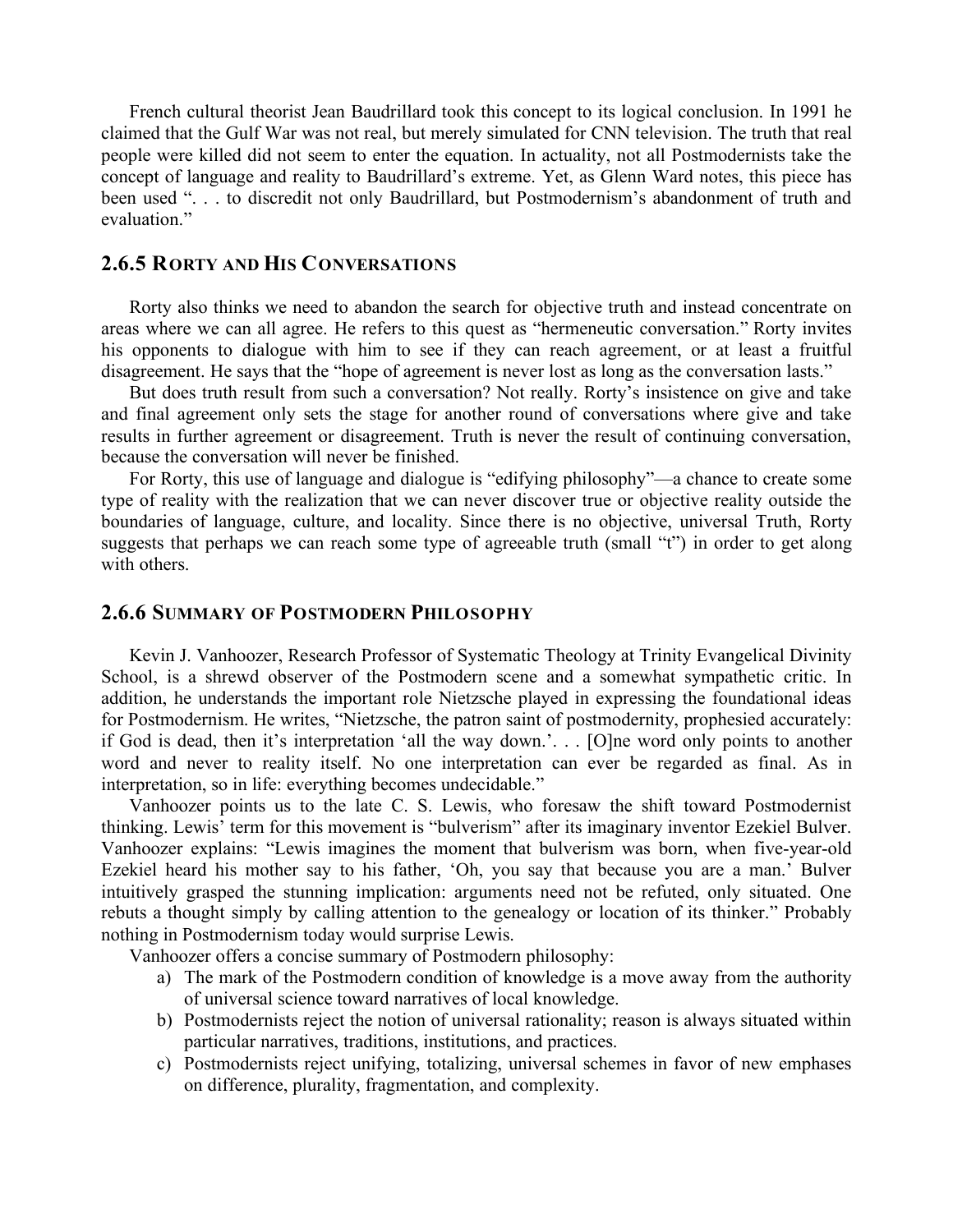French cultural theorist Jean Baudrillard took this concept to its logical conclusion. In 1991 he claimed that the Gulf War was not real, but merely simulated for CNN television. The truth that real people were killed did not seem to enter the equation. In actuality, not all Postmodernists take the concept of language and reality to Baudrillard's extreme. Yet, as Glenn Ward notes, this piece has been used ". . . to discredit not only Baudrillard, but Postmodernism's abandonment of truth and evaluation."

## 2.6.5 Rorty and His Conversations

Rorty also thinks we need to abandon the search for objective truth and instead concentrate on areas where we can all agree. He refers to this quest as "hermeneutic conversation." Rorty invites his opponents to dialogue with him to see if they can reach agreement, or at least a fruitful disagreement. He says that the "hope of agreement is never lost as long as the conversation lasts."

But does truth result from such a conversation? Not really. Rorty's insistence on give and take and final agreement only sets the stage for another round of conversations where give and take results in further agreement or disagreement. Truth is never the result of continuing conversation, because the conversation will never be finished.

For Rorty, this use of language and dialogue is "edifying philosophy"—a chance to create some type of reality with the realization that we can never discover true or objective reality outside the boundaries of language, culture, and locality. Since there is no objective, universal Truth, Rorty suggests that perhaps we can reach some type of agreeable truth (small "t") in order to get along with others.

## 2.6.6 Summary of Postmodern Philosophy

Kevin J. Vanhoozer, Research Professor of Systematic Theology at Trinity Evangelical Divinity School, is a shrewd observer of the Postmodern scene and a somewhat sympathetic critic. In addition, he understands the important role Nietzsche played in expressing the foundational ideas for Postmodernism. He writes, "Nietzsche, the patron saint of postmodernity, prophesied accurately: if God is dead, then it's interpretation 'all the way down.'. . . [O]ne word only points to another word and never to reality itself. No one interpretation can ever be regarded as final. As in interpretation, so in life: everything becomes undecidable."

Vanhoozer points us to the late C. S. Lewis, who foresaw the shift toward Postmodernist thinking. Lewis' term for this movement is "bulverism" after its imaginary inventor Ezekiel Bulver. Vanhoozer explains: "Lewis imagines the moment that bulverism was born, when five-year-old Ezekiel heard his mother say to his father, 'Oh, you say that because you are a man.' Bulver intuitively grasped the stunning implication: arguments need not be refuted, only situated. One rebuts a thought simply by calling attention to the genealogy or location of its thinker." Probably nothing in Postmodernism today would surprise Lewis.

Vanhoozer offers a concise summary of Postmodern philosophy:

a) The mark of the Postmodern condition of knowledge is a move away from the authority of universal science toward narratives of local knowledge.
b) Postmodernists reject the notion of universal rationality; reason is always situated within particular narratives, traditions, institutions, and practices.
c) Postmodernists reject unifying, totalizing, universal schemes in favor of new emphases on difference, plurality, fragmentation, and complexity.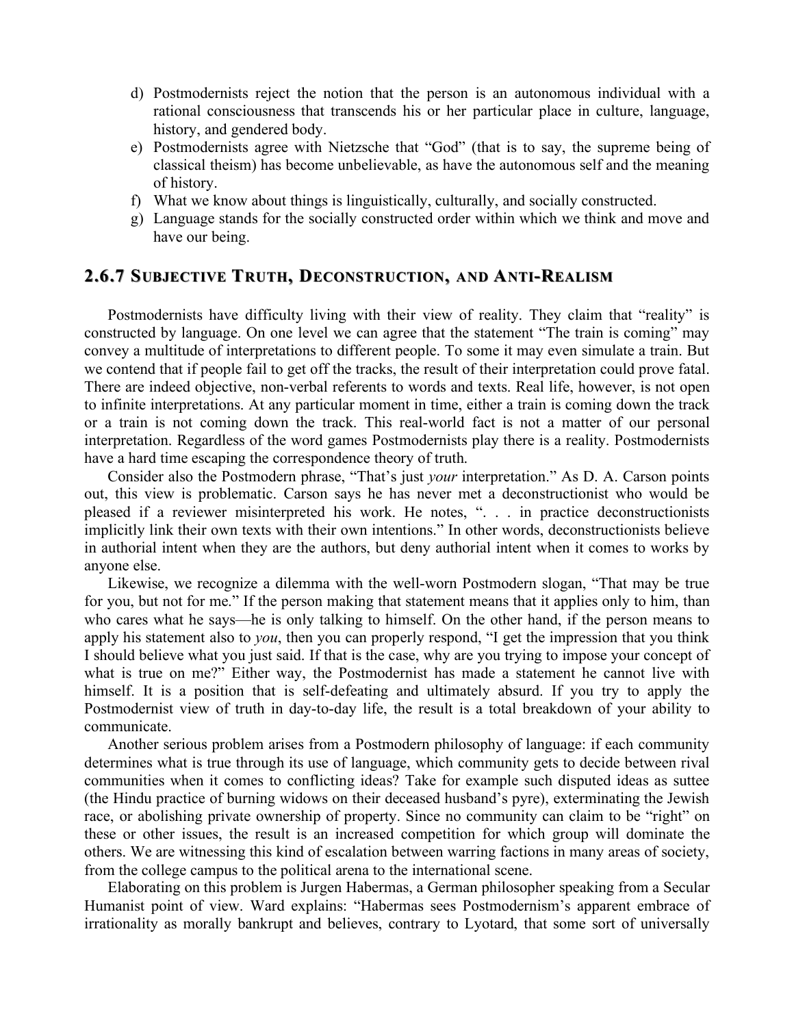d) Postmodernists reject the notion that the person is an autonomous individual with a rational consciousness that transcends his or her particular place in culture, language, history, and gendered body.
e) Postmodernists agree with Nietzsche that "God" (that is to say, the supreme being of classical theism) has become unbelievable, as have the autonomous self and the meaning of history.
f) What we know about things is linguistically, culturally, and socially constructed.
g) Language stands for the socially constructed order within which we think and move and have our being.

### 2.6.7 Subjective Truth, Deconstruction, and Anti-Realism

Postmodernists have difficulty living with their view of reality. They claim that "reality" is constructed by language. On one level we can agree that the statement "The train is coming" may convey a multitude of interpretations to different people. To some it may even simulate a train. But we contend that if people fail to get off the tracks, the result of their interpretation could prove fatal. There are indeed objective, non-verbal referents to words and texts. Real life, however, is not open to infinite interpretations. At any particular moment in time, either a train is coming down the track or a train is not coming down the track. This real-world fact is not a matter of our personal interpretation. Regardless of the word games Postmodernists play there is a reality. Postmodernists have a hard time escaping the correspondence theory of truth.

Consider also the Postmodern phrase, "That's just *your* interpretation." As D. A. Carson points out, this view is problematic. Carson says he has never met a deconstructionist who would be pleased if a reviewer misinterpreted his work. He notes, ". . . in practice deconstructionists implicitly link their own texts with their own intentions." In other words, deconstructionists believe in authorial intent when they are the authors, but deny authorial intent when it comes to works by anyone else.

Likewise, we recognize a dilemma with the well-worn Postmodern slogan, "That may be true for you, but not for me." If the person making that statement means that it applies only to him, than who cares what he says—he is only talking to himself. On the other hand, if the person means to apply his statement also to *you*, then you can properly respond, "I get the impression that you think I should believe what you just said. If that is the case, why are you trying to impose your concept of what is true on me?" Either way, the Postmodernist has made a statement he cannot live with himself. It is a position that is self-defeating and ultimately absurd. If you try to apply the Postmodernist view of truth in day-to-day life, the result is a total breakdown of your ability to communicate.

Another serious problem arises from a Postmodern philosophy of language: if each community determines what is true through its use of language, which community gets to decide between rival communities when it comes to conflicting ideas? Take for example such disputed ideas as suttee (the Hindu practice of burning widows on their deceased husband's pyre), exterminating the Jewish race, or abolishing private ownership of property. Since no community can claim to be "right" on these or other issues, the result is an increased competition for which group will dominate the others. We are witnessing this kind of escalation between warring factions in many areas of society, from the college campus to the political arena to the international scene.

Elaborating on this problem is Jurgen Habermas, a German philosopher speaking from a Secular Humanist point of view. Ward explains: "Habermas sees Postmodernism's apparent embrace of irrationality as morally bankrupt and believes, contrary to Lyotard, that some sort of universally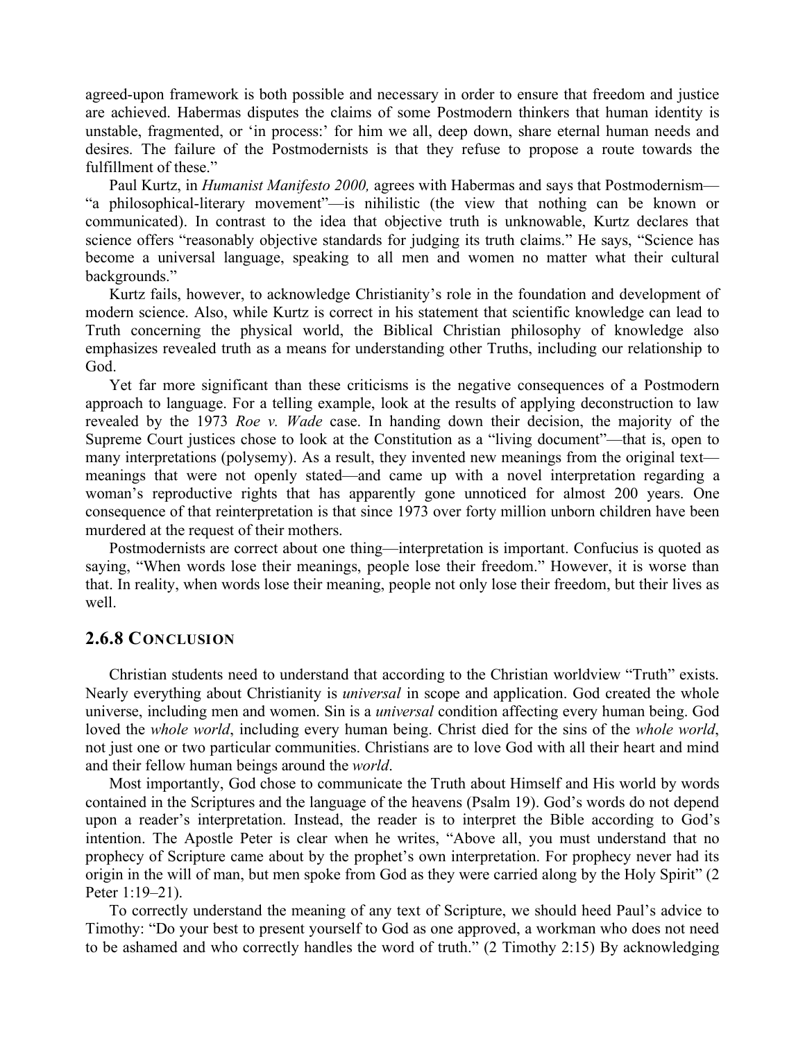agreed-upon framework is both possible and necessary in order to ensure that freedom and justice are achieved. Habermas disputes the claims of some Postmodern thinkers that human identity is unstable, fragmented, or 'in process:' for him we all, deep down, share eternal human needs and desires. The failure of the Postmodernists is that they refuse to propose a route towards the fulfillment of these."

Paul Kurtz, in *Humanist Manifesto 2000,* agrees with Habermas and says that Postmodernism—"a philosophical-literary movement"—is nihilistic (the view that nothing can be known or communicated). In contrast to the idea that objective truth is unknowable, Kurtz declares that science offers "reasonably objective standards for judging its truth claims." He says, "Science has become a universal language, speaking to all men and women no matter what their cultural backgrounds."

Kurtz fails, however, to acknowledge Christianity's role in the foundation and development of modern science. Also, while Kurtz is correct in his statement that scientific knowledge can lead to Truth concerning the physical world, the Biblical Christian philosophy of knowledge also emphasizes revealed truth as a means for understanding other Truths, including our relationship to God.

Yet far more significant than these criticisms is the negative consequences of a Postmodern approach to language. For a telling example, look at the results of applying deconstruction to law revealed by the 1973 *Roe v. Wade* case. In handing down their decision, the majority of the Supreme Court justices chose to look at the Constitution as a "living document"—that is, open to many interpretations (polysemy). As a result, they invented new meanings from the original text—meanings that were not openly stated—and came up with a novel interpretation regarding a woman's reproductive rights that has apparently gone unnoticed for almost 200 years. One consequence of that reinterpretation is that since 1973 over forty million unborn children have been murdered at the request of their mothers.

Postmodernists are correct about one thing—interpretation is important. Confucius is quoted as saying, "When words lose their meanings, people lose their freedom." However, it is worse than that. In reality, when words lose their meaning, people not only lose their freedom, but their lives as well.

## 2.6.8 Conclusion

Christian students need to understand that according to the Christian worldview "Truth" exists. Nearly everything about Christianity is *universal* in scope and application. God created the whole universe, including men and women. Sin is a *universal* condition affecting every human being. God loved the *whole world*, including every human being. Christ died for the sins of the *whole world*, not just one or two particular communities. Christians are to love God with all their heart and mind and their fellow human beings around the *world*.

Most importantly, God chose to communicate the Truth about Himself and His world by words contained in the Scriptures and the language of the heavens (Psalm 19). God's words do not depend upon a reader's interpretation. Instead, the reader is to interpret the Bible according to God's intention. The Apostle Peter is clear when he writes, "Above all, you must understand that no prophecy of Scripture came about by the prophet's own interpretation. For prophecy never had its origin in the will of man, but men spoke from God as they were carried along by the Holy Spirit" (2 Peter 1:19–21).

To correctly understand the meaning of any text of Scripture, we should heed Paul's advice to Timothy: "Do your best to present yourself to God as one approved, a workman who does not need to be ashamed and who correctly handles the word of truth." (2 Timothy 2:15) By acknowledging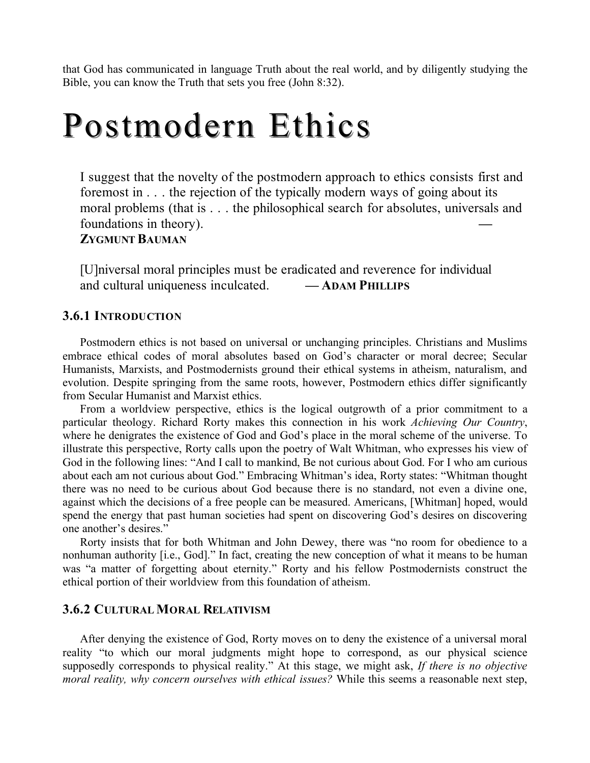that God has communicated in language Truth about the real world, and by diligently studying the Bible, you can know the Truth that sets you free (John 8:32).

# Postmodern Ethics

> I suggest that the novelty of the postmodern approach to ethics consists first and foremost in . . . the rejection of the typically modern ways of going about its moral problems (that is . . . the philosophical search for absolutes, universals and foundations in theory). — **ZYGMUNT BAUMAN**

> [U]niversal moral principles must be eradicated and reverence for individual and cultural uniqueness inculcated. — **ADAM PHILLIPS**

### 3.6.1 INTRODUCTION

Postmodern ethics is not based on universal or unchanging principles. Christians and Muslims embrace ethical codes of moral absolutes based on God's character or moral decree; Secular Humanists, Marxists, and Postmodernists ground their ethical systems in atheism, naturalism, and evolution. Despite springing from the same roots, however, Postmodern ethics differ significantly from Secular Humanist and Marxist ethics.

From a worldview perspective, ethics is the logical outgrowth of a prior commitment to a particular theology. Richard Rorty makes this connection in his work *Achieving Our Country*, where he denigrates the existence of God and God's place in the moral scheme of the universe. To illustrate this perspective, Rorty calls upon the poetry of Walt Whitman, who expresses his view of God in the following lines: "And I call to mankind, Be not curious about God. For I who am curious about each am not curious about God." Embracing Whitman's idea, Rorty states: "Whitman thought there was no need to be curious about God because there is no standard, not even a divine one, against which the decisions of a free people can be measured. Americans, [Whitman] hoped, would spend the energy that past human societies had spent on discovering God's desires on discovering one another's desires."

Rorty insists that for both Whitman and John Dewey, there was "no room for obedience to a nonhuman authority [i.e., God]." In fact, creating the new conception of what it means to be human was "a matter of forgetting about eternity." Rorty and his fellow Postmodernists construct the ethical portion of their worldview from this foundation of atheism.

### 3.6.2 CULTURAL MORAL RELATIVISM

After denying the existence of God, Rorty moves on to deny the existence of a universal moral reality "to which our moral judgments might hope to correspond, as our physical science supposedly corresponds to physical reality." At this stage, we might ask, *If there is no objective moral reality, why concern ourselves with ethical issues?* While this seems a reasonable next step,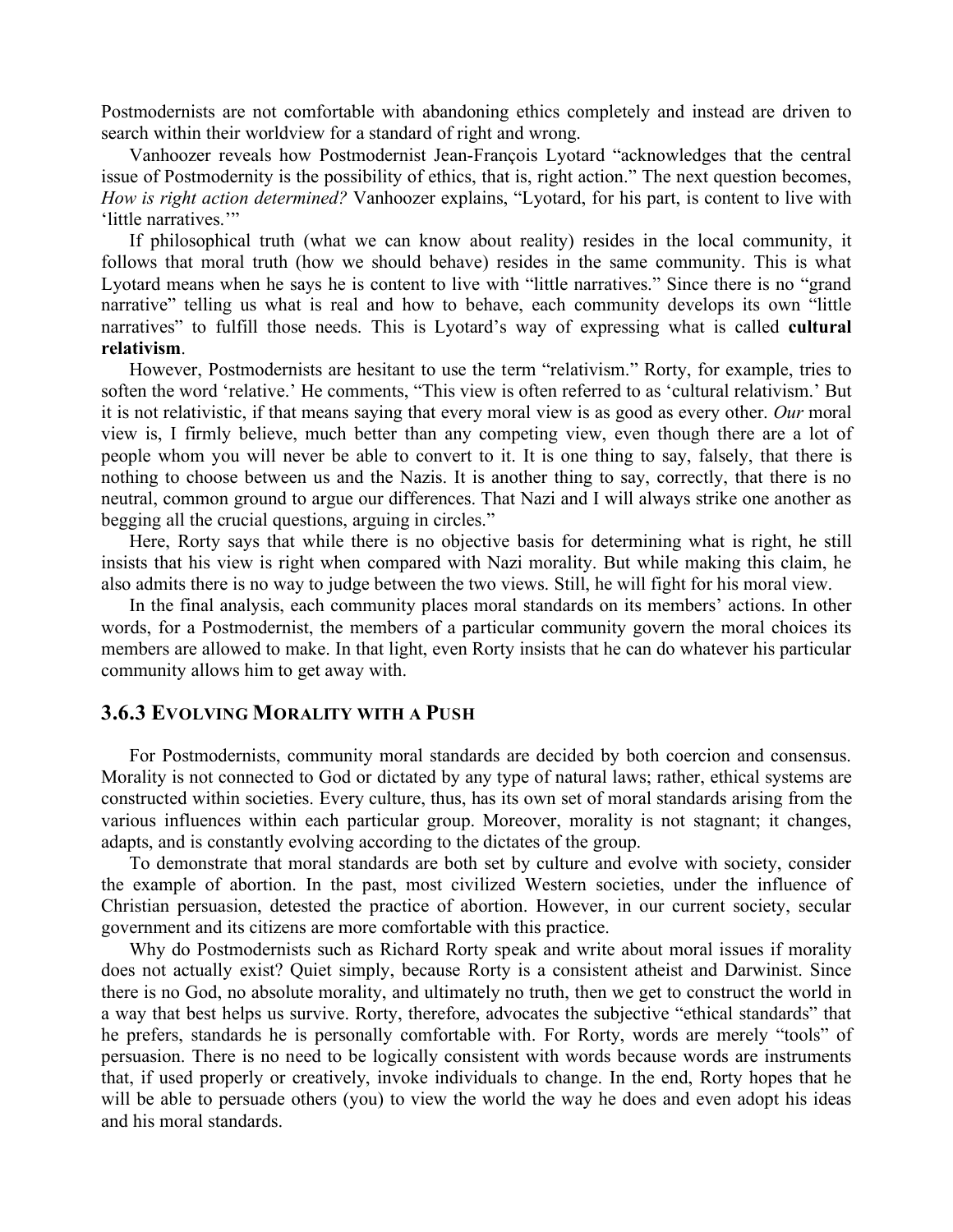Postmodernists are not comfortable with abandoning ethics completely and instead are driven to search within their worldview for a standard of right and wrong.

Vanhoozer reveals how Postmodernist Jean-François Lyotard "acknowledges that the central issue of Postmodernity is the possibility of ethics, that is, right action." The next question becomes, *How is right action determined?* Vanhoozer explains, "Lyotard, for his part, is content to live with 'little narratives.'"

If philosophical truth (what we can know about reality) resides in the local community, it follows that moral truth (how we should behave) resides in the same community. This is what Lyotard means when he says he is content to live with "little narratives." Since there is no "grand narrative" telling us what is real and how to behave, each community develops its own "little narratives" to fulfill those needs. This is Lyotard's way of expressing what is called **cultural relativism**.

However, Postmodernists are hesitant to use the term "relativism." Rorty, for example, tries to soften the word 'relative.' He comments, "This view is often referred to as 'cultural relativism.' But it is not relativistic, if that means saying that every moral view is as good as every other. *Our* moral view is, I firmly believe, much better than any competing view, even though there are a lot of people whom you will never be able to convert to it. It is one thing to say, falsely, that there is nothing to choose between us and the Nazis. It is another thing to say, correctly, that there is no neutral, common ground to argue our differences. That Nazi and I will always strike one another as begging all the crucial questions, arguing in circles."

Here, Rorty says that while there is no objective basis for determining what is right, he still insists that his view is right when compared with Nazi morality. But while making this claim, he also admits there is no way to judge between the two views. Still, he will fight for his moral view.

In the final analysis, each community places moral standards on its members' actions. In other words, for a Postmodernist, the members of a particular community govern the moral choices its members are allowed to make. In that light, even Rorty insists that he can do whatever his particular community allows him to get away with.

### 3.6.3 Evolving Morality with a Push

For Postmodernists, community moral standards are decided by both coercion and consensus. Morality is not connected to God or dictated by any type of natural laws; rather, ethical systems are constructed within societies. Every culture, thus, has its own set of moral standards arising from the various influences within each particular group. Moreover, morality is not stagnant; it changes, adapts, and is constantly evolving according to the dictates of the group.

To demonstrate that moral standards are both set by culture and evolve with society, consider the example of abortion. In the past, most civilized Western societies, under the influence of Christian persuasion, detested the practice of abortion. However, in our current society, secular government and its citizens are more comfortable with this practice.

Why do Postmodernists such as Richard Rorty speak and write about moral issues if morality does not actually exist? Quiet simply, because Rorty is a consistent atheist and Darwinist. Since there is no God, no absolute morality, and ultimately no truth, then we get to construct the world in a way that best helps us survive. Rorty, therefore, advocates the subjective "ethical standards" that he prefers, standards he is personally comfortable with. For Rorty, words are merely "tools" of persuasion. There is no need to be logically consistent with words because words are instruments that, if used properly or creatively, invoke individuals to change. In the end, Rorty hopes that he will be able to persuade others (you) to view the world the way he does and even adopt his ideas and his moral standards.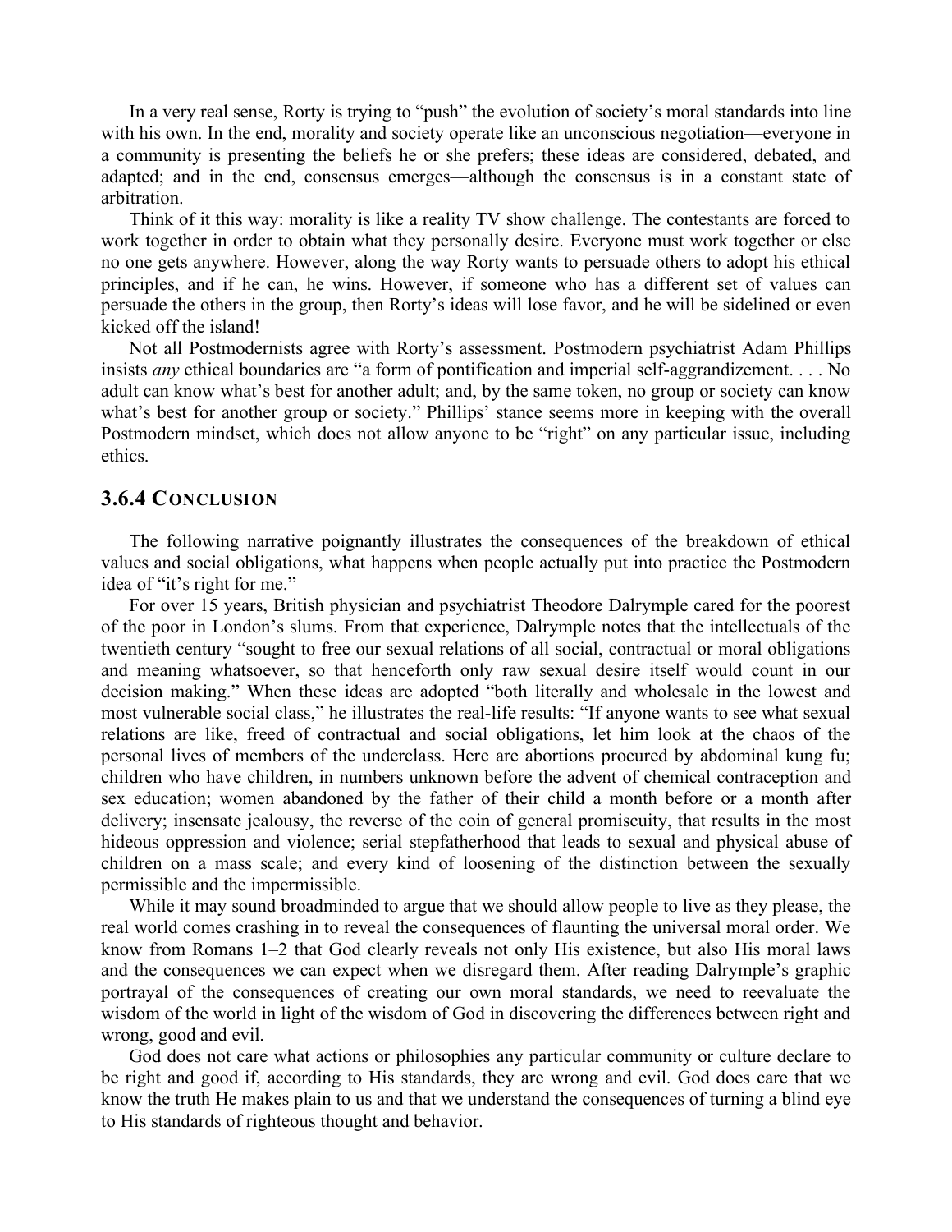In a very real sense, Rorty is trying to "push" the evolution of society's moral standards into line with his own. In the end, morality and society operate like an unconscious negotiation—everyone in a community is presenting the beliefs he or she prefers; these ideas are considered, debated, and adapted; and in the end, consensus emerges—although the consensus is in a constant state of arbitration.

Think of it this way: morality is like a reality TV show challenge. The contestants are forced to work together in order to obtain what they personally desire. Everyone must work together or else no one gets anywhere. However, along the way Rorty wants to persuade others to adopt his ethical principles, and if he can, he wins. However, if someone who has a different set of values can persuade the others in the group, then Rorty's ideas will lose favor, and he will be sidelined or even kicked off the island!

Not all Postmodernists agree with Rorty's assessment. Postmodern psychiatrist Adam Phillips insists *any* ethical boundaries are "a form of pontification and imperial self-aggrandizement. . . . No adult can know what's best for another adult; and, by the same token, no group or society can know what's best for another group or society." Phillips' stance seems more in keeping with the overall Postmodern mindset, which does not allow anyone to be "right" on any particular issue, including ethics.

### 3.6.4 Conclusion

The following narrative poignantly illustrates the consequences of the breakdown of ethical values and social obligations, what happens when people actually put into practice the Postmodern idea of "it's right for me."

For over 15 years, British physician and psychiatrist Theodore Dalrymple cared for the poorest of the poor in London's slums. From that experience, Dalrymple notes that the intellectuals of the twentieth century "sought to free our sexual relations of all social, contractual or moral obligations and meaning whatsoever, so that henceforth only raw sexual desire itself would count in our decision making." When these ideas are adopted "both literally and wholesale in the lowest and most vulnerable social class," he illustrates the real-life results: "If anyone wants to see what sexual relations are like, freed of contractual and social obligations, let him look at the chaos of the personal lives of members of the underclass. Here are abortions procured by abdominal kung fu; children who have children, in numbers unknown before the advent of chemical contraception and sex education; women abandoned by the father of their child a month before or a month after delivery; insensate jealousy, the reverse of the coin of general promiscuity, that results in the most hideous oppression and violence; serial stepfatherhood that leads to sexual and physical abuse of children on a mass scale; and every kind of loosening of the distinction between the sexually permissible and the impermissible.

While it may sound broadminded to argue that we should allow people to live as they please, the real world comes crashing in to reveal the consequences of flaunting the universal moral order. We know from Romans 1–2 that God clearly reveals not only His existence, but also His moral laws and the consequences we can expect when we disregard them. After reading Dalrymple's graphic portrayal of the consequences of creating our own moral standards, we need to reevaluate the wisdom of the world in light of the wisdom of God in discovering the differences between right and wrong, good and evil.

God does not care what actions or philosophies any particular community or culture declare to be right and good if, according to His standards, they are wrong and evil. God does care that we know the truth He makes plain to us and that we understand the consequences of turning a blind eye to His standards of righteous thought and behavior.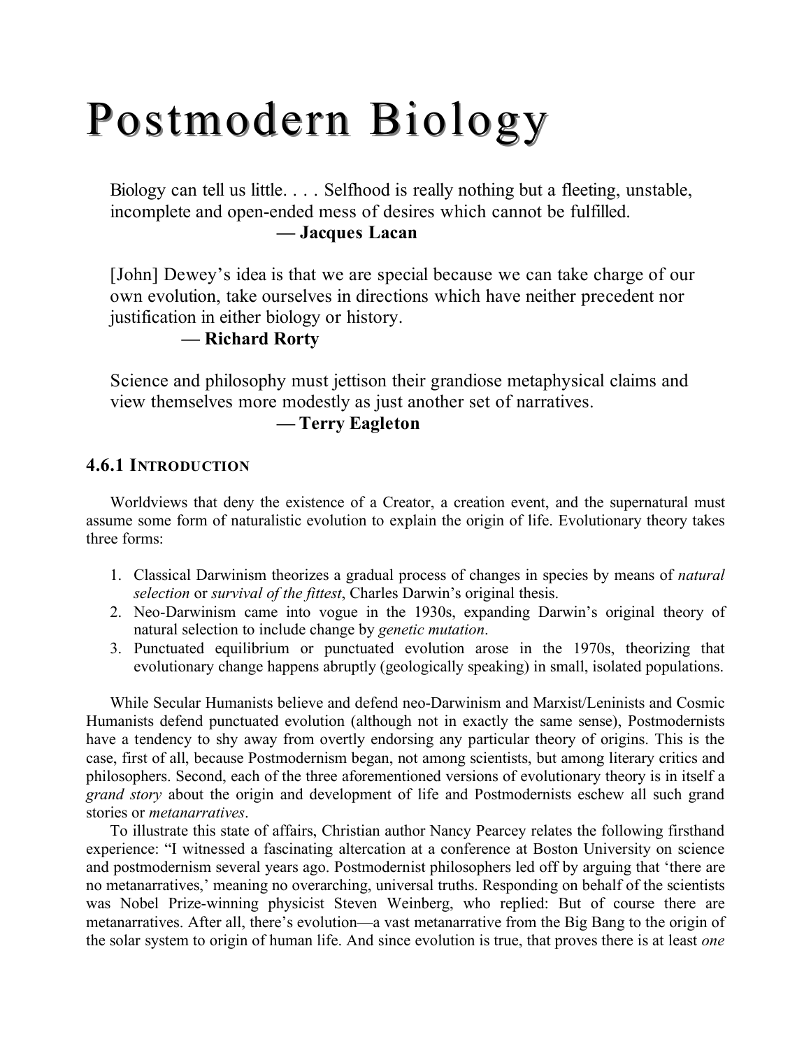# Postmodern Biology

> Biology can tell us little. . . . Selfhood is really nothing but a fleeting, unstable, incomplete and open-ended mess of desires which cannot be fulfilled.
>
> **— Jacques Lacan**

> [John] Dewey's idea is that we are special because we can take charge of our own evolution, take ourselves in directions which have neither precedent nor justification in either biology or history.
>
> **— Richard Rorty**

> Science and philosophy must jettison their grandiose metaphysical claims and view themselves more modestly as just another set of narratives.
>
> **— Terry Eagleton**

### 4.6.1 Introduction

Worldviews that deny the existence of a Creator, a creation event, and the supernatural must assume some form of naturalistic evolution to explain the origin of life. Evolutionary theory takes three forms:

1. Classical Darwinism theorizes a gradual process of changes in species by means of *natural selection* or *survival of the fittest*, Charles Darwin's original thesis.
2. Neo-Darwinism came into vogue in the 1930s, expanding Darwin's original theory of natural selection to include change by *genetic mutation*.
3. Punctuated equilibrium or punctuated evolution arose in the 1970s, theorizing that evolutionary change happens abruptly (geologically speaking) in small, isolated populations.

While Secular Humanists believe and defend neo-Darwinism and Marxist/Leninists and Cosmic Humanists defend punctuated evolution (although not in exactly the same sense), Postmodernists have a tendency to shy away from overtly endorsing any particular theory of origins. This is the case, first of all, because Postmodernism began, not among scientists, but among literary critics and philosophers. Second, each of the three aforementioned versions of evolutionary theory is in itself a *grand story* about the origin and development of life and Postmodernists eschew all such grand stories or *metanarratives*.

To illustrate this state of affairs, Christian author Nancy Pearcey relates the following firsthand experience: "I witnessed a fascinating altercation at a conference at Boston University on science and postmodernism several years ago. Postmodernist philosophers led off by arguing that 'there are no metanarratives,' meaning no overarching, universal truths. Responding on behalf of the scientists was Nobel Prize-winning physicist Steven Weinberg, who replied: But of course there are metanarratives. After all, there's evolution—a vast metanarrative from the Big Bang to the origin of the solar system to origin of human life. And since evolution is true, that proves there is at least *one*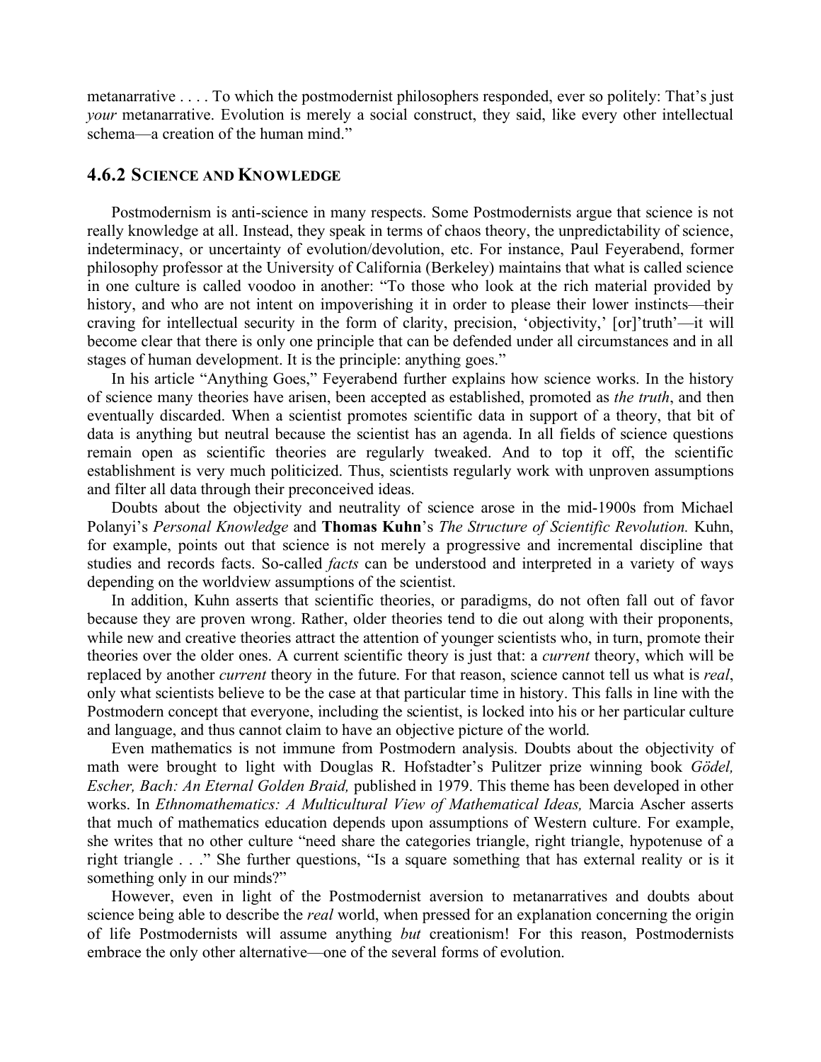metanarrative . . . . To which the postmodernist philosophers responded, ever so politely: That's just *your* metanarrative. Evolution is merely a social construct, they said, like every other intellectual schema—a creation of the human mind."

### 4.6.2 Science and Knowledge

Postmodernism is anti-science in many respects. Some Postmodernists argue that science is not really knowledge at all. Instead, they speak in terms of chaos theory, the unpredictability of science, indeterminacy, or uncertainty of evolution/devolution, etc. For instance, Paul Feyerabend, former philosophy professor at the University of California (Berkeley) maintains that what is called science in one culture is called voodoo in another: "To those who look at the rich material provided by history, and who are not intent on impoverishing it in order to please their lower instincts—their craving for intellectual security in the form of clarity, precision, 'objectivity,' [or]'truth'—it will become clear that there is only one principle that can be defended under all circumstances and in all stages of human development. It is the principle: anything goes."

In his article "Anything Goes," Feyerabend further explains how science works. In the history of science many theories have arisen, been accepted as established, promoted as *the truth*, and then eventually discarded. When a scientist promotes scientific data in support of a theory, that bit of data is anything but neutral because the scientist has an agenda. In all fields of science questions remain open as scientific theories are regularly tweaked. And to top it off, the scientific establishment is very much politicized. Thus, scientists regularly work with unproven assumptions and filter all data through their preconceived ideas.

Doubts about the objectivity and neutrality of science arose in the mid-1900s from Michael Polanyi's *Personal Knowledge* and **Thomas Kuhn**'s *The Structure of Scientific Revolution.* Kuhn, for example, points out that science is not merely a progressive and incremental discipline that studies and records facts. So-called *facts* can be understood and interpreted in a variety of ways depending on the worldview assumptions of the scientist.

In addition, Kuhn asserts that scientific theories, or paradigms, do not often fall out of favor because they are proven wrong. Rather, older theories tend to die out along with their proponents, while new and creative theories attract the attention of younger scientists who, in turn, promote their theories over the older ones. A current scientific theory is just that: a *current* theory, which will be replaced by another *current* theory in the future. For that reason, science cannot tell us what is *real*, only what scientists believe to be the case at that particular time in history. This falls in line with the Postmodern concept that everyone, including the scientist, is locked into his or her particular culture and language, and thus cannot claim to have an objective picture of the world.

Even mathematics is not immune from Postmodern analysis. Doubts about the objectivity of math were brought to light with Douglas R. Hofstadter's Pulitzer prize winning book *Gödel, Escher, Bach: An Eternal Golden Braid,* published in 1979. This theme has been developed in other works. In *Ethnomathematics: A Multicultural View of Mathematical Ideas,* Marcia Ascher asserts that much of mathematics education depends upon assumptions of Western culture. For example, she writes that no other culture "need share the categories triangle, right triangle, hypotenuse of a right triangle . . ." She further questions, "Is a square something that has external reality or is it something only in our minds?"

However, even in light of the Postmodernist aversion to metanarratives and doubts about science being able to describe the *real* world, when pressed for an explanation concerning the origin of life Postmodernists will assume anything *but* creationism! For this reason, Postmodernists embrace the only other alternative—one of the several forms of evolution.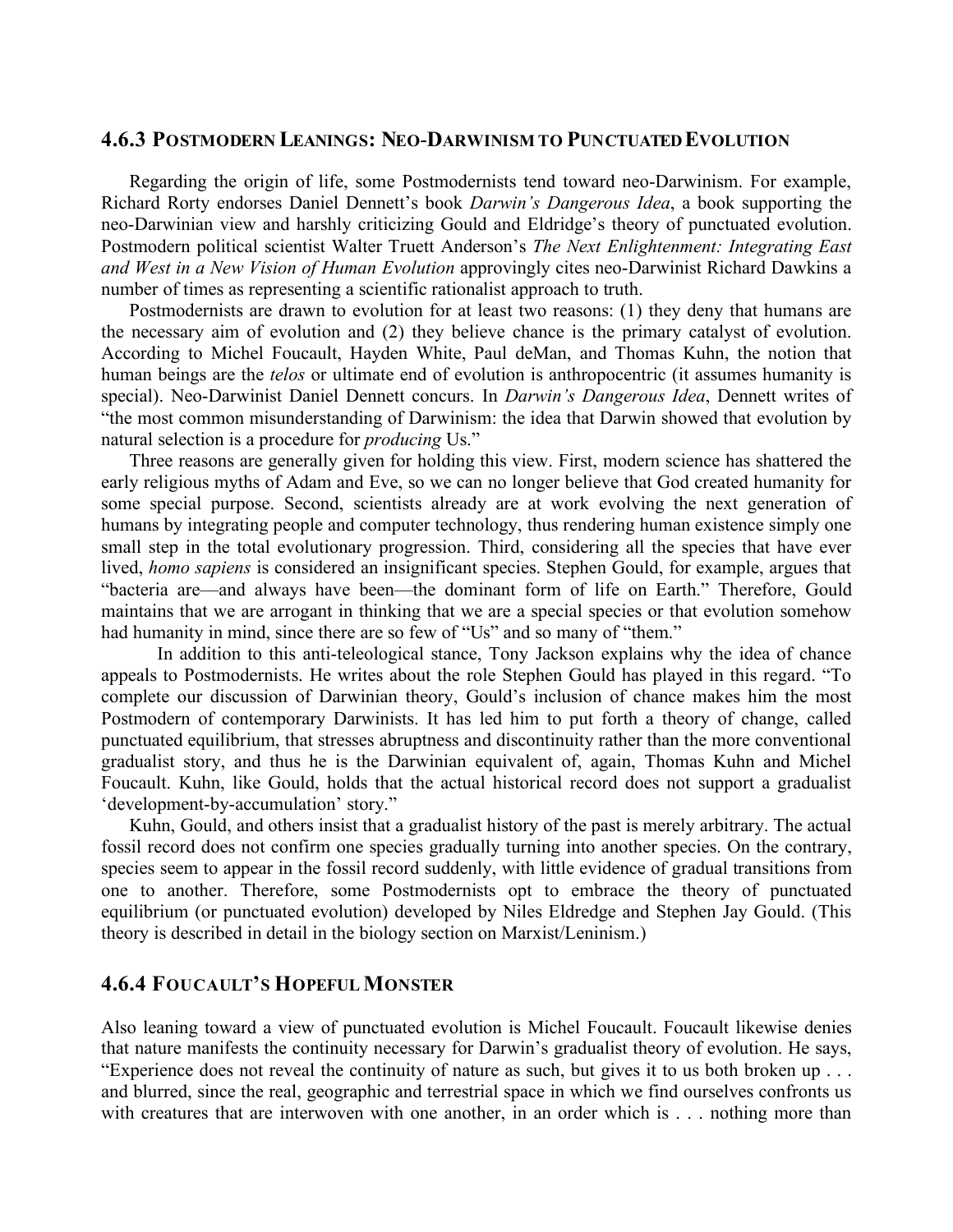### 4.6.3 POSTMODERN LEANINGS: NEO-DARWINISM TO PUNCTUATED EVOLUTION

Regarding the origin of life, some Postmodernists tend toward neo-Darwinism. For example, Richard Rorty endorses Daniel Dennett's book *Darwin's Dangerous Idea*, a book supporting the neo-Darwinian view and harshly criticizing Gould and Eldridge's theory of punctuated evolution. Postmodern political scientist Walter Truett Anderson's *The Next Enlightenment: Integrating East and West in a New Vision of Human Evolution* approvingly cites neo-Darwinist Richard Dawkins a number of times as representing a scientific rationalist approach to truth.

Postmodernists are drawn to evolution for at least two reasons: (1) they deny that humans are the necessary aim of evolution and (2) they believe chance is the primary catalyst of evolution. According to Michel Foucault, Hayden White, Paul deMan, and Thomas Kuhn, the notion that human beings are the *telos* or ultimate end of evolution is anthropocentric (it assumes humanity is special). Neo-Darwinist Daniel Dennett concurs. In *Darwin's Dangerous Idea*, Dennett writes of "the most common misunderstanding of Darwinism: the idea that Darwin showed that evolution by natural selection is a procedure for *producing* Us."

Three reasons are generally given for holding this view. First, modern science has shattered the early religious myths of Adam and Eve, so we can no longer believe that God created humanity for some special purpose. Second, scientists already are at work evolving the next generation of humans by integrating people and computer technology, thus rendering human existence simply one small step in the total evolutionary progression. Third, considering all the species that have ever lived, *homo sapiens* is considered an insignificant species. Stephen Gould, for example, argues that "bacteria are—and always have been—the dominant form of life on Earth." Therefore, Gould maintains that we are arrogant in thinking that we are a special species or that evolution somehow had humanity in mind, since there are so few of "Us" and so many of "them."

In addition to this anti-teleological stance, Tony Jackson explains why the idea of chance appeals to Postmodernists. He writes about the role Stephen Gould has played in this regard. "To complete our discussion of Darwinian theory, Gould's inclusion of chance makes him the most Postmodern of contemporary Darwinists. It has led him to put forth a theory of change, called punctuated equilibrium, that stresses abruptness and discontinuity rather than the more conventional gradualist story, and thus he is the Darwinian equivalent of, again, Thomas Kuhn and Michel Foucault. Kuhn, like Gould, holds that the actual historical record does not support a gradualist 'development-by-accumulation' story."

Kuhn, Gould, and others insist that a gradualist history of the past is merely arbitrary. The actual fossil record does not confirm one species gradually turning into another species. On the contrary, species seem to appear in the fossil record suddenly, with little evidence of gradual transitions from one to another. Therefore, some Postmodernists opt to embrace the theory of punctuated equilibrium (or punctuated evolution) developed by Niles Eldredge and Stephen Jay Gould. (This theory is described in detail in the biology section on Marxist/Leninism.)

### 4.6.4 FOUCAULT'S HOPEFUL MONSTER

Also leaning toward a view of punctuated evolution is Michel Foucault. Foucault likewise denies that nature manifests the continuity necessary for Darwin's gradualist theory of evolution. He says, "Experience does not reveal the continuity of nature as such, but gives it to us both broken up . . . and blurred, since the real, geographic and terrestrial space in which we find ourselves confronts us with creatures that are interwoven with one another, in an order which is . . . nothing more than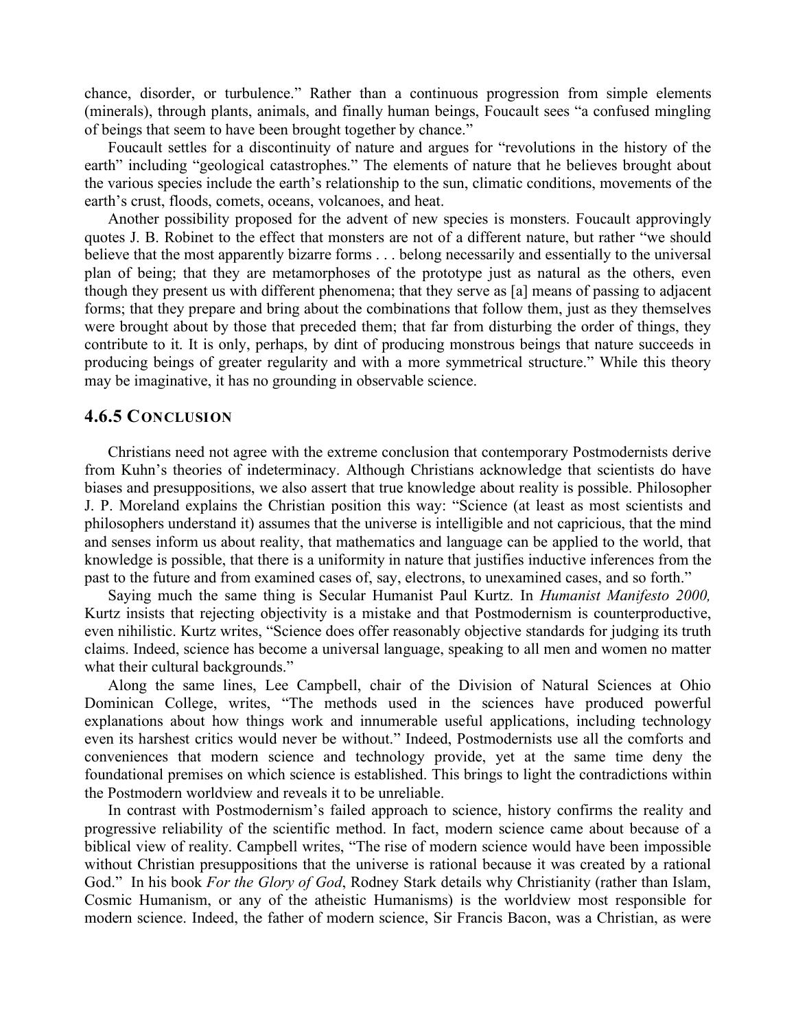chance, disorder, or turbulence." Rather than a continuous progression from simple elements (minerals), through plants, animals, and finally human beings, Foucault sees "a confused mingling of beings that seem to have been brought together by chance."

Foucault settles for a discontinuity of nature and argues for "revolutions in the history of the earth" including "geological catastrophes." The elements of nature that he believes brought about the various species include the earth's relationship to the sun, climatic conditions, movements of the earth's crust, floods, comets, oceans, volcanoes, and heat.

Another possibility proposed for the advent of new species is monsters. Foucault approvingly quotes J. B. Robinet to the effect that monsters are not of a different nature, but rather "we should believe that the most apparently bizarre forms . . . belong necessarily and essentially to the universal plan of being; that they are metamorphoses of the prototype just as natural as the others, even though they present us with different phenomena; that they serve as [a] means of passing to adjacent forms; that they prepare and bring about the combinations that follow them, just as they themselves were brought about by those that preceded them; that far from disturbing the order of things, they contribute to it. It is only, perhaps, by dint of producing monstrous beings that nature succeeds in producing beings of greater regularity and with a more symmetrical structure." While this theory may be imaginative, it has no grounding in observable science.

### 4.6.5 Conclusion

Christians need not agree with the extreme conclusion that contemporary Postmodernists derive from Kuhn's theories of indeterminacy. Although Christians acknowledge that scientists do have biases and presuppositions, we also assert that true knowledge about reality is possible. Philosopher J. P. Moreland explains the Christian position this way: "Science (at least as most scientists and philosophers understand it) assumes that the universe is intelligible and not capricious, that the mind and senses inform us about reality, that mathematics and language can be applied to the world, that knowledge is possible, that there is a uniformity in nature that justifies inductive inferences from the past to the future and from examined cases of, say, electrons, to unexamined cases, and so forth."

Saying much the same thing is Secular Humanist Paul Kurtz. In *Humanist Manifesto 2000,* Kurtz insists that rejecting objectivity is a mistake and that Postmodernism is counterproductive, even nihilistic. Kurtz writes, "Science does offer reasonably objective standards for judging its truth claims. Indeed, science has become a universal language, speaking to all men and women no matter what their cultural backgrounds."

Along the same lines, Lee Campbell, chair of the Division of Natural Sciences at Ohio Dominican College, writes, "The methods used in the sciences have produced powerful explanations about how things work and innumerable useful applications, including technology even its harshest critics would never be without." Indeed, Postmodernists use all the comforts and conveniences that modern science and technology provide, yet at the same time deny the foundational premises on which science is established. This brings to light the contradictions within the Postmodern worldview and reveals it to be unreliable.

In contrast with Postmodernism's failed approach to science, history confirms the reality and progressive reliability of the scientific method. In fact, modern science came about because of a biblical view of reality. Campbell writes, "The rise of modern science would have been impossible without Christian presuppositions that the universe is rational because it was created by a rational God." In his book *For the Glory of God*, Rodney Stark details why Christianity (rather than Islam, Cosmic Humanism, or any of the atheistic Humanisms) is the worldview most responsible for modern science. Indeed, the father of modern science, Sir Francis Bacon, was a Christian, as were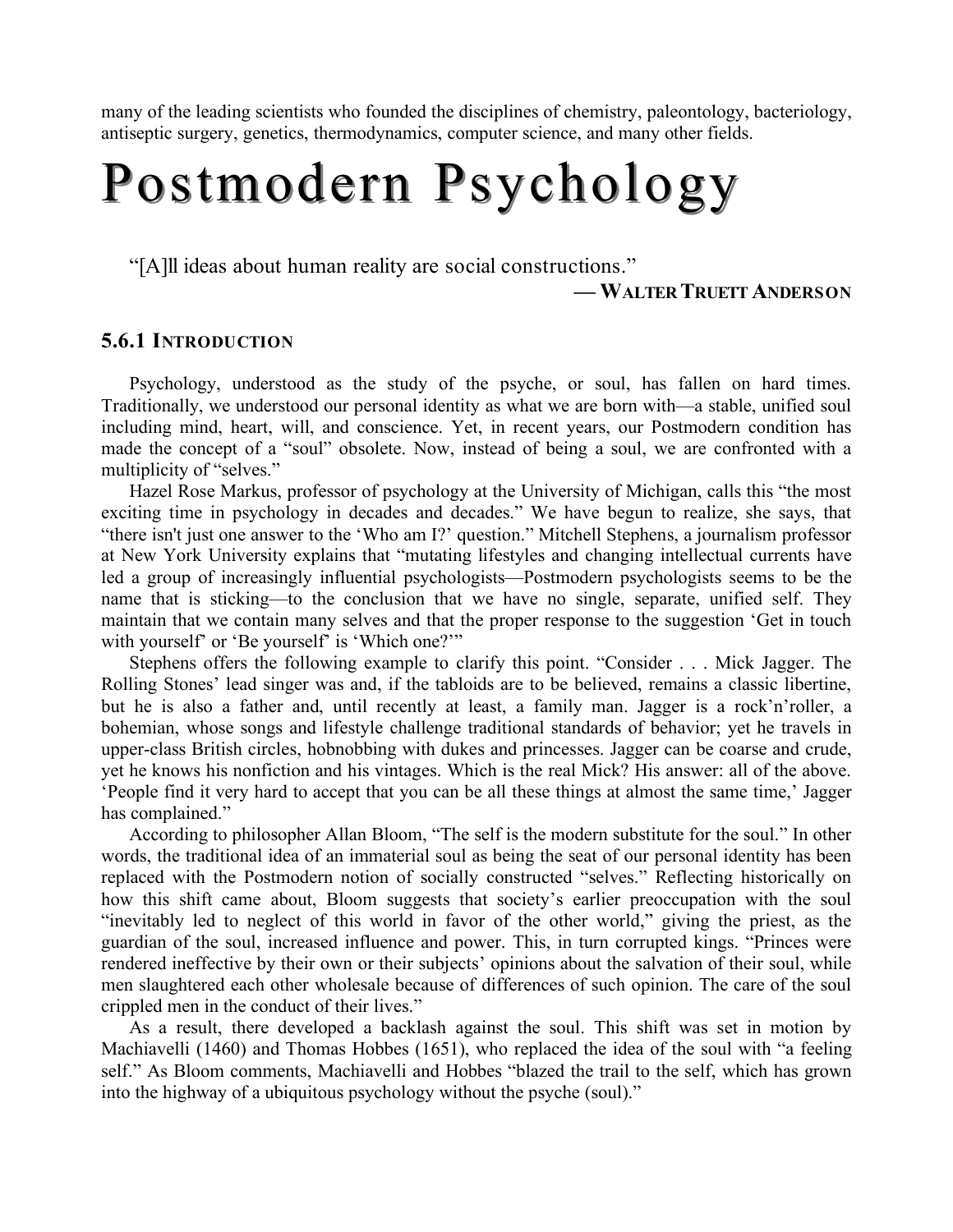many of the leading scientists who founded the disciplines of chemistry, paleontology, bacteriology, antiseptic surgery, genetics, thermodynamics, computer science, and many other fields.

# Postmodern Psychology

"[A]ll ideas about human reality are social constructions."

— **Walter Truett Anderson**

### 5.6.1 Introduction

Psychology, understood as the study of the psyche, or soul, has fallen on hard times. Traditionally, we understood our personal identity as what we are born with—a stable, unified soul including mind, heart, will, and conscience. Yet, in recent years, our Postmodern condition has made the concept of a "soul" obsolete. Now, instead of being a soul, we are confronted with a multiplicity of "selves."

Hazel Rose Markus, professor of psychology at the University of Michigan, calls this "the most exciting time in psychology in decades and decades." We have begun to realize, she says, that "there isn't just one answer to the 'Who am I?' question." Mitchell Stephens, a journalism professor at New York University explains that "mutating lifestyles and changing intellectual currents have led a group of increasingly influential psychologists—Postmodern psychologists seems to be the name that is sticking—to the conclusion that we have no single, separate, unified self. They maintain that we contain many selves and that the proper response to the suggestion 'Get in touch with yourself' or 'Be yourself' is 'Which one?'"

Stephens offers the following example to clarify this point. "Consider . . . Mick Jagger. The Rolling Stones' lead singer was and, if the tabloids are to be believed, remains a classic libertine, but he is also a father and, until recently at least, a family man. Jagger is a rock'n'roller, a bohemian, whose songs and lifestyle challenge traditional standards of behavior; yet he travels in upper-class British circles, hobnobbing with dukes and princesses. Jagger can be coarse and crude, yet he knows his nonfiction and his vintages. Which is the real Mick? His answer: all of the above. 'People find it very hard to accept that you can be all these things at almost the same time,' Jagger has complained."

According to philosopher Allan Bloom, "The self is the modern substitute for the soul." In other words, the traditional idea of an immaterial soul as being the seat of our personal identity has been replaced with the Postmodern notion of socially constructed "selves." Reflecting historically on how this shift came about, Bloom suggests that society's earlier preoccupation with the soul "inevitably led to neglect of this world in favor of the other world," giving the priest, as the guardian of the soul, increased influence and power. This, in turn corrupted kings. "Princes were rendered ineffective by their own or their subjects' opinions about the salvation of their soul, while men slaughtered each other wholesale because of differences of such opinion. The care of the soul crippled men in the conduct of their lives."

As a result, there developed a backlash against the soul. This shift was set in motion by Machiavelli (1460) and Thomas Hobbes (1651), who replaced the idea of the soul with "a feeling self." As Bloom comments, Machiavelli and Hobbes "blazed the trail to the self, which has grown into the highway of a ubiquitous psychology without the psyche (soul)."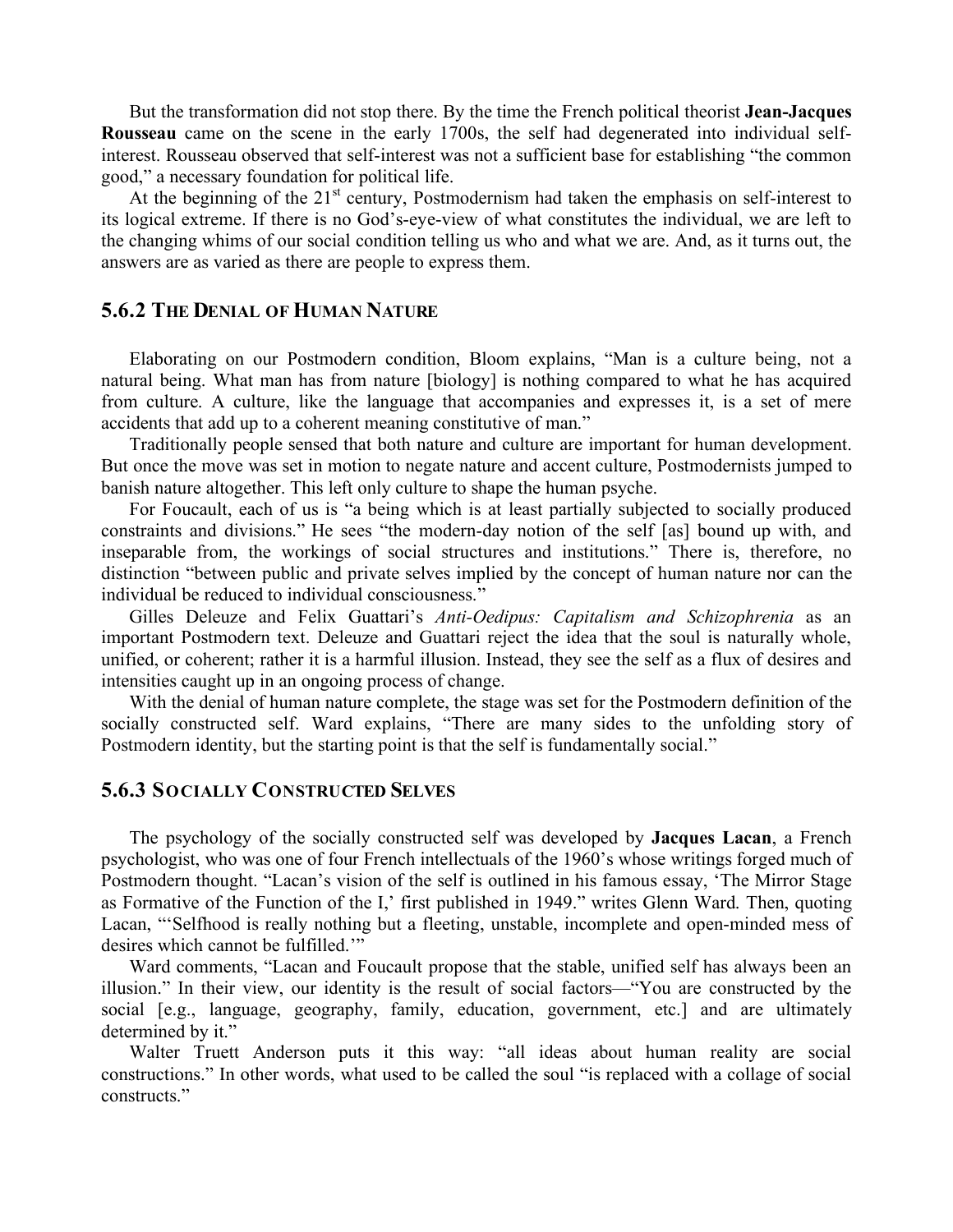But the transformation did not stop there. By the time the French political theorist **Jean-Jacques Rousseau** came on the scene in the early 1700s, the self had degenerated into individual self-interest. Rousseau observed that self-interest was not a sufficient base for establishing "the common good," a necessary foundation for political life.

At the beginning of the 21st century, Postmodernism had taken the emphasis on self-interest to its logical extreme. If there is no God's-eye-view of what constitutes the individual, we are left to the changing whims of our social condition telling us who and what we are. And, as it turns out, the answers are as varied as there are people to express them.

### 5.6.2 The Denial of Human Nature

Elaborating on our Postmodern condition, Bloom explains, "Man is a culture being, not a natural being. What man has from nature [biology] is nothing compared to what he has acquired from culture. A culture, like the language that accompanies and expresses it, is a set of mere accidents that add up to a coherent meaning constitutive of man."

Traditionally people sensed that both nature and culture are important for human development. But once the move was set in motion to negate nature and accent culture, Postmodernists jumped to banish nature altogether. This left only culture to shape the human psyche.

For Foucault, each of us is "a being which is at least partially subjected to socially produced constraints and divisions." He sees "the modern-day notion of the self [as] bound up with, and inseparable from, the workings of social structures and institutions." There is, therefore, no distinction "between public and private selves implied by the concept of human nature nor can the individual be reduced to individual consciousness."

Gilles Deleuze and Felix Guattari's *Anti-Oedipus: Capitalism and Schizophrenia* as an important Postmodern text. Deleuze and Guattari reject the idea that the soul is naturally whole, unified, or coherent; rather it is a harmful illusion. Instead, they see the self as a flux of desires and intensities caught up in an ongoing process of change.

With the denial of human nature complete, the stage was set for the Postmodern definition of the socially constructed self. Ward explains, "There are many sides to the unfolding story of Postmodern identity, but the starting point is that the self is fundamentally social."

### 5.6.3 Socially Constructed Selves

The psychology of the socially constructed self was developed by **Jacques Lacan**, a French psychologist, who was one of four French intellectuals of the 1960's whose writings forged much of Postmodern thought. "Lacan's vision of the self is outlined in his famous essay, 'The Mirror Stage as Formative of the Function of the I,' first published in 1949." writes Glenn Ward. Then, quoting Lacan, "'Selfhood is really nothing but a fleeting, unstable, incomplete and open-minded mess of desires which cannot be fulfilled.'"

Ward comments, "Lacan and Foucault propose that the stable, unified self has always been an illusion." In their view, our identity is the result of social factors—"You are constructed by the social [e.g., language, geography, family, education, government, etc.] and are ultimately determined by it."

Walter Truett Anderson puts it this way: "all ideas about human reality are social constructions." In other words, what used to be called the soul "is replaced with a collage of social constructs."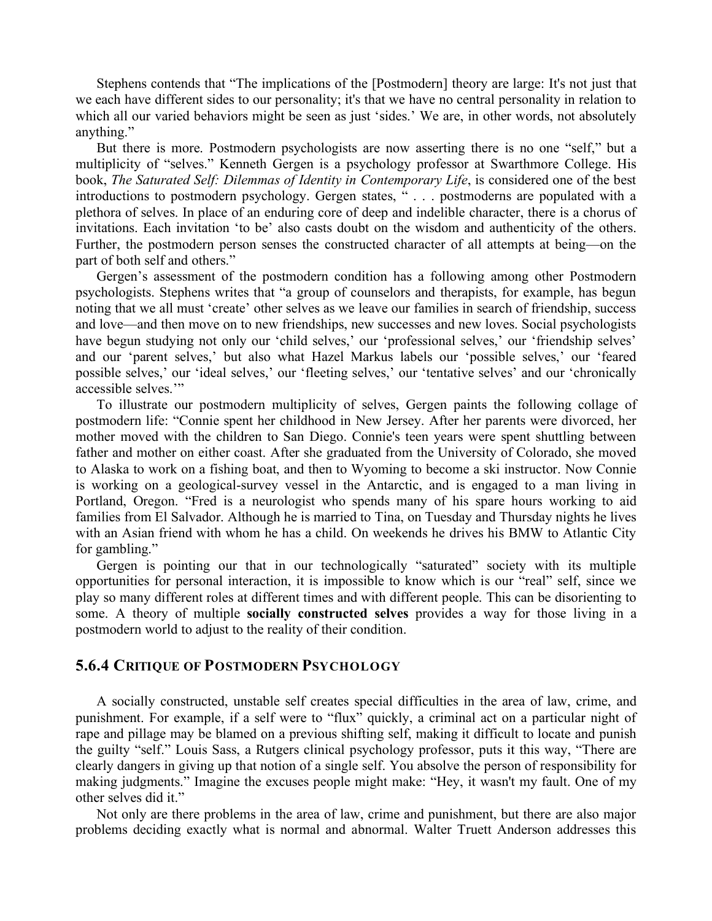Stephens contends that "The implications of the [Postmodern] theory are large: It's not just that we each have different sides to our personality; it's that we have no central personality in relation to which all our varied behaviors might be seen as just 'sides.' We are, in other words, not absolutely anything."

But there is more. Postmodern psychologists are now asserting there is no one "self," but a multiplicity of "selves." Kenneth Gergen is a psychology professor at Swarthmore College. His book, *The Saturated Self: Dilemmas of Identity in Contemporary Life*, is considered one of the best introductions to postmodern psychology. Gergen states, " . . . postmoderns are populated with a plethora of selves. In place of an enduring core of deep and indelible character, there is a chorus of invitations. Each invitation 'to be' also casts doubt on the wisdom and authenticity of the others. Further, the postmodern person senses the constructed character of all attempts at being—on the part of both self and others."

Gergen's assessment of the postmodern condition has a following among other Postmodern psychologists. Stephens writes that "a group of counselors and therapists, for example, has begun noting that we all must 'create' other selves as we leave our families in search of friendship, success and love—and then move on to new friendships, new successes and new loves. Social psychologists have begun studying not only our 'child selves,' our 'professional selves,' our 'friendship selves' and our 'parent selves,' but also what Hazel Markus labels our 'possible selves,' our 'feared possible selves,' our 'ideal selves,' our 'fleeting selves,' our 'tentative selves' and our 'chronically accessible selves.'"

To illustrate our postmodern multiplicity of selves, Gergen paints the following collage of postmodern life: "Connie spent her childhood in New Jersey. After her parents were divorced, her mother moved with the children to San Diego. Connie's teen years were spent shuttling between father and mother on either coast. After she graduated from the University of Colorado, she moved to Alaska to work on a fishing boat, and then to Wyoming to become a ski instructor. Now Connie is working on a geological-survey vessel in the Antarctic, and is engaged to a man living in Portland, Oregon. "Fred is a neurologist who spends many of his spare hours working to aid families from El Salvador. Although he is married to Tina, on Tuesday and Thursday nights he lives with an Asian friend with whom he has a child. On weekends he drives his BMW to Atlantic City for gambling."

Gergen is pointing our that in our technologically "saturated" society with its multiple opportunities for personal interaction, it is impossible to know which is our "real" self, since we play so many different roles at different times and with different people. This can be disorienting to some. A theory of multiple **socially constructed selves** provides a way for those living in a postmodern world to adjust to the reality of their condition.

### 5.6.4 Critique of Postmodern Psychology

A socially constructed, unstable self creates special difficulties in the area of law, crime, and punishment. For example, if a self were to "flux" quickly, a criminal act on a particular night of rape and pillage may be blamed on a previous shifting self, making it difficult to locate and punish the guilty "self." Louis Sass, a Rutgers clinical psychology professor, puts it this way, "There are clearly dangers in giving up that notion of a single self. You absolve the person of responsibility for making judgments." Imagine the excuses people might make: "Hey, it wasn't my fault. One of my other selves did it."

Not only are there problems in the area of law, crime and punishment, but there are also major problems deciding exactly what is normal and abnormal. Walter Truett Anderson addresses this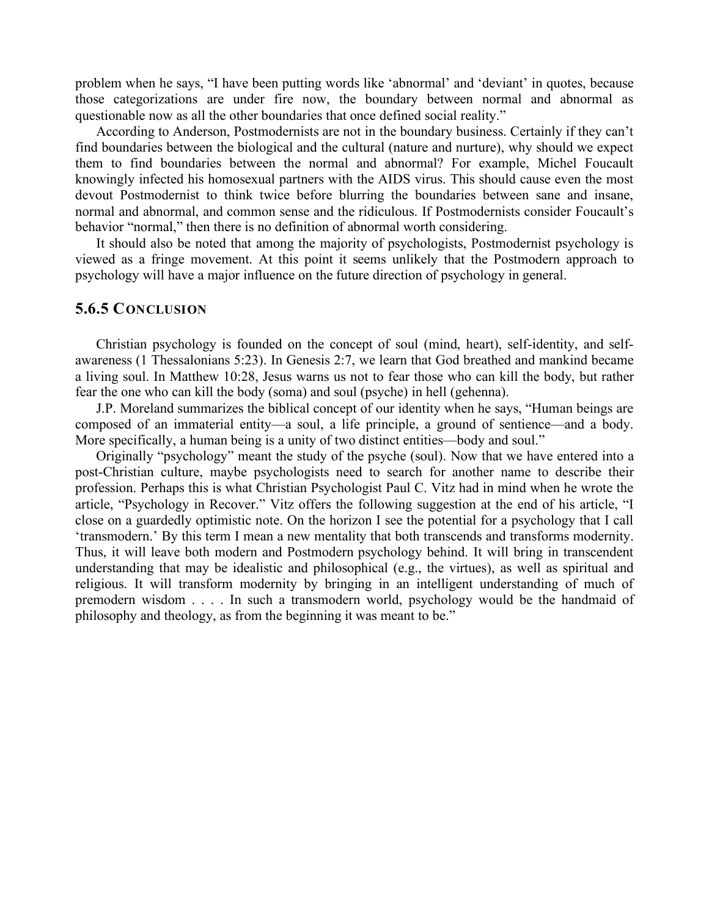problem when he says, "I have been putting words like 'abnormal' and 'deviant' in quotes, because those categorizations are under fire now, the boundary between normal and abnormal as questionable now as all the other boundaries that once defined social reality."

According to Anderson, Postmodernists are not in the boundary business. Certainly if they can't find boundaries between the biological and the cultural (nature and nurture), why should we expect them to find boundaries between the normal and abnormal? For example, Michel Foucault knowingly infected his homosexual partners with the AIDS virus. This should cause even the most devout Postmodernist to think twice before blurring the boundaries between sane and insane, normal and abnormal, and common sense and the ridiculous. If Postmodernists consider Foucault's behavior "normal," then there is no definition of abnormal worth considering.

It should also be noted that among the majority of psychologists, Postmodernist psychology is viewed as a fringe movement. At this point it seems unlikely that the Postmodern approach to psychology will have a major influence on the future direction of psychology in general.

### 5.6.5 Conclusion

Christian psychology is founded on the concept of soul (mind, heart), self-identity, and self-awareness (1 Thessalonians 5:23). In Genesis 2:7, we learn that God breathed and mankind became a living soul. In Matthew 10:28, Jesus warns us not to fear those who can kill the body, but rather fear the one who can kill the body (soma) and soul (psyche) in hell (gehenna).

J.P. Moreland summarizes the biblical concept of our identity when he says, "Human beings are composed of an immaterial entity—a soul, a life principle, a ground of sentience—and a body. More specifically, a human being is a unity of two distinct entities—body and soul."

Originally "psychology" meant the study of the psyche (soul). Now that we have entered into a post-Christian culture, maybe psychologists need to search for another name to describe their profession. Perhaps this is what Christian Psychologist Paul C. Vitz had in mind when he wrote the article, "Psychology in Recover." Vitz offers the following suggestion at the end of his article, "I close on a guardedly optimistic note. On the horizon I see the potential for a psychology that I call 'transmodern.' By this term I mean a new mentality that both transcends and transforms modernity. Thus, it will leave both modern and Postmodern psychology behind. It will bring in transcendent understanding that may be idealistic and philosophical (e.g., the virtues), as well as spiritual and religious. It will transform modernity by bringing in an intelligent understanding of much of premodern wisdom . . . . In such a transmodern world, psychology would be the handmaid of philosophy and theology, as from the beginning it was meant to be."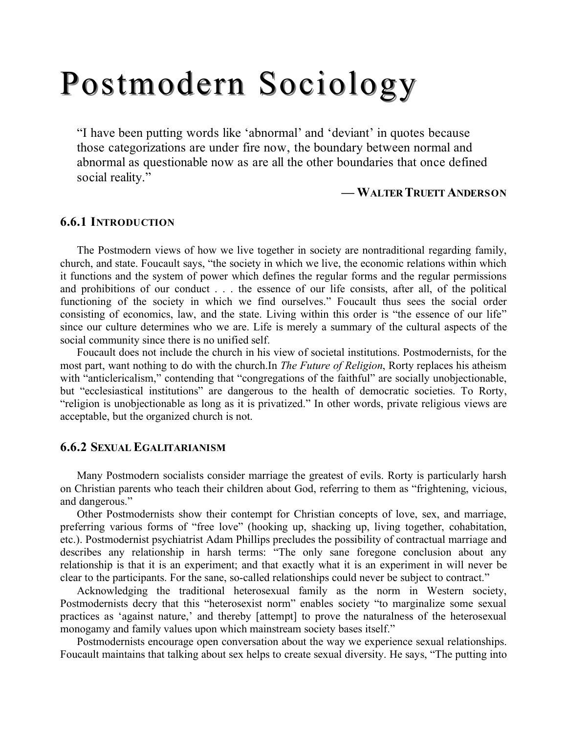# Postmodern Sociology

> "I have been putting words like 'abnormal' and 'deviant' in quotes because those categorizations are under fire now, the boundary between normal and abnormal as questionable now as are all the other boundaries that once defined social reality."
>
> — **Walter Truett Anderson**

### 6.6.1 Introduction

The Postmodern views of how we live together in society are nontraditional regarding family, church, and state. Foucault says, "the society in which we live, the economic relations within which it functions and the system of power which defines the regular forms and the regular permissions and prohibitions of our conduct . . . the essence of our life consists, after all, of the political functioning of the society in which we find ourselves." Foucault thus sees the social order consisting of economics, law, and the state. Living within this order is "the essence of our life" since our culture determines who we are. Life is merely a summary of the cultural aspects of the social community since there is no unified self.

Foucault does not include the church in his view of societal institutions. Postmodernists, for the most part, want nothing to do with the church.In *The Future of Religion*, Rorty replaces his atheism with "anticlericalism," contending that "congregations of the faithful" are socially unobjectionable, but "ecclesiastical institutions" are dangerous to the health of democratic societies. To Rorty, "religion is unobjectionable as long as it is privatized." In other words, private religious views are acceptable, but the organized church is not.

### 6.6.2 Sexual Egalitarianism

Many Postmodern socialists consider marriage the greatest of evils. Rorty is particularly harsh on Christian parents who teach their children about God, referring to them as "frightening, vicious, and dangerous."

Other Postmodernists show their contempt for Christian concepts of love, sex, and marriage, preferring various forms of "free love" (hooking up, shacking up, living together, cohabitation, etc.). Postmodernist psychiatrist Adam Phillips precludes the possibility of contractual marriage and describes any relationship in harsh terms: "The only sane foregone conclusion about any relationship is that it is an experiment; and that exactly what it is an experiment in will never be clear to the participants. For the sane, so-called relationships could never be subject to contract."

Acknowledging the traditional heterosexual family as the norm in Western society, Postmodernists decry that this "heterosexist norm" enables society "to marginalize some sexual practices as 'against nature,' and thereby [attempt] to prove the naturalness of the heterosexual monogamy and family values upon which mainstream society bases itself."

Postmodernists encourage open conversation about the way we experience sexual relationships. Foucault maintains that talking about sex helps to create sexual diversity. He says, "The putting into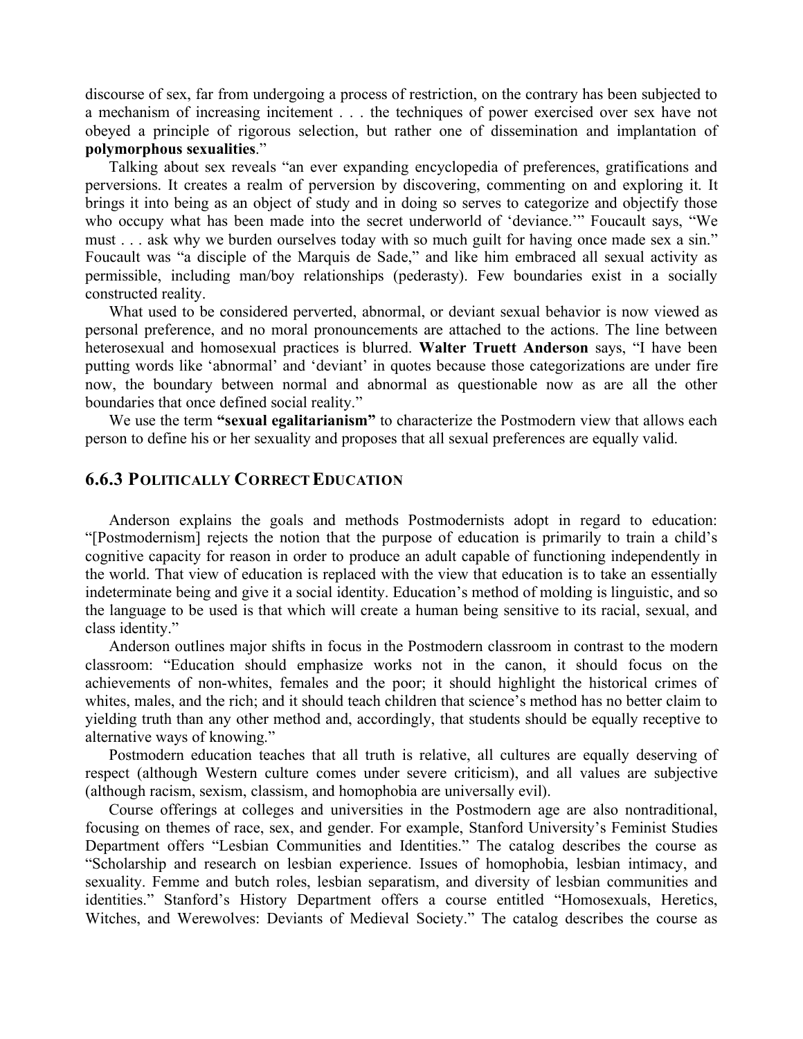discourse of sex, far from undergoing a process of restriction, on the contrary has been subjected to a mechanism of increasing incitement . . . the techniques of power exercised over sex have not obeyed a principle of rigorous selection, but rather one of dissemination and implantation of **polymorphous sexualities**."

Talking about sex reveals "an ever expanding encyclopedia of preferences, gratifications and perversions. It creates a realm of perversion by discovering, commenting on and exploring it. It brings it into being as an object of study and in doing so serves to categorize and objectify those who occupy what has been made into the secret underworld of 'deviance.'" Foucault says, "We must . . . ask why we burden ourselves today with so much guilt for having once made sex a sin." Foucault was "a disciple of the Marquis de Sade," and like him embraced all sexual activity as permissible, including man/boy relationships (pederasty). Few boundaries exist in a socially constructed reality.

What used to be considered perverted, abnormal, or deviant sexual behavior is now viewed as personal preference, and no moral pronouncements are attached to the actions. The line between heterosexual and homosexual practices is blurred. **Walter Truett Anderson** says, "I have been putting words like 'abnormal' and 'deviant' in quotes because those categorizations are under fire now, the boundary between normal and abnormal as questionable now as are all the other boundaries that once defined social reality."

We use the term **"sexual egalitarianism"** to characterize the Postmodern view that allows each person to define his or her sexuality and proposes that all sexual preferences are equally valid.

### 6.6.3 Politically Correct Education

Anderson explains the goals and methods Postmodernists adopt in regard to education: "[Postmodernism] rejects the notion that the purpose of education is primarily to train a child's cognitive capacity for reason in order to produce an adult capable of functioning independently in the world. That view of education is replaced with the view that education is to take an essentially indeterminate being and give it a social identity. Education's method of molding is linguistic, and so the language to be used is that which will create a human being sensitive to its racial, sexual, and class identity."

Anderson outlines major shifts in focus in the Postmodern classroom in contrast to the modern classroom: "Education should emphasize works not in the canon, it should focus on the achievements of non-whites, females and the poor; it should highlight the historical crimes of whites, males, and the rich; and it should teach children that science's method has no better claim to yielding truth than any other method and, accordingly, that students should be equally receptive to alternative ways of knowing."

Postmodern education teaches that all truth is relative, all cultures are equally deserving of respect (although Western culture comes under severe criticism), and all values are subjective (although racism, sexism, classism, and homophobia are universally evil).

Course offerings at colleges and universities in the Postmodern age are also nontraditional, focusing on themes of race, sex, and gender. For example, Stanford University's Feminist Studies Department offers "Lesbian Communities and Identities." The catalog describes the course as "Scholarship and research on lesbian experience. Issues of homophobia, lesbian intimacy, and sexuality. Femme and butch roles, lesbian separatism, and diversity of lesbian communities and identities." Stanford's History Department offers a course entitled "Homosexuals, Heretics, Witches, and Werewolves: Deviants of Medieval Society." The catalog describes the course as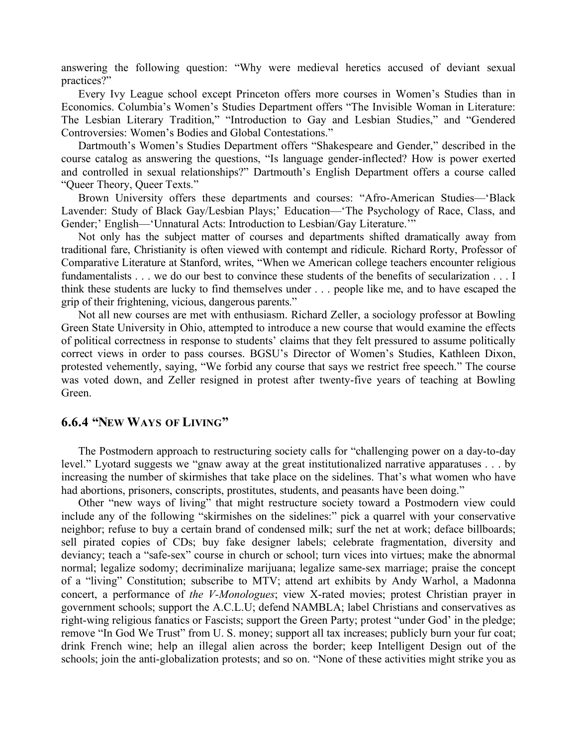answering the following question: "Why were medieval heretics accused of deviant sexual practices?"

Every Ivy League school except Princeton offers more courses in Women's Studies than in Economics. Columbia's Women's Studies Department offers "The Invisible Woman in Literature: The Lesbian Literary Tradition," "Introduction to Gay and Lesbian Studies," and "Gendered Controversies: Women's Bodies and Global Contestations."

Dartmouth's Women's Studies Department offers "Shakespeare and Gender," described in the course catalog as answering the questions, "Is language gender-inflected? How is power exerted and controlled in sexual relationships?" Dartmouth's English Department offers a course called "Queer Theory, Queer Texts."

Brown University offers these departments and courses: "Afro-American Studies—'Black Lavender: Study of Black Gay/Lesbian Plays;' Education—'The Psychology of Race, Class, and Gender;' English—'Unnatural Acts: Introduction to Lesbian/Gay Literature.'"

Not only has the subject matter of courses and departments shifted dramatically away from traditional fare, Christianity is often viewed with contempt and ridicule. Richard Rorty, Professor of Comparative Literature at Stanford, writes, "When we American college teachers encounter religious fundamentalists . . . we do our best to convince these students of the benefits of secularization . . . I think these students are lucky to find themselves under . . . people like me, and to have escaped the grip of their frightening, vicious, dangerous parents."

Not all new courses are met with enthusiasm. Richard Zeller, a sociology professor at Bowling Green State University in Ohio, attempted to introduce a new course that would examine the effects of political correctness in response to students' claims that they felt pressured to assume politically correct views in order to pass courses. BGSU's Director of Women's Studies, Kathleen Dixon, protested vehemently, saying, "We forbid any course that says we restrict free speech." The course was voted down, and Zeller resigned in protest after twenty-five years of teaching at Bowling Green.

### 6.6.4 "New Ways of Living"

The Postmodern approach to restructuring society calls for "challenging power on a day-to-day level." Lyotard suggests we "gnaw away at the great institutionalized narrative apparatuses . . . by increasing the number of skirmishes that take place on the sidelines. That's what women who have had abortions, prisoners, conscripts, prostitutes, students, and peasants have been doing."

Other "new ways of living" that might restructure society toward a Postmodern view could include any of the following "skirmishes on the sidelines:" pick a quarrel with your conservative neighbor; refuse to buy a certain brand of condensed milk; surf the net at work; deface billboards; sell pirated copies of CDs; buy fake designer labels; celebrate fragmentation, diversity and deviancy; teach a "safe-sex" course in church or school; turn vices into virtues; make the abnormal normal; legalize sodomy; decriminalize marijuana; legalize same-sex marriage; praise the concept of a "living" Constitution; subscribe to MTV; attend art exhibits by Andy Warhol, a Madonna concert, a performance of *the V-Monologues*; view X-rated movies; protest Christian prayer in government schools; support the A.C.L.U; defend NAMBLA; label Christians and conservatives as right-wing religious fanatics or Fascists; support the Green Party; protest "under God' in the pledge; remove "In God We Trust" from U. S. money; support all tax increases; publicly burn your fur coat; drink French wine; help an illegal alien across the border; keep Intelligent Design out of the schools; join the anti-globalization protests; and so on. "None of these activities might strike you as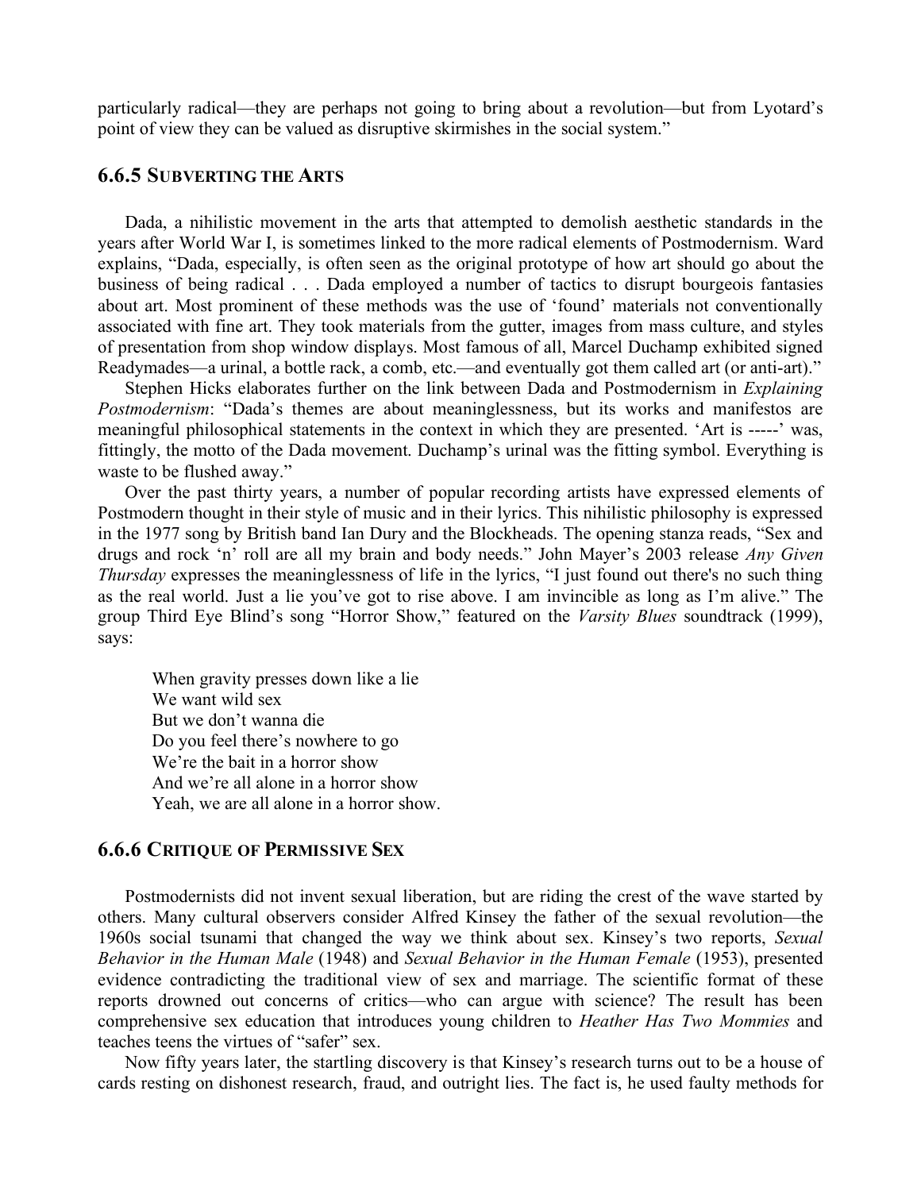particularly radical—they are perhaps not going to bring about a revolution—but from Lyotard's point of view they can be valued as disruptive skirmishes in the social system."

### 6.6.5 Subverting the Arts

Dada, a nihilistic movement in the arts that attempted to demolish aesthetic standards in the years after World War I, is sometimes linked to the more radical elements of Postmodernism. Ward explains, "Dada, especially, is often seen as the original prototype of how art should go about the business of being radical . . . Dada employed a number of tactics to disrupt bourgeois fantasies about art. Most prominent of these methods was the use of 'found' materials not conventionally associated with fine art. They took materials from the gutter, images from mass culture, and styles of presentation from shop window displays. Most famous of all, Marcel Duchamp exhibited signed Readymades—a urinal, a bottle rack, a comb, etc.—and eventually got them called art (or anti-art)."

Stephen Hicks elaborates further on the link between Dada and Postmodernism in *Explaining Postmodernism*: "Dada's themes are about meaninglessness, but its works and manifestos are meaningful philosophical statements in the context in which they are presented. 'Art is -----' was, fittingly, the motto of the Dada movement. Duchamp's urinal was the fitting symbol. Everything is waste to be flushed away."

Over the past thirty years, a number of popular recording artists have expressed elements of Postmodern thought in their style of music and in their lyrics. This nihilistic philosophy is expressed in the 1977 song by British band Ian Dury and the Blockheads. The opening stanza reads, "Sex and drugs and rock 'n' roll are all my brain and body needs." John Mayer's 2003 release *Any Given Thursday* expresses the meaninglessness of life in the lyrics, "I just found out there's no such thing as the real world. Just a lie you've got to rise above. I am invincible as long as I'm alive." The group Third Eye Blind's song "Horror Show," featured on the *Varsity Blues* soundtrack (1999), says:

> When gravity presses down like a lie
> We want wild sex
> But we don't wanna die
> Do you feel there's nowhere to go
> We're the bait in a horror show
> And we're all alone in a horror show
> Yeah, we are all alone in a horror show.

### 6.6.6 Critique of Permissive Sex

Postmodernists did not invent sexual liberation, but are riding the crest of the wave started by others. Many cultural observers consider Alfred Kinsey the father of the sexual revolution—the 1960s social tsunami that changed the way we think about sex. Kinsey's two reports, *Sexual Behavior in the Human Male* (1948) and *Sexual Behavior in the Human Female* (1953), presented evidence contradicting the traditional view of sex and marriage. The scientific format of these reports drowned out concerns of critics—who can argue with science? The result has been comprehensive sex education that introduces young children to *Heather Has Two Mommies* and teaches teens the virtues of "safer" sex.

Now fifty years later, the startling discovery is that Kinsey's research turns out to be a house of cards resting on dishonest research, fraud, and outright lies. The fact is, he used faulty methods for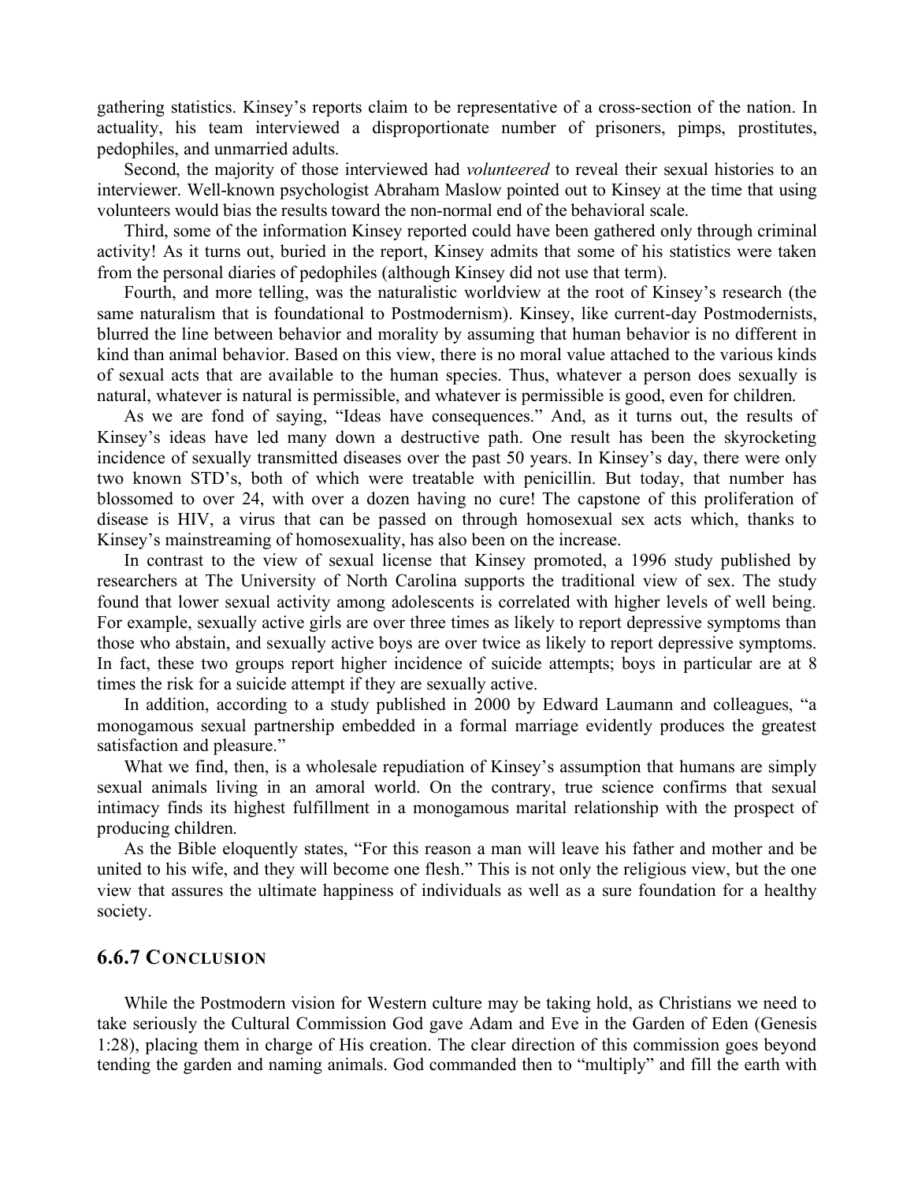gathering statistics. Kinsey's reports claim to be representative of a cross-section of the nation. In actuality, his team interviewed a disproportionate number of prisoners, pimps, prostitutes, pedophiles, and unmarried adults.

Second, the majority of those interviewed had *volunteered* to reveal their sexual histories to an interviewer. Well-known psychologist Abraham Maslow pointed out to Kinsey at the time that using volunteers would bias the results toward the non-normal end of the behavioral scale.

Third, some of the information Kinsey reported could have been gathered only through criminal activity! As it turns out, buried in the report, Kinsey admits that some of his statistics were taken from the personal diaries of pedophiles (although Kinsey did not use that term).

Fourth, and more telling, was the naturalistic worldview at the root of Kinsey's research (the same naturalism that is foundational to Postmodernism). Kinsey, like current-day Postmodernists, blurred the line between behavior and morality by assuming that human behavior is no different in kind than animal behavior. Based on this view, there is no moral value attached to the various kinds of sexual acts that are available to the human species. Thus, whatever a person does sexually is natural, whatever is natural is permissible, and whatever is permissible is good, even for children.

As we are fond of saying, "Ideas have consequences." And, as it turns out, the results of Kinsey's ideas have led many down a destructive path. One result has been the skyrocketing incidence of sexually transmitted diseases over the past 50 years. In Kinsey's day, there were only two known STD's, both of which were treatable with penicillin. But today, that number has blossomed to over 24, with over a dozen having no cure! The capstone of this proliferation of disease is HIV, a virus that can be passed on through homosexual sex acts which, thanks to Kinsey's mainstreaming of homosexuality, has also been on the increase.

In contrast to the view of sexual license that Kinsey promoted, a 1996 study published by researchers at The University of North Carolina supports the traditional view of sex. The study found that lower sexual activity among adolescents is correlated with higher levels of well being. For example, sexually active girls are over three times as likely to report depressive symptoms than those who abstain, and sexually active boys are over twice as likely to report depressive symptoms. In fact, these two groups report higher incidence of suicide attempts; boys in particular are at 8 times the risk for a suicide attempt if they are sexually active.

In addition, according to a study published in 2000 by Edward Laumann and colleagues, "a monogamous sexual partnership embedded in a formal marriage evidently produces the greatest satisfaction and pleasure."

What we find, then, is a wholesale repudiation of Kinsey's assumption that humans are simply sexual animals living in an amoral world. On the contrary, true science confirms that sexual intimacy finds its highest fulfillment in a monogamous marital relationship with the prospect of producing children.

As the Bible eloquently states, "For this reason a man will leave his father and mother and be united to his wife, and they will become one flesh." This is not only the religious view, but the one view that assures the ultimate happiness of individuals as well as a sure foundation for a healthy society.

### 6.6.7 Conclusion

While the Postmodern vision for Western culture may be taking hold, as Christians we need to take seriously the Cultural Commission God gave Adam and Eve in the Garden of Eden (Genesis 1:28), placing them in charge of His creation. The clear direction of this commission goes beyond tending the garden and naming animals. God commanded then to "multiply" and fill the earth with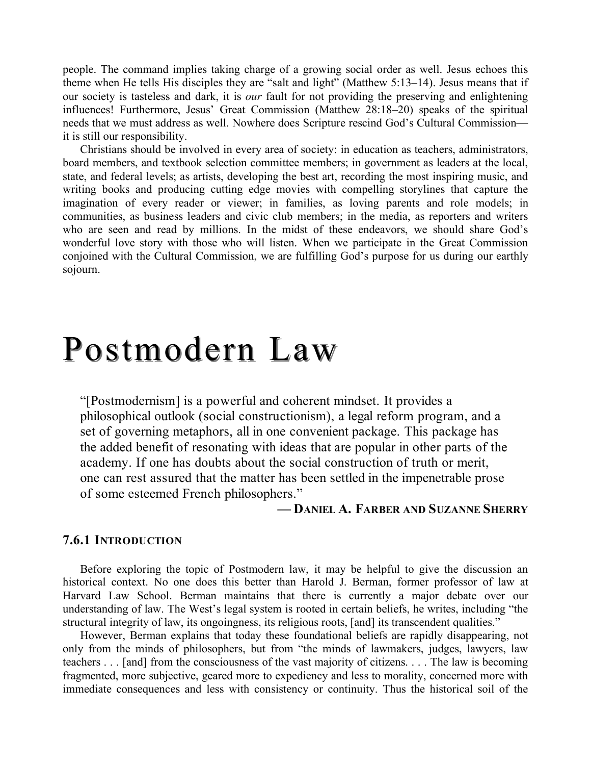people. The command implies taking charge of a growing social order as well. Jesus echoes this theme when He tells His disciples they are "salt and light" (Matthew 5:13–14). Jesus means that if our society is tasteless and dark, it is *our* fault for not providing the preserving and enlightening influences! Furthermore, Jesus' Great Commission (Matthew 28:18–20) speaks of the spiritual needs that we must address as well. Nowhere does Scripture rescind God's Cultural Commission—it is still our responsibility.

Christians should be involved in every area of society: in education as teachers, administrators, board members, and textbook selection committee members; in government as leaders at the local, state, and federal levels; as artists, developing the best art, recording the most inspiring music, and writing books and producing cutting edge movies with compelling storylines that capture the imagination of every reader or viewer; in families, as loving parents and role models; in communities, as business leaders and civic club members; in the media, as reporters and writers who are seen and read by millions. In the midst of these endeavors, we should share God's wonderful love story with those who will listen. When we participate in the Great Commission conjoined with the Cultural Commission, we are fulfilling God's purpose for us during our earthly sojourn.

# Postmodern Law

> "[Postmodernism] is a powerful and coherent mindset. It provides a philosophical outlook (social constructionism), a legal reform program, and a set of governing metaphors, all in one convenient package. This package has the added benefit of resonating with ideas that are popular in other parts of the academy. If one has doubts about the social construction of truth or merit, one can rest assured that the matter has been settled in the impenetrable prose of some esteemed French philosophers."
>
> — **Daniel A. Farber and Suzanne Sherry**

### 7.6.1 Introduction

Before exploring the topic of Postmodern law, it may be helpful to give the discussion an historical context. No one does this better than Harold J. Berman, former professor of law at Harvard Law School. Berman maintains that there is currently a major debate over our understanding of law. The West's legal system is rooted in certain beliefs, he writes, including "the structural integrity of law, its ongoingness, its religious roots, [and] its transcendent qualities."

However, Berman explains that today these foundational beliefs are rapidly disappearing, not only from the minds of philosophers, but from "the minds of lawmakers, judges, lawyers, law teachers . . . [and] from the consciousness of the vast majority of citizens. . . . The law is becoming fragmented, more subjective, geared more to expediency and less to morality, concerned more with immediate consequences and less with consistency or continuity. Thus the historical soil of the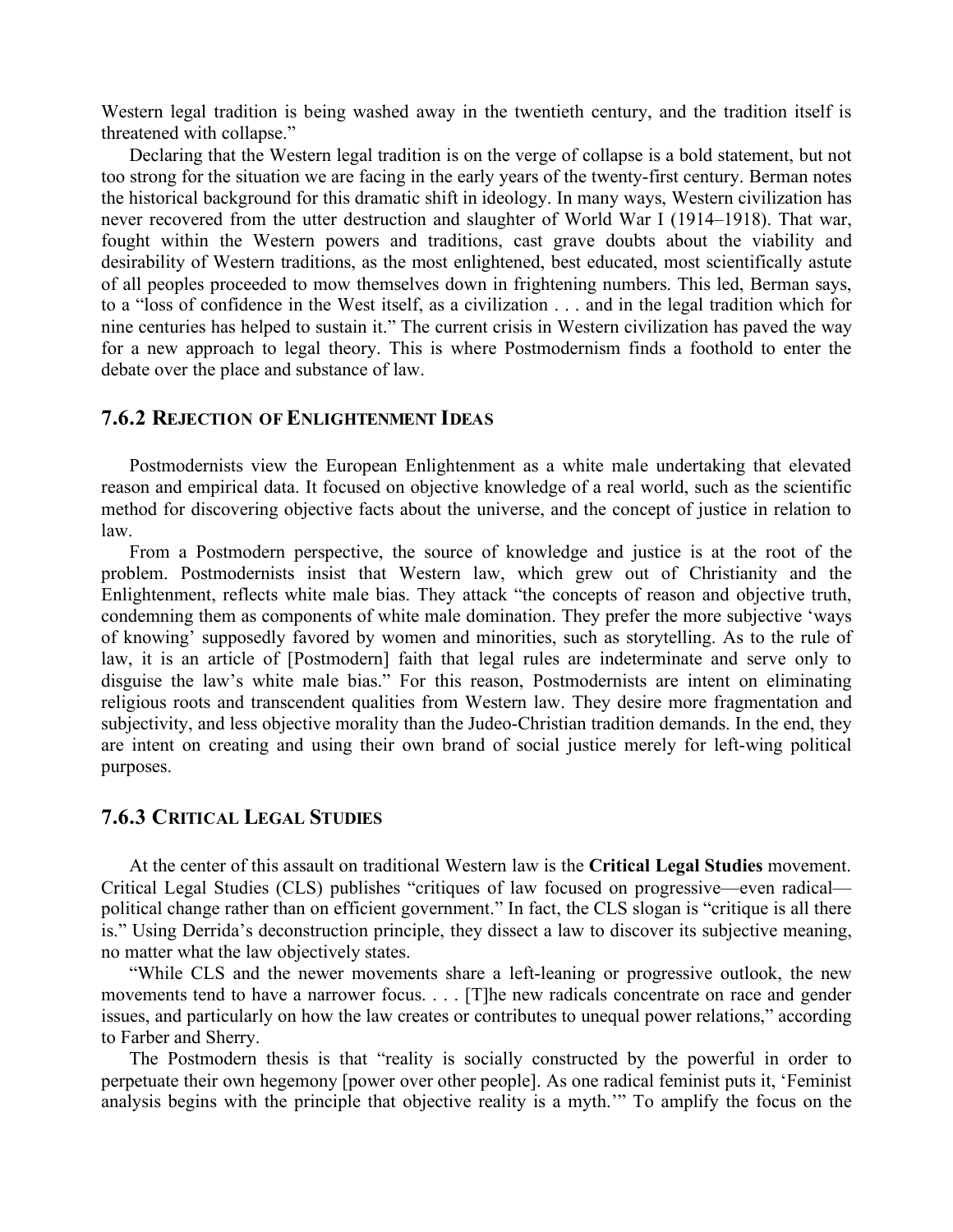Western legal tradition is being washed away in the twentieth century, and the tradition itself is threatened with collapse."

Declaring that the Western legal tradition is on the verge of collapse is a bold statement, but not too strong for the situation we are facing in the early years of the twenty-first century. Berman notes the historical background for this dramatic shift in ideology. In many ways, Western civilization has never recovered from the utter destruction and slaughter of World War I (1914–1918). That war, fought within the Western powers and traditions, cast grave doubts about the viability and desirability of Western traditions, as the most enlightened, best educated, most scientifically astute of all peoples proceeded to mow themselves down in frightening numbers. This led, Berman says, to a "loss of confidence in the West itself, as a civilization . . . and in the legal tradition which for nine centuries has helped to sustain it." The current crisis in Western civilization has paved the way for a new approach to legal theory. This is where Postmodernism finds a foothold to enter the debate over the place and substance of law.

### 7.6.2 Rejection of Enlightenment Ideas

Postmodernists view the European Enlightenment as a white male undertaking that elevated reason and empirical data. It focused on objective knowledge of a real world, such as the scientific method for discovering objective facts about the universe, and the concept of justice in relation to law.

From a Postmodern perspective, the source of knowledge and justice is at the root of the problem. Postmodernists insist that Western law, which grew out of Christianity and the Enlightenment, reflects white male bias. They attack "the concepts of reason and objective truth, condemning them as components of white male domination. They prefer the more subjective 'ways of knowing' supposedly favored by women and minorities, such as storytelling. As to the rule of law, it is an article of [Postmodern] faith that legal rules are indeterminate and serve only to disguise the law's white male bias." For this reason, Postmodernists are intent on eliminating religious roots and transcendent qualities from Western law. They desire more fragmentation and subjectivity, and less objective morality than the Judeo-Christian tradition demands. In the end, they are intent on creating and using their own brand of social justice merely for left-wing political purposes.

### 7.6.3 Critical Legal Studies

At the center of this assault on traditional Western law is the **Critical Legal Studies** movement. Critical Legal Studies (CLS) publishes "critiques of law focused on progressive—even radical—political change rather than on efficient government." In fact, the CLS slogan is "critique is all there is." Using Derrida's deconstruction principle, they dissect a law to discover its subjective meaning, no matter what the law objectively states.

"While CLS and the newer movements share a left-leaning or progressive outlook, the new movements tend to have a narrower focus. . . . [T]he new radicals concentrate on race and gender issues, and particularly on how the law creates or contributes to unequal power relations," according to Farber and Sherry.

The Postmodern thesis is that "reality is socially constructed by the powerful in order to perpetuate their own hegemony [power over other people]. As one radical feminist puts it, 'Feminist analysis begins with the principle that objective reality is a myth.'" To amplify the focus on the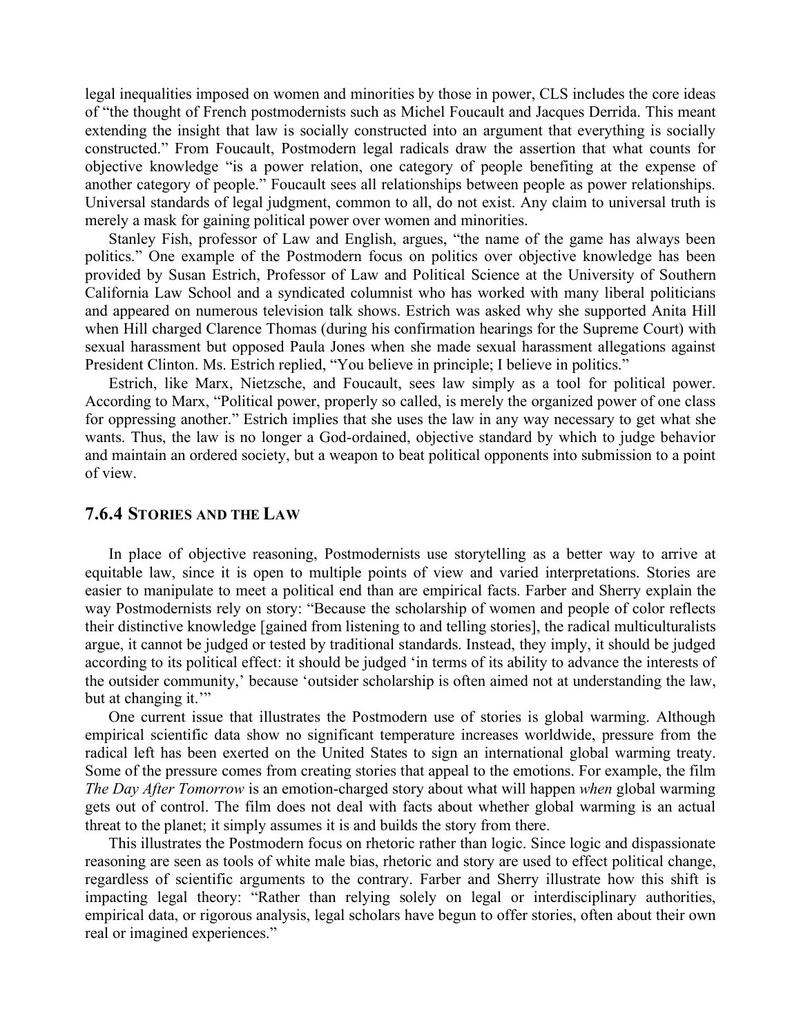legal inequalities imposed on women and minorities by those in power, CLS includes the core ideas of "the thought of French postmodernists such as Michel Foucault and Jacques Derrida. This meant extending the insight that law is socially constructed into an argument that everything is socially constructed." From Foucault, Postmodern legal radicals draw the assertion that what counts for objective knowledge "is a power relation, one category of people benefiting at the expense of another category of people." Foucault sees all relationships between people as power relationships. Universal standards of legal judgment, common to all, do not exist. Any claim to universal truth is merely a mask for gaining political power over women and minorities.

Stanley Fish, professor of Law and English, argues, "the name of the game has always been politics." One example of the Postmodern focus on politics over objective knowledge has been provided by Susan Estrich, Professor of Law and Political Science at the University of Southern California Law School and a syndicated columnist who has worked with many liberal politicians and appeared on numerous television talk shows. Estrich was asked why she supported Anita Hill when Hill charged Clarence Thomas (during his confirmation hearings for the Supreme Court) with sexual harassment but opposed Paula Jones when she made sexual harassment allegations against President Clinton. Ms. Estrich replied, "You believe in principle; I believe in politics."

Estrich, like Marx, Nietzsche, and Foucault, sees law simply as a tool for political power. According to Marx, "Political power, properly so called, is merely the organized power of one class for oppressing another." Estrich implies that she uses the law in any way necessary to get what she wants. Thus, the law is no longer a God-ordained, objective standard by which to judge behavior and maintain an ordered society, but a weapon to beat political opponents into submission to a point of view.

### 7.6.4 Stories and the Law

In place of objective reasoning, Postmodernists use storytelling as a better way to arrive at equitable law, since it is open to multiple points of view and varied interpretations. Stories are easier to manipulate to meet a political end than are empirical facts. Farber and Sherry explain the way Postmodernists rely on story: "Because the scholarship of women and people of color reflects their distinctive knowledge [gained from listening to and telling stories], the radical multiculturalists argue, it cannot be judged or tested by traditional standards. Instead, they imply, it should be judged according to its political effect: it should be judged 'in terms of its ability to advance the interests of the outsider community,' because 'outsider scholarship is often aimed not at understanding the law, but at changing it.'"

One current issue that illustrates the Postmodern use of stories is global warming. Although empirical scientific data show no significant temperature increases worldwide, pressure from the radical left has been exerted on the United States to sign an international global warming treaty. Some of the pressure comes from creating stories that appeal to the emotions. For example, the film *The Day After Tomorrow* is an emotion-charged story about what will happen *when* global warming gets out of control. The film does not deal with facts about whether global warming is an actual threat to the planet; it simply assumes it is and builds the story from there.

This illustrates the Postmodern focus on rhetoric rather than logic. Since logic and dispassionate reasoning are seen as tools of white male bias, rhetoric and story are used to effect political change, regardless of scientific arguments to the contrary. Farber and Sherry illustrate how this shift is impacting legal theory: "Rather than relying solely on legal or interdisciplinary authorities, empirical data, or rigorous analysis, legal scholars have begun to offer stories, often about their own real or imagined experiences."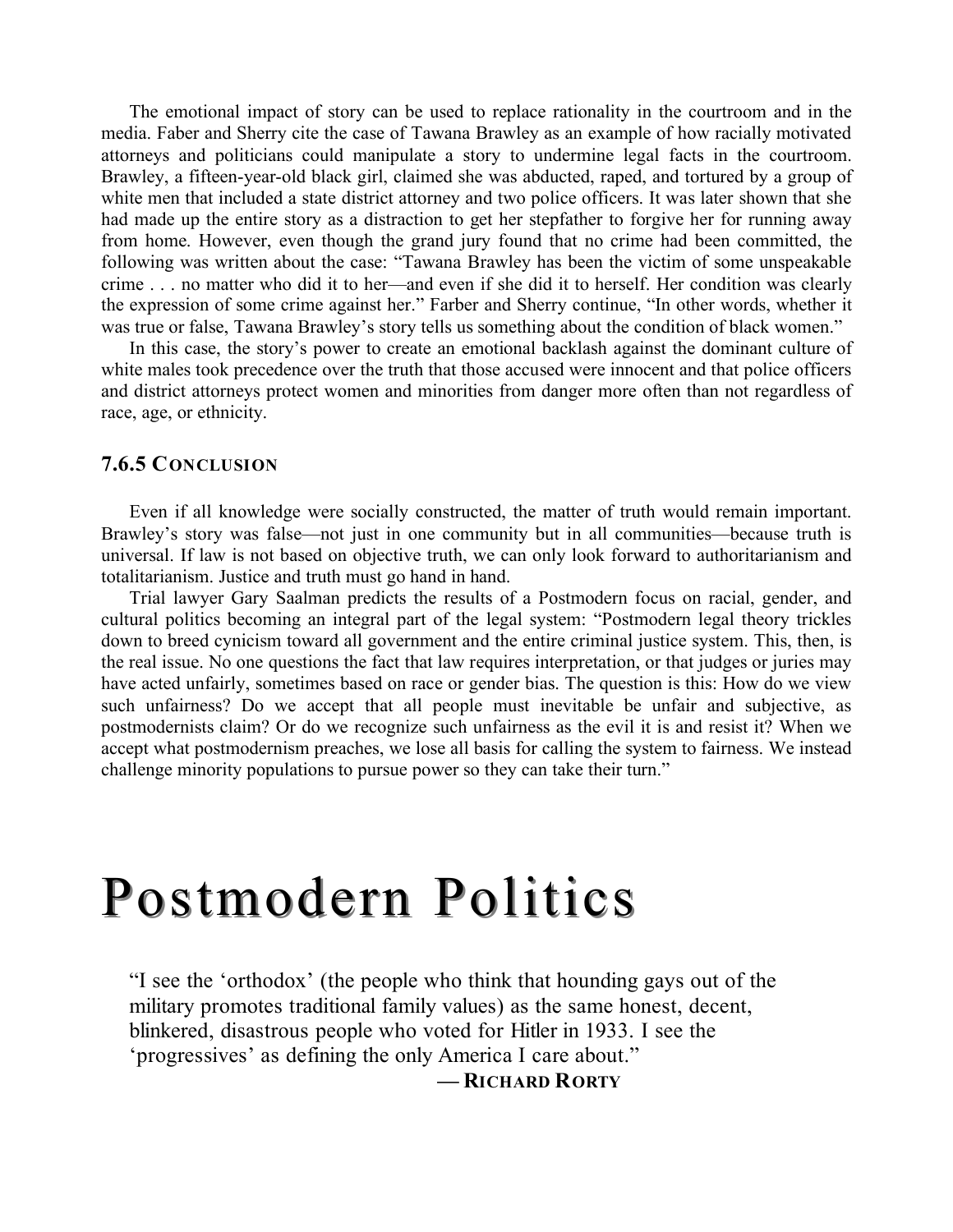The emotional impact of story can be used to replace rationality in the courtroom and in the media. Faber and Sherry cite the case of Tawana Brawley as an example of how racially motivated attorneys and politicians could manipulate a story to undermine legal facts in the courtroom. Brawley, a fifteen-year-old black girl, claimed she was abducted, raped, and tortured by a group of white men that included a state district attorney and two police officers. It was later shown that she had made up the entire story as a distraction to get her stepfather to forgive her for running away from home. However, even though the grand jury found that no crime had been committed, the following was written about the case: "Tawana Brawley has been the victim of some unspeakable crime . . . no matter who did it to her—and even if she did it to herself. Her condition was clearly the expression of some crime against her." Farber and Sherry continue, "In other words, whether it was true or false, Tawana Brawley's story tells us something about the condition of black women."

In this case, the story's power to create an emotional backlash against the dominant culture of white males took precedence over the truth that those accused were innocent and that police officers and district attorneys protect women and minorities from danger more often than not regardless of race, age, or ethnicity.

### 7.6.5 Conclusion

Even if all knowledge were socially constructed, the matter of truth would remain important. Brawley's story was false—not just in one community but in all communities—because truth is universal. If law is not based on objective truth, we can only look forward to authoritarianism and totalitarianism. Justice and truth must go hand in hand.

Trial lawyer Gary Saalman predicts the results of a Postmodern focus on racial, gender, and cultural politics becoming an integral part of the legal system: "Postmodern legal theory trickles down to breed cynicism toward all government and the entire criminal justice system. This, then, is the real issue. No one questions the fact that law requires interpretation, or that judges or juries may have acted unfairly, sometimes based on race or gender bias. The question is this: How do we view such unfairness? Do we accept that all people must inevitable be unfair and subjective, as postmodernists claim? Or do we recognize such unfairness as the evil it is and resist it? When we accept what postmodernism preaches, we lose all basis for calling the system to fairness. We instead challenge minority populations to pursue power so they can take their turn."

# Postmodern Politics

> "I see the 'orthodox' (the people who think that hounding gays out of the military promotes traditional family values) as the same honest, decent, blinkered, disastrous people who voted for Hitler in 1933. I see the 'progressives' as defining the only America I care about."
>
> — **Richard Rorty**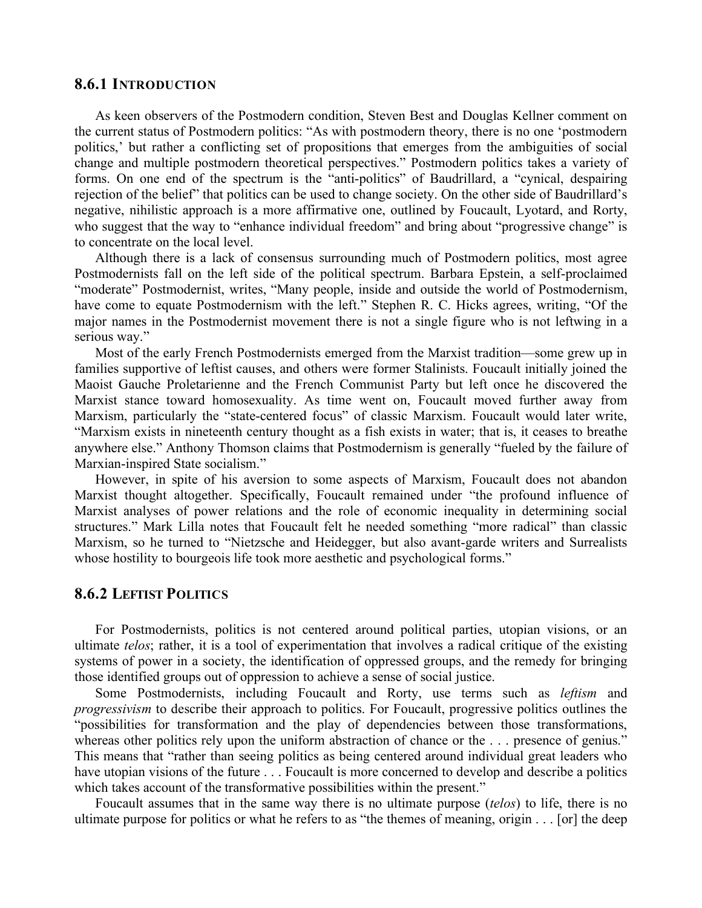### 8.6.1 Introduction

As keen observers of the Postmodern condition, Steven Best and Douglas Kellner comment on the current status of Postmodern politics: "As with postmodern theory, there is no one 'postmodern politics,' but rather a conflicting set of propositions that emerges from the ambiguities of social change and multiple postmodern theoretical perspectives." Postmodern politics takes a variety of forms. On one end of the spectrum is the "anti-politics" of Baudrillard, a "cynical, despairing rejection of the belief" that politics can be used to change society. On the other side of Baudrillard's negative, nihilistic approach is a more affirmative one, outlined by Foucault, Lyotard, and Rorty, who suggest that the way to "enhance individual freedom" and bring about "progressive change" is to concentrate on the local level.

Although there is a lack of consensus surrounding much of Postmodern politics, most agree Postmodernists fall on the left side of the political spectrum. Barbara Epstein, a self-proclaimed "moderate" Postmodernist, writes, "Many people, inside and outside the world of Postmodernism, have come to equate Postmodernism with the left." Stephen R. C. Hicks agrees, writing, "Of the major names in the Postmodernist movement there is not a single figure who is not leftwing in a serious way."

Most of the early French Postmodernists emerged from the Marxist tradition—some grew up in families supportive of leftist causes, and others were former Stalinists. Foucault initially joined the Maoist Gauche Proletarienne and the French Communist Party but left once he discovered the Marxist stance toward homosexuality. As time went on, Foucault moved further away from Marxism, particularly the "state-centered focus" of classic Marxism. Foucault would later write, "Marxism exists in nineteenth century thought as a fish exists in water; that is, it ceases to breathe anywhere else." Anthony Thomson claims that Postmodernism is generally "fueled by the failure of Marxian-inspired State socialism."

However, in spite of his aversion to some aspects of Marxism, Foucault does not abandon Marxist thought altogether. Specifically, Foucault remained under "the profound influence of Marxist analyses of power relations and the role of economic inequality in determining social structures." Mark Lilla notes that Foucault felt he needed something "more radical" than classic Marxism, so he turned to "Nietzsche and Heidegger, but also avant-garde writers and Surrealists whose hostility to bourgeois life took more aesthetic and psychological forms."

### 8.6.2 Leftist Politics

For Postmodernists, politics is not centered around political parties, utopian visions, or an ultimate *telos*; rather, it is a tool of experimentation that involves a radical critique of the existing systems of power in a society, the identification of oppressed groups, and the remedy for bringing those identified groups out of oppression to achieve a sense of social justice.

Some Postmodernists, including Foucault and Rorty, use terms such as *leftism* and *progressivism* to describe their approach to politics. For Foucault, progressive politics outlines the "possibilities for transformation and the play of dependencies between those transformations, whereas other politics rely upon the uniform abstraction of chance or the . . . presence of genius." This means that "rather than seeing politics as being centered around individual great leaders who have utopian visions of the future . . . Foucault is more concerned to develop and describe a politics which takes account of the transformative possibilities within the present."

Foucault assumes that in the same way there is no ultimate purpose (*telos*) to life, there is no ultimate purpose for politics or what he refers to as "the themes of meaning, origin . . . [or] the deep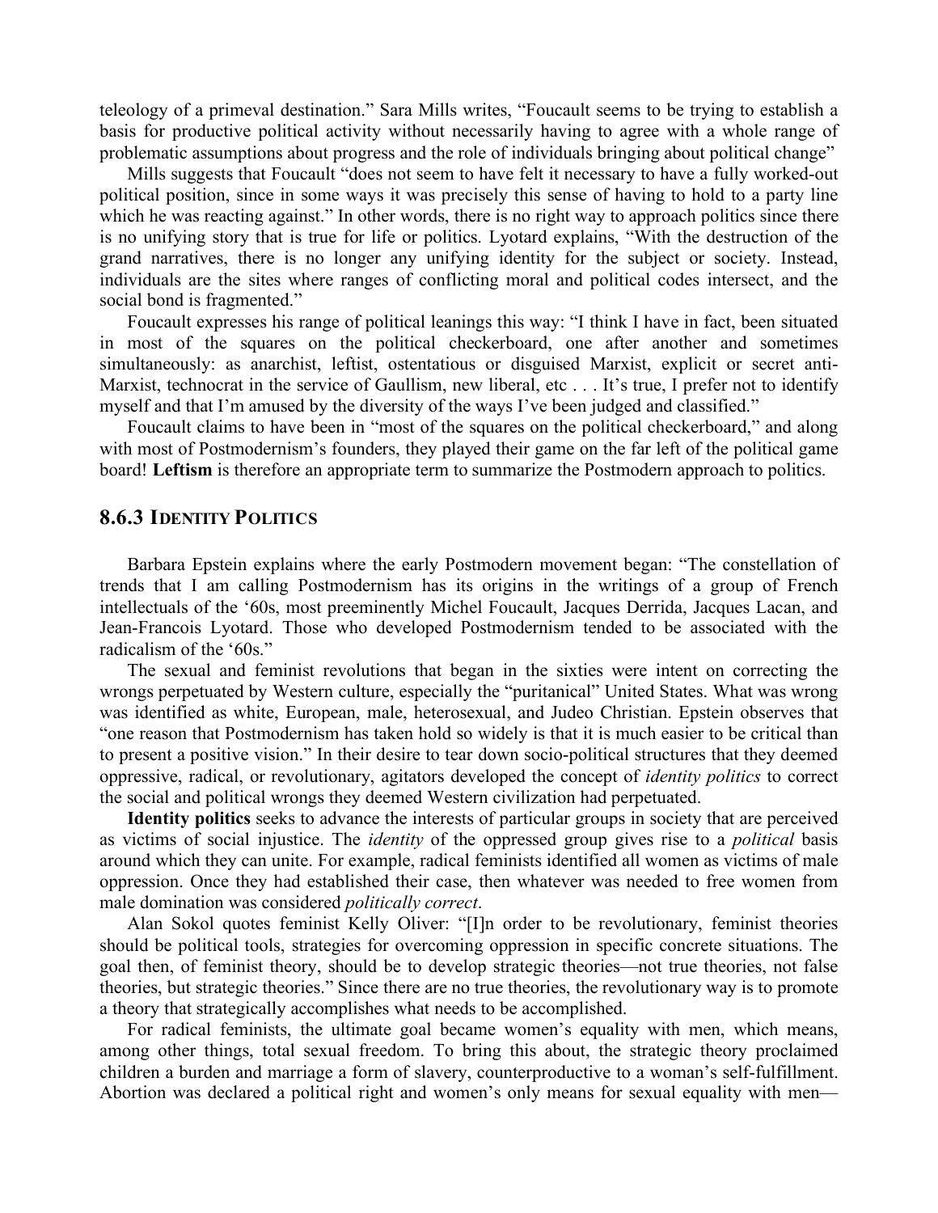teleology of a primeval destination." Sara Mills writes, "Foucault seems to be trying to establish a basis for productive political activity without necessarily having to agree with a whole range of problematic assumptions about progress and the role of individuals bringing about political change"

Mills suggests that Foucault "does not seem to have felt it necessary to have a fully worked-out political position, since in some ways it was precisely this sense of having to hold to a party line which he was reacting against." In other words, there is no right way to approach politics since there is no unifying story that is true for life or politics. Lyotard explains, "With the destruction of the grand narratives, there is no longer any unifying identity for the subject or society. Instead, individuals are the sites where ranges of conflicting moral and political codes intersect, and the social bond is fragmented."

Foucault expresses his range of political leanings this way: "I think I have in fact, been situated in most of the squares on the political checkerboard, one after another and sometimes simultaneously: as anarchist, leftist, ostentatious or disguised Marxist, explicit or secret anti-Marxist, technocrat in the service of Gaullism, new liberal, etc . . . It's true, I prefer not to identify myself and that I'm amused by the diversity of the ways I've been judged and classified."

Foucault claims to have been in "most of the squares on the political checkerboard," and along with most of Postmodernism's founders, they played their game on the far left of the political game board! **Leftism** is therefore an appropriate term to summarize the Postmodern approach to politics.

### 8.6.3 Identity Politics

Barbara Epstein explains where the early Postmodern movement began: "The constellation of trends that I am calling Postmodernism has its origins in the writings of a group of French intellectuals of the '60s, most preeminently Michel Foucault, Jacques Derrida, Jacques Lacan, and Jean-Francois Lyotard. Those who developed Postmodernism tended to be associated with the radicalism of the '60s."

The sexual and feminist revolutions that began in the sixties were intent on correcting the wrongs perpetuated by Western culture, especially the "puritanical" United States. What was wrong was identified as white, European, male, heterosexual, and Judeo Christian. Epstein observes that "one reason that Postmodernism has taken hold so widely is that it is much easier to be critical than to present a positive vision." In their desire to tear down socio-political structures that they deemed oppressive, radical, or revolutionary, agitators developed the concept of *identity politics* to correct the social and political wrongs they deemed Western civilization had perpetuated.

**Identity politics** seeks to advance the interests of particular groups in society that are perceived as victims of social injustice. The *identity* of the oppressed group gives rise to a *political* basis around which they can unite. For example, radical feminists identified all women as victims of male oppression. Once they had established their case, then whatever was needed to free women from male domination was considered *politically correct*.

Alan Sokol quotes feminist Kelly Oliver: "[I]n order to be revolutionary, feminist theories should be political tools, strategies for overcoming oppression in specific concrete situations. The goal then, of feminist theory, should be to develop strategic theories—not true theories, not false theories, but strategic theories." Since there are no true theories, the revolutionary way is to promote a theory that strategically accomplishes what needs to be accomplished.

For radical feminists, the ultimate goal became women's equality with men, which means, among other things, total sexual freedom. To bring this about, the strategic theory proclaimed children a burden and marriage a form of slavery, counterproductive to a woman's self-fulfillment. Abortion was declared a political right and women's only means for sexual equality with men—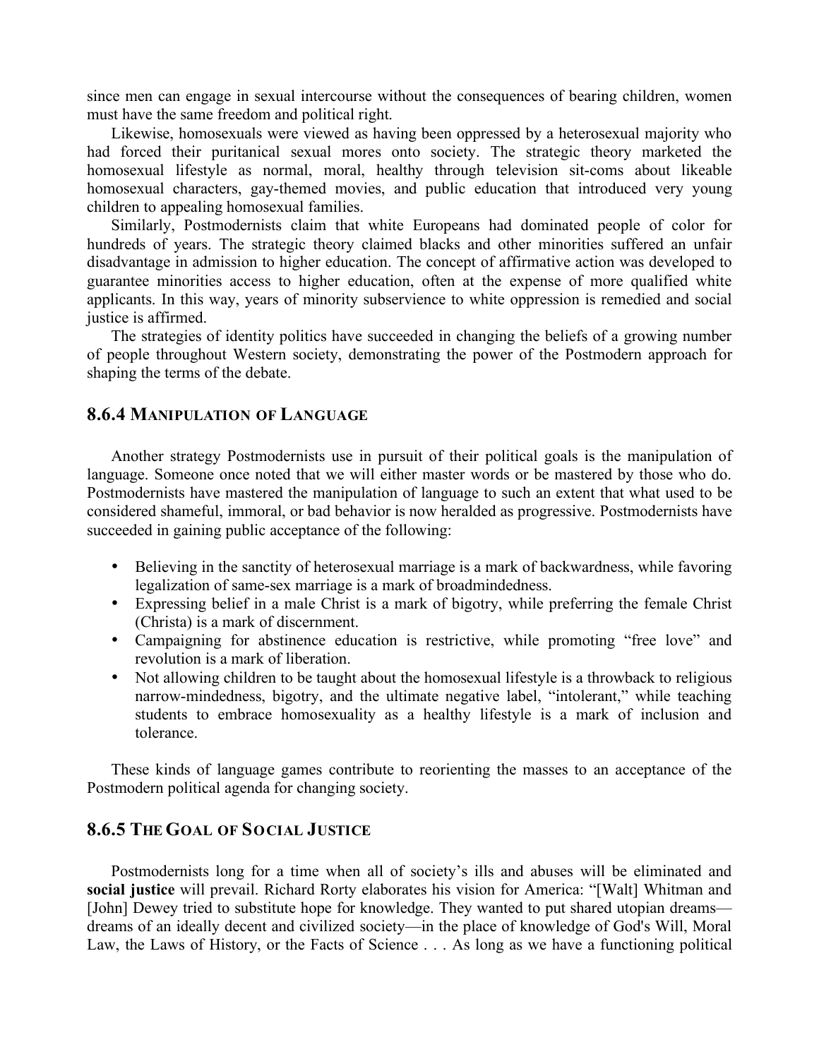since men can engage in sexual intercourse without the consequences of bearing children, women must have the same freedom and political right.

Likewise, homosexuals were viewed as having been oppressed by a heterosexual majority who had forced their puritanical sexual mores onto society. The strategic theory marketed the homosexual lifestyle as normal, moral, healthy through television sit-coms about likeable homosexual characters, gay-themed movies, and public education that introduced very young children to appealing homosexual families.

Similarly, Postmodernists claim that white Europeans had dominated people of color for hundreds of years. The strategic theory claimed blacks and other minorities suffered an unfair disadvantage in admission to higher education. The concept of affirmative action was developed to guarantee minorities access to higher education, often at the expense of more qualified white applicants. In this way, years of minority subservience to white oppression is remedied and social justice is affirmed.

The strategies of identity politics have succeeded in changing the beliefs of a growing number of people throughout Western society, demonstrating the power of the Postmodern approach for shaping the terms of the debate.

### 8.6.4 Manipulation of Language

Another strategy Postmodernists use in pursuit of their political goals is the manipulation of language. Someone once noted that we will either master words or be mastered by those who do. Postmodernists have mastered the manipulation of language to such an extent that what used to be considered shameful, immoral, or bad behavior is now heralded as progressive. Postmodernists have succeeded in gaining public acceptance of the following:

- Believing in the sanctity of heterosexual marriage is a mark of backwardness, while favoring legalization of same-sex marriage is a mark of broadmindedness.
- Expressing belief in a male Christ is a mark of bigotry, while preferring the female Christ (Christa) is a mark of discernment.
- Campaigning for abstinence education is restrictive, while promoting "free love" and revolution is a mark of liberation.
- Not allowing children to be taught about the homosexual lifestyle is a throwback to religious narrow-mindedness, bigotry, and the ultimate negative label, "intolerant," while teaching students to embrace homosexuality as a healthy lifestyle is a mark of inclusion and tolerance.

These kinds of language games contribute to reorienting the masses to an acceptance of the Postmodern political agenda for changing society.

### 8.6.5 The Goal of Social Justice

Postmodernists long for a time when all of society's ills and abuses will be eliminated and **social justice** will prevail. Richard Rorty elaborates his vision for America: "[Walt] Whitman and [John] Dewey tried to substitute hope for knowledge. They wanted to put shared utopian dreams—dreams of an ideally decent and civilized society—in the place of knowledge of God's Will, Moral Law, the Laws of History, or the Facts of Science . . . As long as we have a functioning political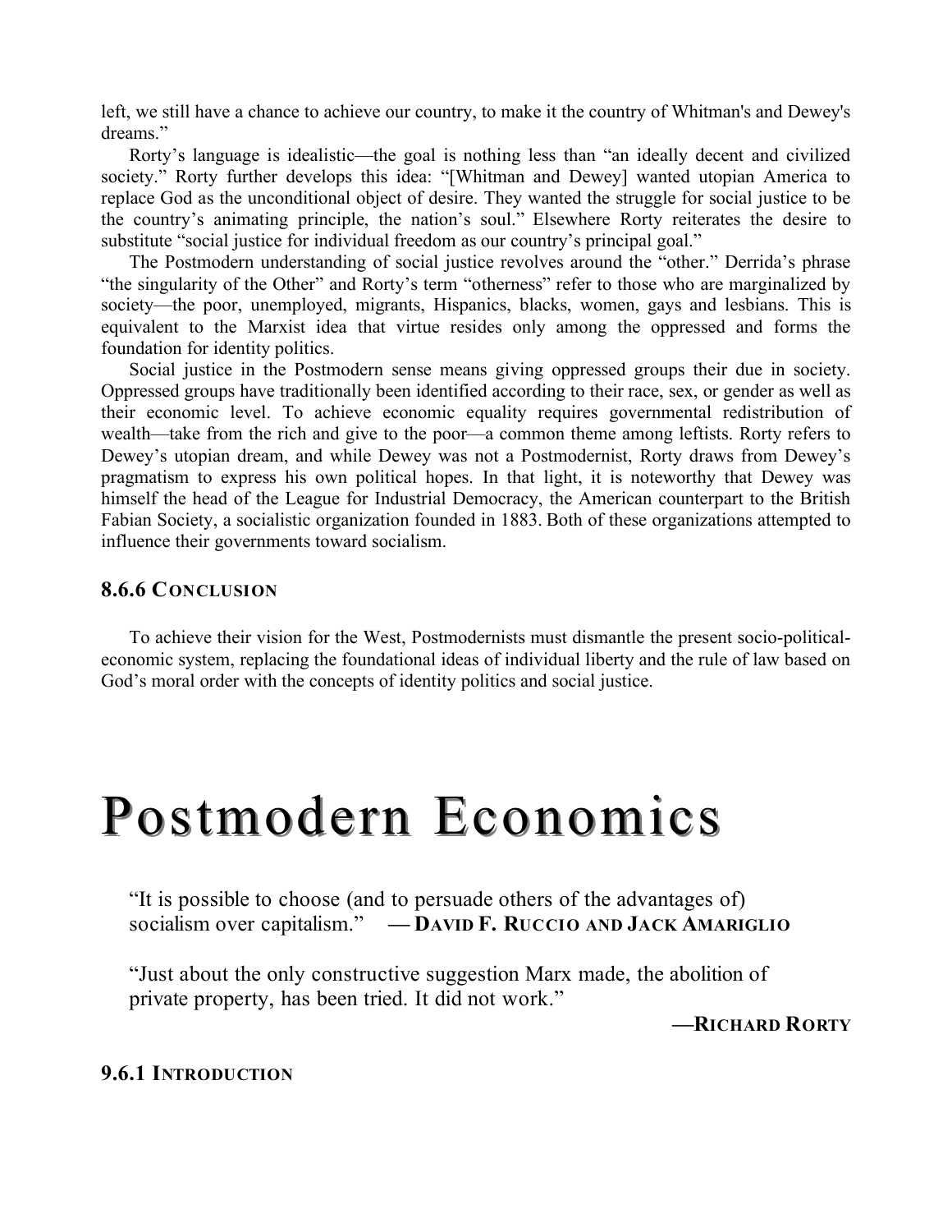left, we still have a chance to achieve our country, to make it the country of Whitman's and Dewey's dreams."

Rorty's language is idealistic—the goal is nothing less than "an ideally decent and civilized society." Rorty further develops this idea: "[Whitman and Dewey] wanted utopian America to replace God as the unconditional object of desire. They wanted the struggle for social justice to be the country's animating principle, the nation's soul." Elsewhere Rorty reiterates the desire to substitute "social justice for individual freedom as our country's principal goal."

The Postmodern understanding of social justice revolves around the "other." Derrida's phrase "the singularity of the Other" and Rorty's term "otherness" refer to those who are marginalized by society—the poor, unemployed, migrants, Hispanics, blacks, women, gays and lesbians. This is equivalent to the Marxist idea that virtue resides only among the oppressed and forms the foundation for identity politics.

Social justice in the Postmodern sense means giving oppressed groups their due in society. Oppressed groups have traditionally been identified according to their race, sex, or gender as well as their economic level. To achieve economic equality requires governmental redistribution of wealth—take from the rich and give to the poor—a common theme among leftists. Rorty refers to Dewey's utopian dream, and while Dewey was not a Postmodernist, Rorty draws from Dewey's pragmatism to express his own political hopes. In that light, it is noteworthy that Dewey was himself the head of the League for Industrial Democracy, the American counterpart to the British Fabian Society, a socialistic organization founded in 1883. Both of these organizations attempted to influence their governments toward socialism.

### 8.6.6 Conclusion

To achieve their vision for the West, Postmodernists must dismantle the present socio-political-economic system, replacing the foundational ideas of individual liberty and the rule of law based on God's moral order with the concepts of identity politics and social justice.

# Postmodern Economics

> "It is possible to choose (and to persuade others of the advantages of) socialism over capitalism." — **David F. Ruccio and Jack Amariglio**

> "Just about the only constructive suggestion Marx made, the abolition of private property, has been tried. It did not work."
>
> —**Richard Rorty**

### 9.6.1 Introduction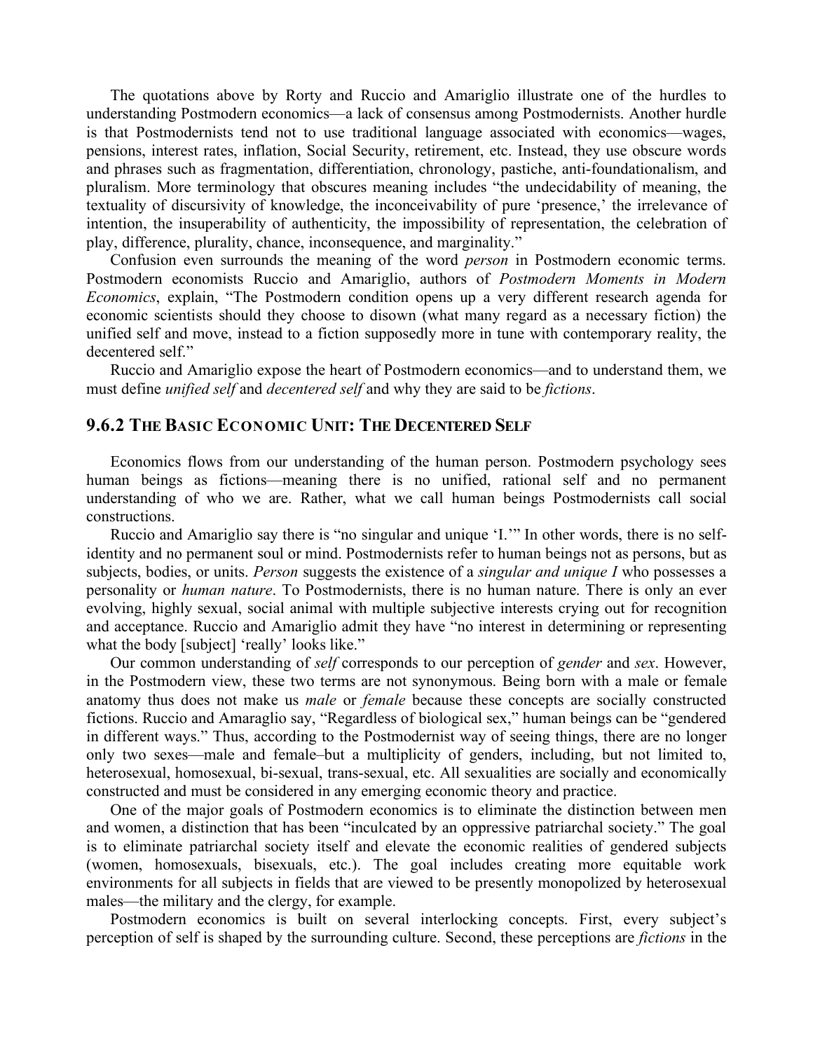The quotations above by Rorty and Ruccio and Amariglio illustrate one of the hurdles to understanding Postmodern economics—a lack of consensus among Postmodernists. Another hurdle is that Postmodernists tend not to use traditional language associated with economics—wages, pensions, interest rates, inflation, Social Security, retirement, etc. Instead, they use obscure words and phrases such as fragmentation, differentiation, chronology, pastiche, anti-foundationalism, and pluralism. More terminology that obscures meaning includes "the undecidability of meaning, the textuality of discursivity of knowledge, the inconceivability of pure 'presence,' the irrelevance of intention, the insuperability of authenticity, the impossibility of representation, the celebration of play, difference, plurality, chance, inconsequence, and marginality."

Confusion even surrounds the meaning of the word *person* in Postmodern economic terms. Postmodern economists Ruccio and Amariglio, authors of *Postmodern Moments in Modern Economics*, explain, "The Postmodern condition opens up a very different research agenda for economic scientists should they choose to disown (what many regard as a necessary fiction) the unified self and move, instead to a fiction supposedly more in tune with contemporary reality, the decentered self."

Ruccio and Amariglio expose the heart of Postmodern economics—and to understand them, we must define *unified self* and *decentered self* and why they are said to be *fictions*.

## 9.6.2 The Basic Economic Unit: The Decentered Self

Economics flows from our understanding of the human person. Postmodern psychology sees human beings as fictions—meaning there is no unified, rational self and no permanent understanding of who we are. Rather, what we call human beings Postmodernists call social constructions.

Ruccio and Amariglio say there is "no singular and unique 'I.'" In other words, there is no self-identity and no permanent soul or mind. Postmodernists refer to human beings not as persons, but as subjects, bodies, or units. *Person* suggests the existence of a *singular and unique I* who possesses a personality or *human nature*. To Postmodernists, there is no human nature. There is only an ever evolving, highly sexual, social animal with multiple subjective interests crying out for recognition and acceptance. Ruccio and Amariglio admit they have "no interest in determining or representing what the body [subject] 'really' looks like."

Our common understanding of *self* corresponds to our perception of *gender* and *sex*. However, in the Postmodern view, these two terms are not synonymous. Being born with a male or female anatomy thus does not make us *male* or *female* because these concepts are socially constructed fictions. Ruccio and Amaraglio say, "Regardless of biological sex," human beings can be "gendered in different ways." Thus, according to the Postmodernist way of seeing things, there are no longer only two sexes—male and female–but a multiplicity of genders, including, but not limited to, heterosexual, homosexual, bi-sexual, trans-sexual, etc. All sexualities are socially and economically constructed and must be considered in any emerging economic theory and practice.

One of the major goals of Postmodern economics is to eliminate the distinction between men and women, a distinction that has been "inculcated by an oppressive patriarchal society." The goal is to eliminate patriarchal society itself and elevate the economic realities of gendered subjects (women, homosexuals, bisexuals, etc.). The goal includes creating more equitable work environments for all subjects in fields that are viewed to be presently monopolized by heterosexual males—the military and the clergy, for example.

Postmodern economics is built on several interlocking concepts. First, every subject's perception of self is shaped by the surrounding culture. Second, these perceptions are *fictions* in the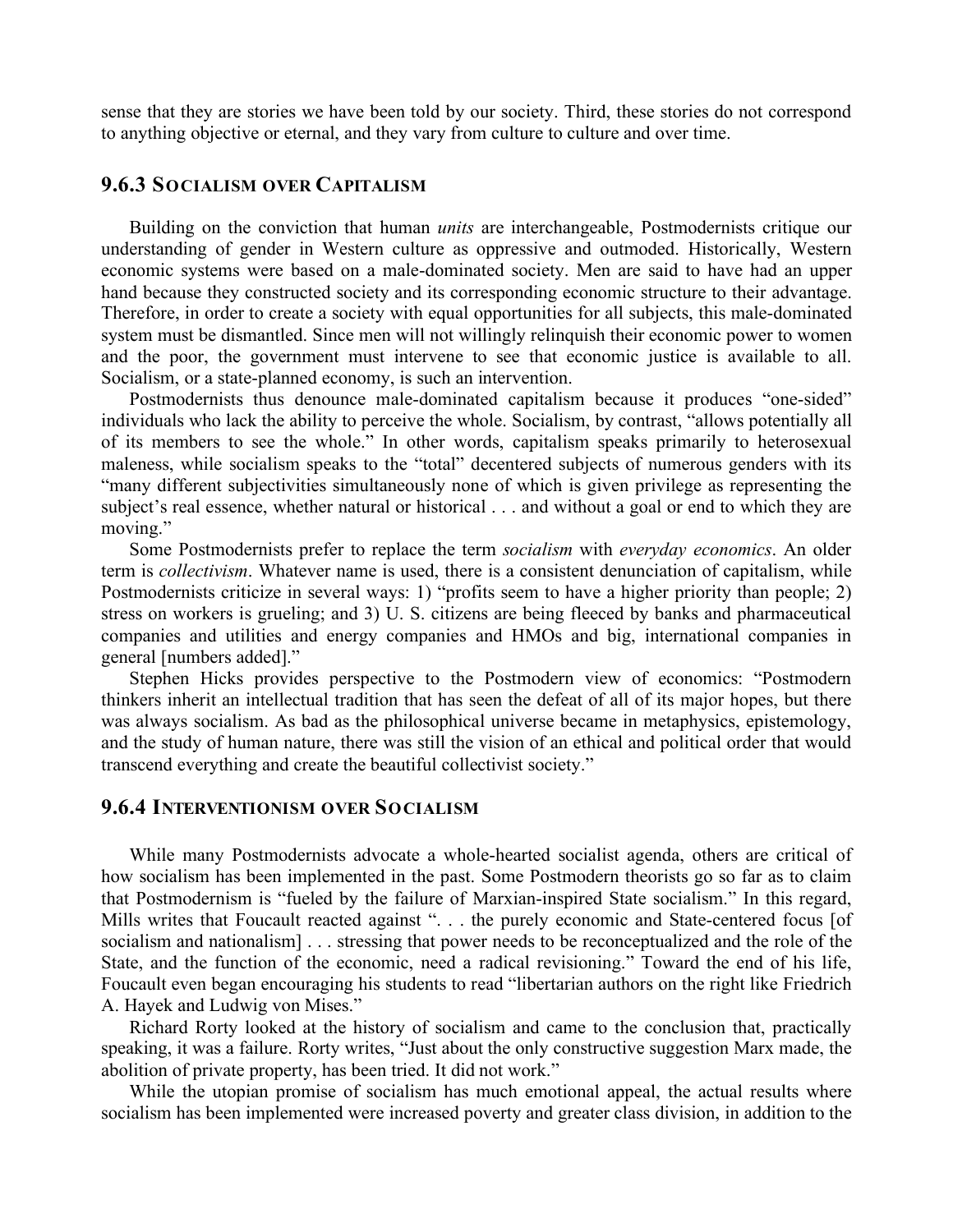sense that they are stories we have been told by our society. Third, these stories do not correspond to anything objective or eternal, and they vary from culture to culture and over time.

### 9.6.3 Socialism over Capitalism

Building on the conviction that human *units* are interchangeable, Postmodernists critique our understanding of gender in Western culture as oppressive and outmoded. Historically, Western economic systems were based on a male-dominated society. Men are said to have had an upper hand because they constructed society and its corresponding economic structure to their advantage. Therefore, in order to create a society with equal opportunities for all subjects, this male-dominated system must be dismantled. Since men will not willingly relinquish their economic power to women and the poor, the government must intervene to see that economic justice is available to all. Socialism, or a state-planned economy, is such an intervention.

Postmodernists thus denounce male-dominated capitalism because it produces "one-sided" individuals who lack the ability to perceive the whole. Socialism, by contrast, "allows potentially all of its members to see the whole." In other words, capitalism speaks primarily to heterosexual maleness, while socialism speaks to the "total" decentered subjects of numerous genders with its "many different subjectivities simultaneously none of which is given privilege as representing the subject's real essence, whether natural or historical . . . and without a goal or end to which they are moving."

Some Postmodernists prefer to replace the term *socialism* with *everyday economics*. An older term is *collectivism*. Whatever name is used, there is a consistent denunciation of capitalism, while Postmodernists criticize in several ways: 1) "profits seem to have a higher priority than people; 2) stress on workers is grueling; and 3) U. S. citizens are being fleeced by banks and pharmaceutical companies and utilities and energy companies and HMOs and big, international companies in general [numbers added]."

Stephen Hicks provides perspective to the Postmodern view of economics: "Postmodern thinkers inherit an intellectual tradition that has seen the defeat of all of its major hopes, but there was always socialism. As bad as the philosophical universe became in metaphysics, epistemology, and the study of human nature, there was still the vision of an ethical and political order that would transcend everything and create the beautiful collectivist society."

### 9.6.4 Interventionism over Socialism

While many Postmodernists advocate a whole-hearted socialist agenda, others are critical of how socialism has been implemented in the past. Some Postmodern theorists go so far as to claim that Postmodernism is "fueled by the failure of Marxian-inspired State socialism." In this regard, Mills writes that Foucault reacted against ". . . the purely economic and State-centered focus [of socialism and nationalism] . . . stressing that power needs to be reconceptualized and the role of the State, and the function of the economic, need a radical revisioning." Toward the end of his life, Foucault even began encouraging his students to read "libertarian authors on the right like Friedrich A. Hayek and Ludwig von Mises."

Richard Rorty looked at the history of socialism and came to the conclusion that, practically speaking, it was a failure. Rorty writes, "Just about the only constructive suggestion Marx made, the abolition of private property, has been tried. It did not work."

While the utopian promise of socialism has much emotional appeal, the actual results where socialism has been implemented were increased poverty and greater class division, in addition to the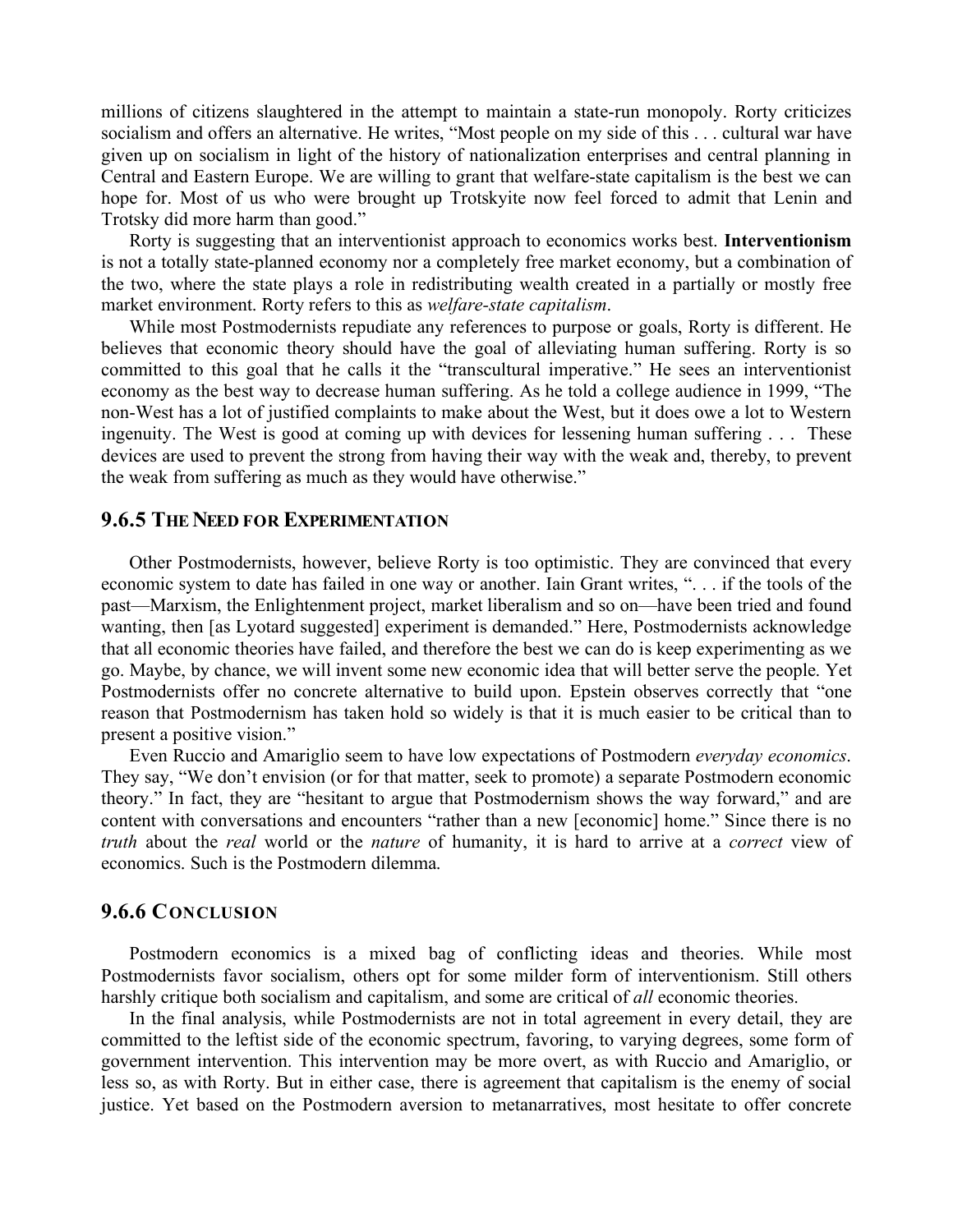millions of citizens slaughtered in the attempt to maintain a state-run monopoly. Rorty criticizes socialism and offers an alternative. He writes, "Most people on my side of this . . . cultural war have given up on socialism in light of the history of nationalization enterprises and central planning in Central and Eastern Europe. We are willing to grant that welfare-state capitalism is the best we can hope for. Most of us who were brought up Trotskyite now feel forced to admit that Lenin and Trotsky did more harm than good."

Rorty is suggesting that an interventionist approach to economics works best. **Interventionism** is not a totally state-planned economy nor a completely free market economy, but a combination of the two, where the state plays a role in redistributing wealth created in a partially or mostly free market environment. Rorty refers to this as *welfare-state capitalism*.

While most Postmodernists repudiate any references to purpose or goals, Rorty is different. He believes that economic theory should have the goal of alleviating human suffering. Rorty is so committed to this goal that he calls it the "transcultural imperative." He sees an interventionist economy as the best way to decrease human suffering. As he told a college audience in 1999, "The non-West has a lot of justified complaints to make about the West, but it does owe a lot to Western ingenuity. The West is good at coming up with devices for lessening human suffering . . . These devices are used to prevent the strong from having their way with the weak and, thereby, to prevent the weak from suffering as much as they would have otherwise."

### 9.6.5 The Need for Experimentation

Other Postmodernists, however, believe Rorty is too optimistic. They are convinced that every economic system to date has failed in one way or another. Iain Grant writes, ". . . if the tools of the past—Marxism, the Enlightenment project, market liberalism and so on—have been tried and found wanting, then [as Lyotard suggested] experiment is demanded." Here, Postmodernists acknowledge that all economic theories have failed, and therefore the best we can do is keep experimenting as we go. Maybe, by chance, we will invent some new economic idea that will better serve the people. Yet Postmodernists offer no concrete alternative to build upon. Epstein observes correctly that "one reason that Postmodernism has taken hold so widely is that it is much easier to be critical than to present a positive vision."

Even Ruccio and Amariglio seem to have low expectations of Postmodern *everyday economics*. They say, "We don't envision (or for that matter, seek to promote) a separate Postmodern economic theory." In fact, they are "hesitant to argue that Postmodernism shows the way forward," and are content with conversations and encounters "rather than a new [economic] home." Since there is no *truth* about the *real* world or the *nature* of humanity, it is hard to arrive at a *correct* view of economics. Such is the Postmodern dilemma.

### 9.6.6 Conclusion

Postmodern economics is a mixed bag of conflicting ideas and theories. While most Postmodernists favor socialism, others opt for some milder form of interventionism. Still others harshly critique both socialism and capitalism, and some are critical of *all* economic theories.

In the final analysis, while Postmodernists are not in total agreement in every detail, they are committed to the leftist side of the economic spectrum, favoring, to varying degrees, some form of government intervention. This intervention may be more overt, as with Ruccio and Amariglio, or less so, as with Rorty. But in either case, there is agreement that capitalism is the enemy of social justice. Yet based on the Postmodern aversion to metanarratives, most hesitate to offer concrete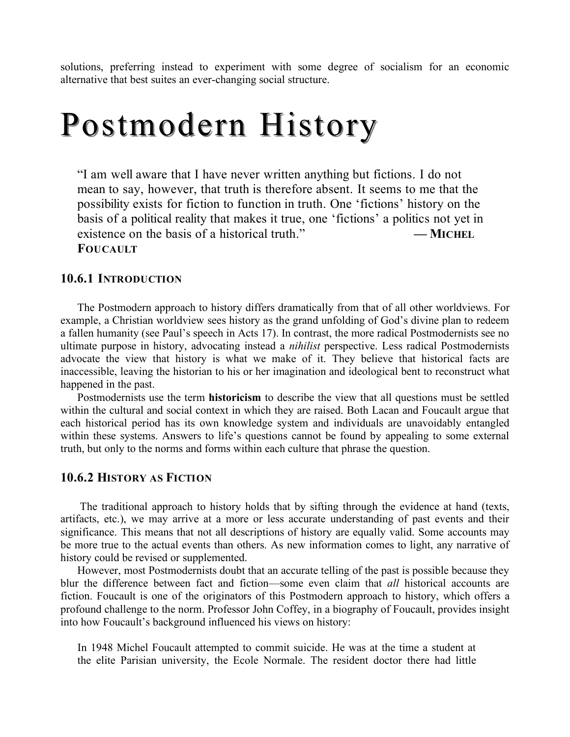solutions, preferring instead to experiment with some degree of socialism for an economic alternative that best suites an ever-changing social structure.

# Postmodern History

> "I am well aware that I have never written anything but fictions. I do not mean to say, however, that truth is therefore absent. It seems to me that the possibility exists for fiction to function in truth. One 'fictions' history on the basis of a political reality that makes it true, one 'fictions' a politics not yet in existence on the basis of a historical truth." — **MICHEL FOUCAULT**

### 10.6.1 INTRODUCTION

The Postmodern approach to history differs dramatically from that of all other worldviews. For example, a Christian worldview sees history as the grand unfolding of God's divine plan to redeem a fallen humanity (see Paul's speech in Acts 17). In contrast, the more radical Postmodernists see no ultimate purpose in history, advocating instead a *nihilist* perspective. Less radical Postmodernists advocate the view that history is what we make of it. They believe that historical facts are inaccessible, leaving the historian to his or her imagination and ideological bent to reconstruct what happened in the past.

Postmodernists use the term **historicism** to describe the view that all questions must be settled within the cultural and social context in which they are raised. Both Lacan and Foucault argue that each historical period has its own knowledge system and individuals are unavoidably entangled within these systems. Answers to life's questions cannot be found by appealing to some external truth, but only to the norms and forms within each culture that phrase the question.

### 10.6.2 HISTORY AS FICTION

The traditional approach to history holds that by sifting through the evidence at hand (texts, artifacts, etc.), we may arrive at a more or less accurate understanding of past events and their significance. This means that not all descriptions of history are equally valid. Some accounts may be more true to the actual events than others. As new information comes to light, any narrative of history could be revised or supplemented.

However, most Postmodernists doubt that an accurate telling of the past is possible because they blur the difference between fact and fiction—some even claim that *all* historical accounts are fiction. Foucault is one of the originators of this Postmodern approach to history, which offers a profound challenge to the norm. Professor John Coffey, in a biography of Foucault, provides insight into how Foucault's background influenced his views on history:

> In 1948 Michel Foucault attempted to commit suicide. He was at the time a student at the elite Parisian university, the Ecole Normale. The resident doctor there had little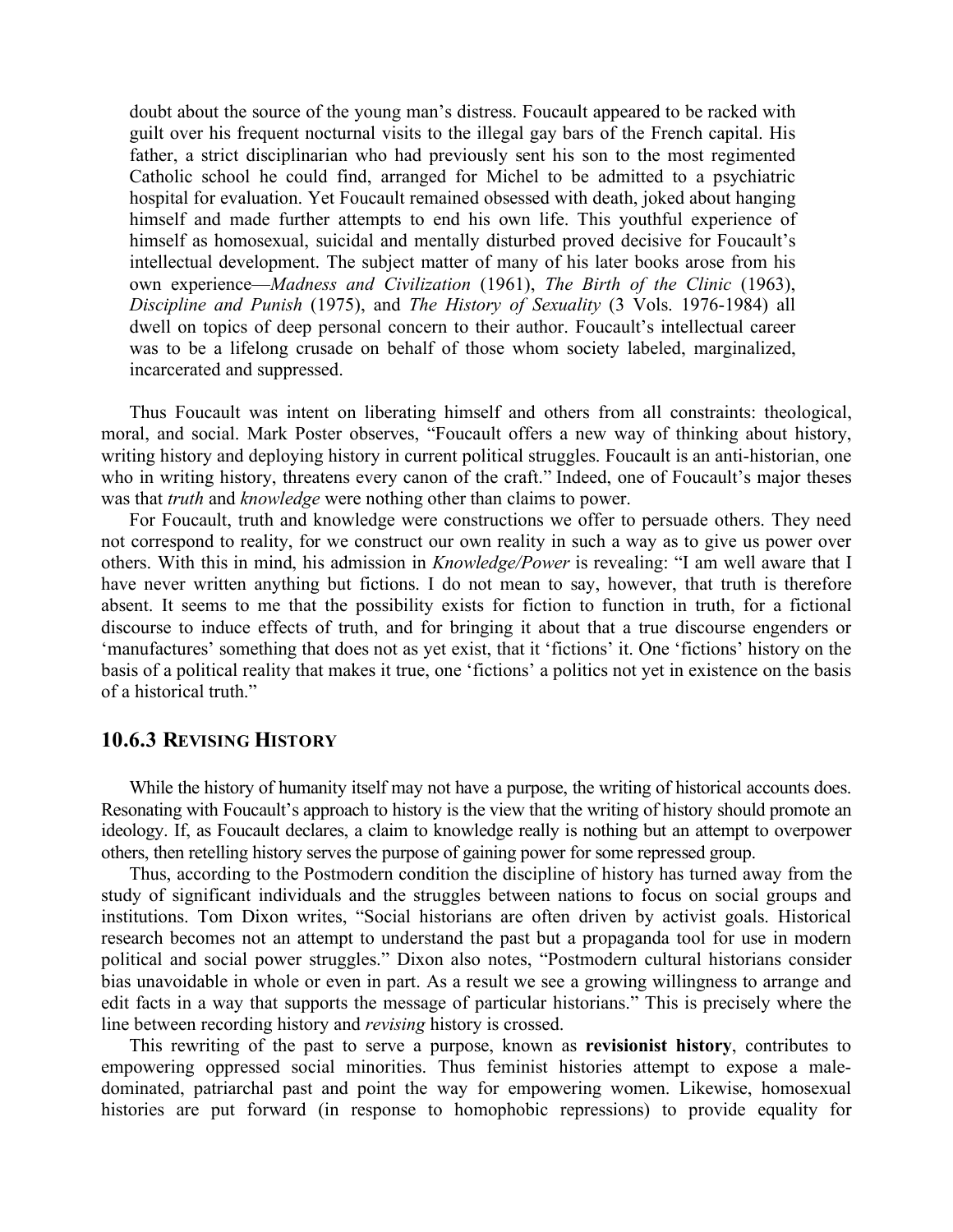> doubt about the source of the young man's distress. Foucault appeared to be racked with guilt over his frequent nocturnal visits to the illegal gay bars of the French capital. His father, a strict disciplinarian who had previously sent his son to the most regimented Catholic school he could find, arranged for Michel to be admitted to a psychiatric hospital for evaluation. Yet Foucault remained obsessed with death, joked about hanging himself and made further attempts to end his own life. This youthful experience of himself as homosexual, suicidal and mentally disturbed proved decisive for Foucault's intellectual development. The subject matter of many of his later books arose from his own experience—*Madness and Civilization* (1961), *The Birth of the Clinic* (1963), *Discipline and Punish* (1975), and *The History of Sexuality* (3 Vols. 1976-1984) all dwell on topics of deep personal concern to their author. Foucault's intellectual career was to be a lifelong crusade on behalf of those whom society labeled, marginalized, incarcerated and suppressed.

Thus Foucault was intent on liberating himself and others from all constraints: theological, moral, and social. Mark Poster observes, "Foucault offers a new way of thinking about history, writing history and deploying history in current political struggles. Foucault is an anti-historian, one who in writing history, threatens every canon of the craft." Indeed, one of Foucault's major theses was that *truth* and *knowledge* were nothing other than claims to power.

For Foucault, truth and knowledge were constructions we offer to persuade others. They need not correspond to reality, for we construct our own reality in such a way as to give us power over others. With this in mind, his admission in *Knowledge/Power* is revealing: "I am well aware that I have never written anything but fictions. I do not mean to say, however, that truth is therefore absent. It seems to me that the possibility exists for fiction to function in truth, for a fictional discourse to induce effects of truth, and for bringing it about that a true discourse engenders or 'manufactures' something that does not as yet exist, that it 'fictions' it. One 'fictions' history on the basis of a political reality that makes it true, one 'fictions' a politics not yet in existence on the basis of a historical truth."

### 10.6.3 Revising History

While the history of humanity itself may not have a purpose, the writing of historical accounts does. Resonating with Foucault's approach to history is the view that the writing of history should promote an ideology. If, as Foucault declares, a claim to knowledge really is nothing but an attempt to overpower others, then retelling history serves the purpose of gaining power for some repressed group.

Thus, according to the Postmodern condition the discipline of history has turned away from the study of significant individuals and the struggles between nations to focus on social groups and institutions. Tom Dixon writes, "Social historians are often driven by activist goals. Historical research becomes not an attempt to understand the past but a propaganda tool for use in modern political and social power struggles." Dixon also notes, "Postmodern cultural historians consider bias unavoidable in whole or even in part. As a result we see a growing willingness to arrange and edit facts in a way that supports the message of particular historians." This is precisely where the line between recording history and *revising* history is crossed.

This rewriting of the past to serve a purpose, known as **revisionist history**, contributes to empowering oppressed social minorities. Thus feminist histories attempt to expose a male-dominated, patriarchal past and point the way for empowering women. Likewise, homosexual histories are put forward (in response to homophobic repressions) to provide equality for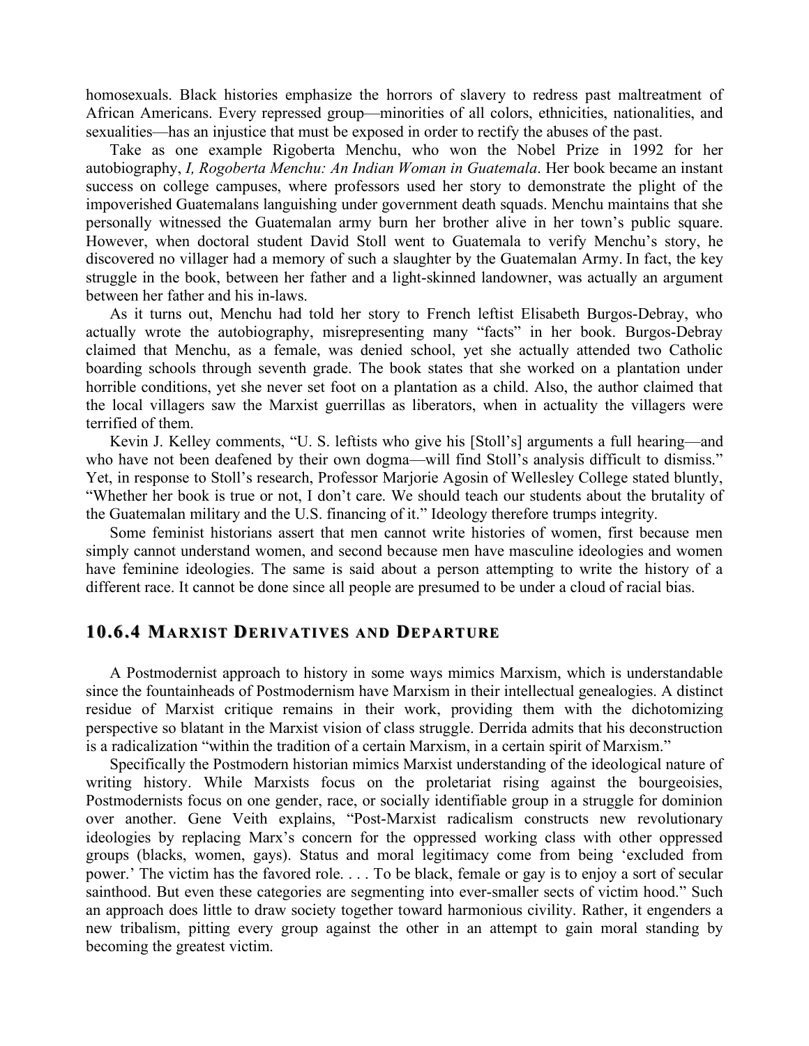homosexuals. Black histories emphasize the horrors of slavery to redress past maltreatment of African Americans. Every repressed group—minorities of all colors, ethnicities, nationalities, and sexualities—has an injustice that must be exposed in order to rectify the abuses of the past.

Take as one example Rigoberta Menchu, who won the Nobel Prize in 1992 for her autobiography, *I, Rogoberta Menchu: An Indian Woman in Guatemala*. Her book became an instant success on college campuses, where professors used her story to demonstrate the plight of the impoverished Guatemalans languishing under government death squads. Menchu maintains that she personally witnessed the Guatemalan army burn her brother alive in her town's public square. However, when doctoral student David Stoll went to Guatemala to verify Menchu's story, he discovered no villager had a memory of such a slaughter by the Guatemalan Army. In fact, the key struggle in the book, between her father and a light-skinned landowner, was actually an argument between her father and his in-laws.

As it turns out, Menchu had told her story to French leftist Elisabeth Burgos-Debray, who actually wrote the autobiography, misrepresenting many "facts" in her book. Burgos-Debray claimed that Menchu, as a female, was denied school, yet she actually attended two Catholic boarding schools through seventh grade. The book states that she worked on a plantation under horrible conditions, yet she never set foot on a plantation as a child. Also, the author claimed that the local villagers saw the Marxist guerrillas as liberators, when in actuality the villagers were terrified of them.

Kevin J. Kelley comments, "U. S. leftists who give his [Stoll's] arguments a full hearing—and who have not been deafened by their own dogma—will find Stoll's analysis difficult to dismiss." Yet, in response to Stoll's research, Professor Marjorie Agosin of Wellesley College stated bluntly, "Whether her book is true or not, I don't care. We should teach our students about the brutality of the Guatemalan military and the U.S. financing of it." Ideology therefore trumps integrity.

Some feminist historians assert that men cannot write histories of women, first because men simply cannot understand women, and second because men have masculine ideologies and women have feminine ideologies. The same is said about a person attempting to write the history of a different race. It cannot be done since all people are presumed to be under a cloud of racial bias.

### 10.6.4 Marxist Derivatives and Departure

A Postmodernist approach to history in some ways mimics Marxism, which is understandable since the fountainheads of Postmodernism have Marxism in their intellectual genealogies. A distinct residue of Marxist critique remains in their work, providing them with the dichotomizing perspective so blatant in the Marxist vision of class struggle. Derrida admits that his deconstruction is a radicalization "within the tradition of a certain Marxism, in a certain spirit of Marxism."

Specifically the Postmodern historian mimics Marxist understanding of the ideological nature of writing history. While Marxists focus on the proletariat rising against the bourgeoisies, Postmodernists focus on one gender, race, or socially identifiable group in a struggle for dominion over another. Gene Veith explains, "Post-Marxist radicalism constructs new revolutionary ideologies by replacing Marx's concern for the oppressed working class with other oppressed groups (blacks, women, gays). Status and moral legitimacy come from being 'excluded from power.' The victim has the favored role. . . . To be black, female or gay is to enjoy a sort of secular sainthood. But even these categories are segmenting into ever-smaller sects of victim hood." Such an approach does little to draw society together toward harmonious civility. Rather, it engenders a new tribalism, pitting every group against the other in an attempt to gain moral standing by becoming the greatest victim.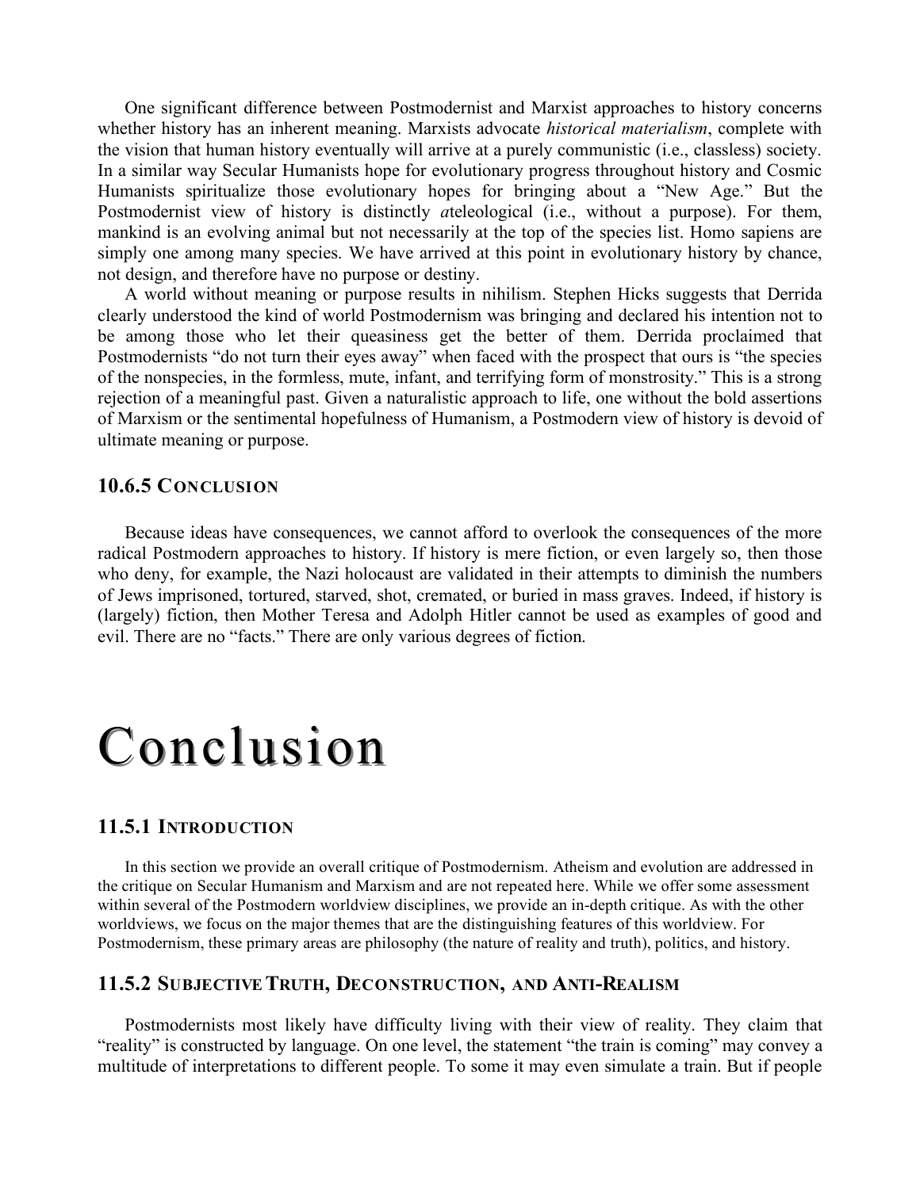One significant difference between Postmodernist and Marxist approaches to history concerns whether history has an inherent meaning. Marxists advocate *historical materialism*, complete with the vision that human history eventually will arrive at a purely communistic (i.e., classless) society. In a similar way Secular Humanists hope for evolutionary progress throughout history and Cosmic Humanists spiritualize those evolutionary hopes for bringing about a "New Age." But the Postmodernist view of history is distinctly *a*teleological (i.e., without a purpose). For them, mankind is an evolving animal but not necessarily at the top of the species list. Homo sapiens are simply one among many species. We have arrived at this point in evolutionary history by chance, not design, and therefore have no purpose or destiny.

A world without meaning or purpose results in nihilism. Stephen Hicks suggests that Derrida clearly understood the kind of world Postmodernism was bringing and declared his intention not to be among those who let their queasiness get the better of them. Derrida proclaimed that Postmodernists "do not turn their eyes away" when faced with the prospect that ours is "the species of the nonspecies, in the formless, mute, infant, and terrifying form of monstrosity." This is a strong rejection of a meaningful past. Given a naturalistic approach to life, one without the bold assertions of Marxism or the sentimental hopefulness of Humanism, a Postmodern view of history is devoid of ultimate meaning or purpose.

### 10.6.5 Conclusion

Because ideas have consequences, we cannot afford to overlook the consequences of the more radical Postmodern approaches to history. If history is mere fiction, or even largely so, then those who deny, for example, the Nazi holocaust are validated in their attempts to diminish the numbers of Jews imprisoned, tortured, starved, shot, cremated, or buried in mass graves. Indeed, if history is (largely) fiction, then Mother Teresa and Adolph Hitler cannot be used as examples of good and evil. There are no "facts." There are only various degrees of fiction.

# Conclusion

### 11.5.1 Introduction

In this section we provide an overall critique of Postmodernism. Atheism and evolution are addressed in the critique on Secular Humanism and Marxism and are not repeated here. While we offer some assessment within several of the Postmodern worldview disciplines, we provide an in-depth critique. As with the other worldviews, we focus on the major themes that are the distinguishing features of this worldview. For Postmodernism, these primary areas are philosophy (the nature of reality and truth), politics, and history.

### 11.5.2 Subjective Truth, Deconstruction, and Anti-Realism

Postmodernists most likely have difficulty living with their view of reality. They claim that "reality" is constructed by language. On one level, the statement "the train is coming" may convey a multitude of interpretations to different people. To some it may even simulate a train. But if people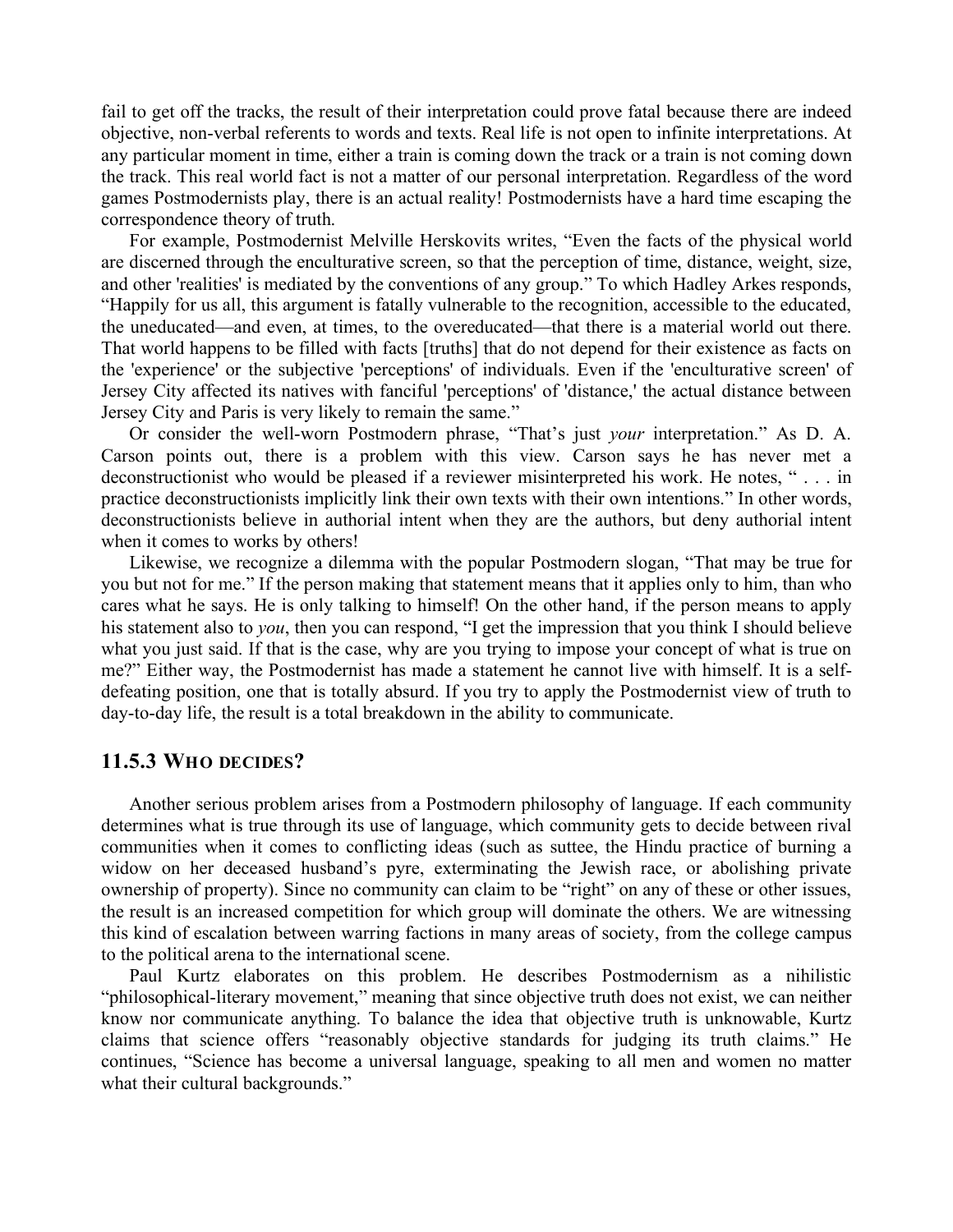fail to get off the tracks, the result of their interpretation could prove fatal because there are indeed objective, non-verbal referents to words and texts. Real life is not open to infinite interpretations. At any particular moment in time, either a train is coming down the track or a train is not coming down the track. This real world fact is not a matter of our personal interpretation. Regardless of the word games Postmodernists play, there is an actual reality! Postmodernists have a hard time escaping the correspondence theory of truth.

For example, Postmodernist Melville Herskovits writes, "Even the facts of the physical world are discerned through the enculturative screen, so that the perception of time, distance, weight, size, and other 'realities' is mediated by the conventions of any group." To which Hadley Arkes responds, "Happily for us all, this argument is fatally vulnerable to the recognition, accessible to the educated, the uneducated—and even, at times, to the overeducated—that there is a material world out there. That world happens to be filled with facts [truths] that do not depend for their existence as facts on the 'experience' or the subjective 'perceptions' of individuals. Even if the 'enculturative screen' of Jersey City affected its natives with fanciful 'perceptions' of 'distance,' the actual distance between Jersey City and Paris is very likely to remain the same."

Or consider the well-worn Postmodern phrase, "That's just *your* interpretation." As D. A. Carson points out, there is a problem with this view. Carson says he has never met a deconstructionist who would be pleased if a reviewer misinterpreted his work. He notes, " . . . in practice deconstructionists implicitly link their own texts with their own intentions." In other words, deconstructionists believe in authorial intent when they are the authors, but deny authorial intent when it comes to works by others!

Likewise, we recognize a dilemma with the popular Postmodern slogan, "That may be true for you but not for me." If the person making that statement means that it applies only to him, than who cares what he says. He is only talking to himself! On the other hand, if the person means to apply his statement also to *you*, then you can respond, "I get the impression that you think I should believe what you just said. If that is the case, why are you trying to impose your concept of what is true on me?" Either way, the Postmodernist has made a statement he cannot live with himself. It is a self-defeating position, one that is totally absurd. If you try to apply the Postmodernist view of truth to day-to-day life, the result is a total breakdown in the ability to communicate.

### 11.5.3 Who decides?

Another serious problem arises from a Postmodern philosophy of language. If each community determines what is true through its use of language, which community gets to decide between rival communities when it comes to conflicting ideas (such as suttee, the Hindu practice of burning a widow on her deceased husband's pyre, exterminating the Jewish race, or abolishing private ownership of property). Since no community can claim to be "right" on any of these or other issues, the result is an increased competition for which group will dominate the others. We are witnessing this kind of escalation between warring factions in many areas of society, from the college campus to the political arena to the international scene.

Paul Kurtz elaborates on this problem. He describes Postmodernism as a nihilistic "philosophical-literary movement," meaning that since objective truth does not exist, we can neither know nor communicate anything. To balance the idea that objective truth is unknowable, Kurtz claims that science offers "reasonably objective standards for judging its truth claims." He continues, "Science has become a universal language, speaking to all men and women no matter what their cultural backgrounds."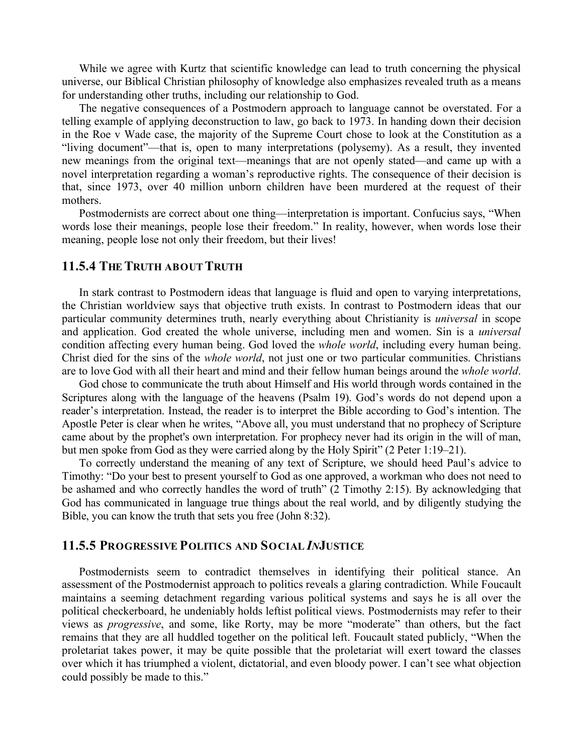While we agree with Kurtz that scientific knowledge can lead to truth concerning the physical universe, our Biblical Christian philosophy of knowledge also emphasizes revealed truth as a means for understanding other truths, including our relationship to God.

The negative consequences of a Postmodern approach to language cannot be overstated. For a telling example of applying deconstruction to law, go back to 1973. In handing down their decision in the Roe v Wade case, the majority of the Supreme Court chose to look at the Constitution as a "living document"—that is, open to many interpretations (polysemy). As a result, they invented new meanings from the original text—meanings that are not openly stated—and came up with a novel interpretation regarding a woman's reproductive rights. The consequence of their decision is that, since 1973, over 40 million unborn children have been murdered at the request of their mothers.

Postmodernists are correct about one thing—interpretation is important. Confucius says, "When words lose their meanings, people lose their freedom." In reality, however, when words lose their meaning, people lose not only their freedom, but their lives!

### 11.5.4 The Truth about Truth

In stark contrast to Postmodern ideas that language is fluid and open to varying interpretations, the Christian worldview says that objective truth exists. In contrast to Postmodern ideas that our particular community determines truth, nearly everything about Christianity is *universal* in scope and application. God created the whole universe, including men and women. Sin is a *universal* condition affecting every human being. God loved the *whole world*, including every human being. Christ died for the sins of the *whole world*, not just one or two particular communities. Christians are to love God with all their heart and mind and their fellow human beings around the *whole world*.

God chose to communicate the truth about Himself and His world through words contained in the Scriptures along with the language of the heavens (Psalm 19). God's words do not depend upon a reader's interpretation. Instead, the reader is to interpret the Bible according to God's intention. The Apostle Peter is clear when he writes, "Above all, you must understand that no prophecy of Scripture came about by the prophet's own interpretation. For prophecy never had its origin in the will of man, but men spoke from God as they were carried along by the Holy Spirit" (2 Peter 1:19–21).

To correctly understand the meaning of any text of Scripture, we should heed Paul's advice to Timothy: "Do your best to present yourself to God as one approved, a workman who does not need to be ashamed and who correctly handles the word of truth" (2 Timothy 2:15). By acknowledging that God has communicated in language true things about the real world, and by diligently studying the Bible, you can know the truth that sets you free (John 8:32).

### 11.5.5 Progressive Politics and Social *In*Justice

Postmodernists seem to contradict themselves in identifying their political stance. An assessment of the Postmodernist approach to politics reveals a glaring contradiction. While Foucault maintains a seeming detachment regarding various political systems and says he is all over the political checkerboard, he undeniably holds leftist political views. Postmodernists may refer to their views as *progressive*, and some, like Rorty, may be more "moderate" than others, but the fact remains that they are all huddled together on the political left. Foucault stated publicly, "When the proletariat takes power, it may be quite possible that the proletariat will exert toward the classes over which it has triumphed a violent, dictatorial, and even bloody power. I can't see what objection could possibly be made to this."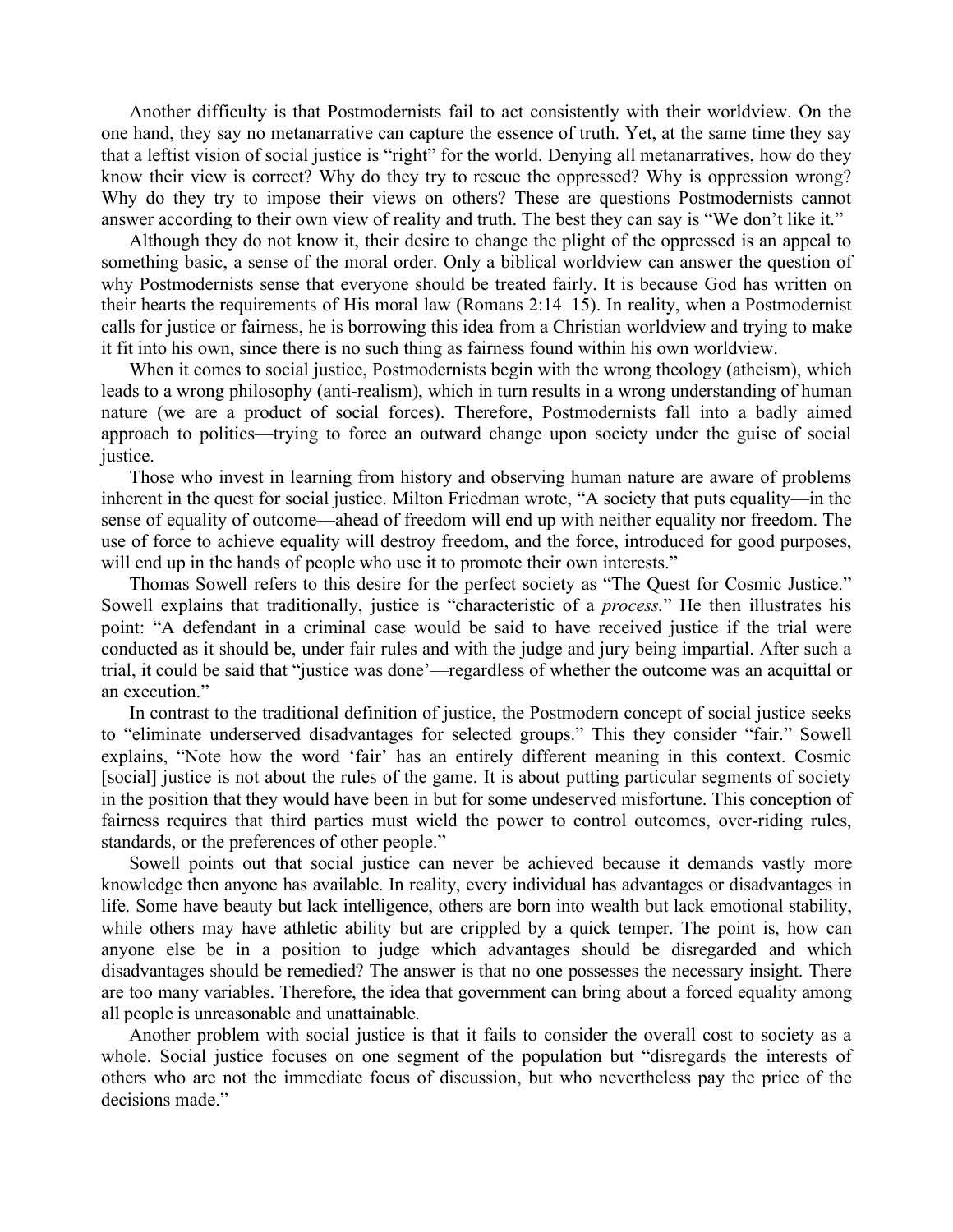Another difficulty is that Postmodernists fail to act consistently with their worldview. On the one hand, they say no metanarrative can capture the essence of truth. Yet, at the same time they say that a leftist vision of social justice is "right" for the world. Denying all metanarratives, how do they know their view is correct? Why do they try to rescue the oppressed? Why is oppression wrong? Why do they try to impose their views on others? These are questions Postmodernists cannot answer according to their own view of reality and truth. The best they can say is "We don't like it."

Although they do not know it, their desire to change the plight of the oppressed is an appeal to something basic, a sense of the moral order. Only a biblical worldview can answer the question of why Postmodernists sense that everyone should be treated fairly. It is because God has written on their hearts the requirements of His moral law (Romans 2:14–15). In reality, when a Postmodernist calls for justice or fairness, he is borrowing this idea from a Christian worldview and trying to make it fit into his own, since there is no such thing as fairness found within his own worldview.

When it comes to social justice, Postmodernists begin with the wrong theology (atheism), which leads to a wrong philosophy (anti-realism), which in turn results in a wrong understanding of human nature (we are a product of social forces). Therefore, Postmodernists fall into a badly aimed approach to politics—trying to force an outward change upon society under the guise of social justice.

Those who invest in learning from history and observing human nature are aware of problems inherent in the quest for social justice. Milton Friedman wrote, "A society that puts equality—in the sense of equality of outcome—ahead of freedom will end up with neither equality nor freedom. The use of force to achieve equality will destroy freedom, and the force, introduced for good purposes, will end up in the hands of people who use it to promote their own interests."

Thomas Sowell refers to this desire for the perfect society as "The Quest for Cosmic Justice." Sowell explains that traditionally, justice is "characteristic of a *process*." He then illustrates his point: "A defendant in a criminal case would be said to have received justice if the trial were conducted as it should be, under fair rules and with the judge and jury being impartial. After such a trial, it could be said that "justice was done'—regardless of whether the outcome was an acquittal or an execution."

In contrast to the traditional definition of justice, the Postmodern concept of social justice seeks to "eliminate underserved disadvantages for selected groups." This they consider "fair." Sowell explains, "Note how the word 'fair' has an entirely different meaning in this context. Cosmic [social] justice is not about the rules of the game. It is about putting particular segments of society in the position that they would have been in but for some undeserved misfortune. This conception of fairness requires that third parties must wield the power to control outcomes, over-riding rules, standards, or the preferences of other people."

Sowell points out that social justice can never be achieved because it demands vastly more knowledge then anyone has available. In reality, every individual has advantages or disadvantages in life. Some have beauty but lack intelligence, others are born into wealth but lack emotional stability, while others may have athletic ability but are crippled by a quick temper. The point is, how can anyone else be in a position to judge which advantages should be disregarded and which disadvantages should be remedied? The answer is that no one possesses the necessary insight. There are too many variables. Therefore, the idea that government can bring about a forced equality among all people is unreasonable and unattainable.

Another problem with social justice is that it fails to consider the overall cost to society as a whole. Social justice focuses on one segment of the population but "disregards the interests of others who are not the immediate focus of discussion, but who nevertheless pay the price of the decisions made."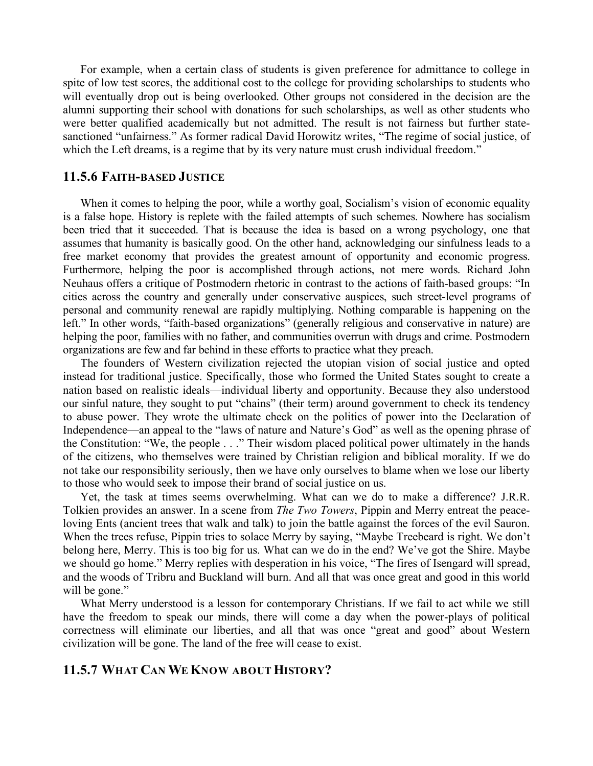For example, when a certain class of students is given preference for admittance to college in spite of low test scores, the additional cost to the college for providing scholarships to students who will eventually drop out is being overlooked. Other groups not considered in the decision are the alumni supporting their school with donations for such scholarships, as well as other students who were better qualified academically but not admitted. The result is not fairness but further state-sanctioned "unfairness." As former radical David Horowitz writes, "The regime of social justice, of which the Left dreams, is a regime that by its very nature must crush individual freedom."

### 11.5.6 Faith-based Justice

When it comes to helping the poor, while a worthy goal, Socialism's vision of economic equality is a false hope. History is replete with the failed attempts of such schemes. Nowhere has socialism been tried that it succeeded. That is because the idea is based on a wrong psychology, one that assumes that humanity is basically good. On the other hand, acknowledging our sinfulness leads to a free market economy that provides the greatest amount of opportunity and economic progress. Furthermore, helping the poor is accomplished through actions, not mere words. Richard John Neuhaus offers a critique of Postmodern rhetoric in contrast to the actions of faith-based groups: "In cities across the country and generally under conservative auspices, such street-level programs of personal and community renewal are rapidly multiplying. Nothing comparable is happening on the left." In other words, "faith-based organizations" (generally religious and conservative in nature) are helping the poor, families with no father, and communities overrun with drugs and crime. Postmodern organizations are few and far behind in these efforts to practice what they preach.

The founders of Western civilization rejected the utopian vision of social justice and opted instead for traditional justice. Specifically, those who formed the United States sought to create a nation based on realistic ideals—individual liberty and opportunity. Because they also understood our sinful nature, they sought to put "chains" (their term) around government to check its tendency to abuse power. They wrote the ultimate check on the politics of power into the Declaration of Independence—an appeal to the "laws of nature and Nature's God" as well as the opening phrase of the Constitution: "We, the people . . ." Their wisdom placed political power ultimately in the hands of the citizens, who themselves were trained by Christian religion and biblical morality. If we do not take our responsibility seriously, then we have only ourselves to blame when we lose our liberty to those who would seek to impose their brand of social justice on us.

Yet, the task at times seems overwhelming. What can we do to make a difference? J.R.R. Tolkien provides an answer. In a scene from *The Two Towers*, Pippin and Merry entreat the peace-loving Ents (ancient trees that walk and talk) to join the battle against the forces of the evil Sauron. When the trees refuse, Pippin tries to solace Merry by saying, "Maybe Treebeard is right. We don't belong here, Merry. This is too big for us. What can we do in the end? We've got the Shire. Maybe we should go home." Merry replies with desperation in his voice, "The fires of Isengard will spread, and the woods of Tribru and Buckland will burn. And all that was once great and good in this world will be gone."

What Merry understood is a lesson for contemporary Christians. If we fail to act while we still have the freedom to speak our minds, there will come a day when the power-plays of political correctness will eliminate our liberties, and all that was once "great and good" about Western civilization will be gone. The land of the free will cease to exist.

### 11.5.7 What Can We Know about History?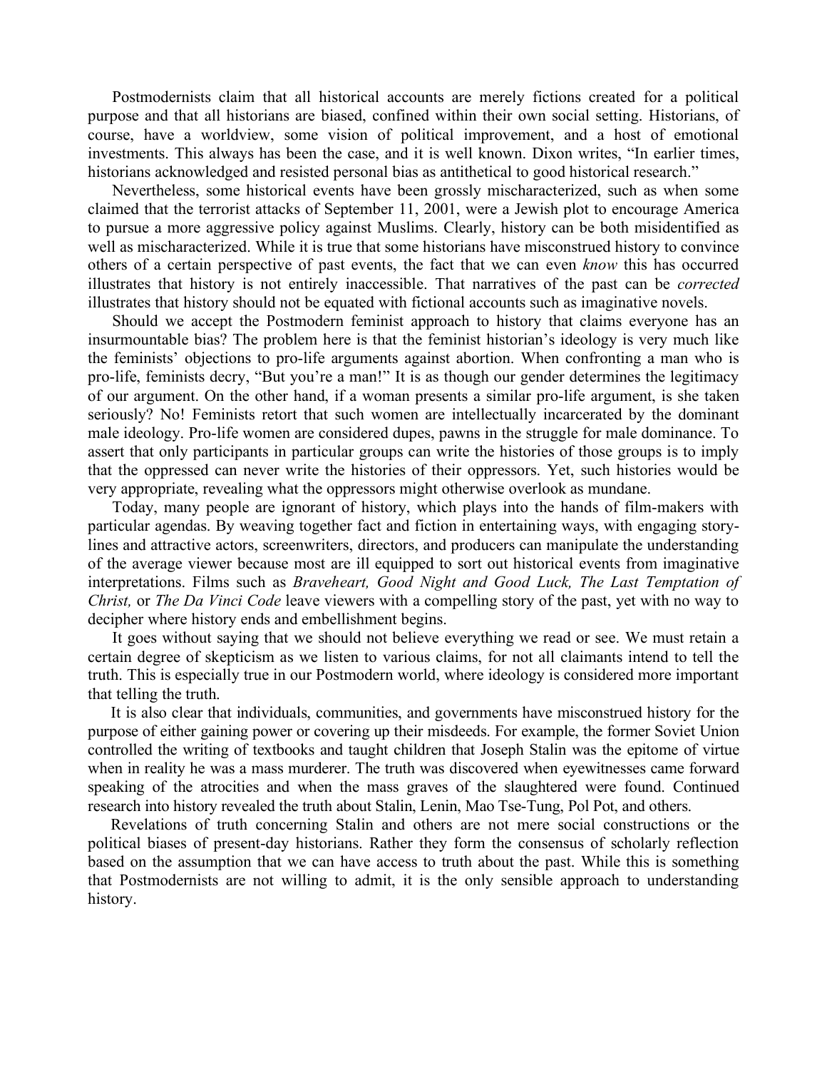Postmodernists claim that all historical accounts are merely fictions created for a political purpose and that all historians are biased, confined within their own social setting. Historians, of course, have a worldview, some vision of political improvement, and a host of emotional investments. This always has been the case, and it is well known. Dixon writes, "In earlier times, historians acknowledged and resisted personal bias as antithetical to good historical research."

Nevertheless, some historical events have been grossly mischaracterized, such as when some claimed that the terrorist attacks of September 11, 2001, were a Jewish plot to encourage America to pursue a more aggressive policy against Muslims. Clearly, history can be both misidentified as well as mischaracterized. While it is true that some historians have misconstrued history to convince others of a certain perspective of past events, the fact that we can even *know* this has occurred illustrates that history is not entirely inaccessible. That narratives of the past can be *corrected* illustrates that history should not be equated with fictional accounts such as imaginative novels.

Should we accept the Postmodern feminist approach to history that claims everyone has an insurmountable bias? The problem here is that the feminist historian's ideology is very much like the feminists' objections to pro-life arguments against abortion. When confronting a man who is pro-life, feminists decry, "But you're a man!" It is as though our gender determines the legitimacy of our argument. On the other hand, if a woman presents a similar pro-life argument, is she taken seriously? No! Feminists retort that such women are intellectually incarcerated by the dominant male ideology. Pro-life women are considered dupes, pawns in the struggle for male dominance. To assert that only participants in particular groups can write the histories of those groups is to imply that the oppressed can never write the histories of their oppressors. Yet, such histories would be very appropriate, revealing what the oppressors might otherwise overlook as mundane.

Today, many people are ignorant of history, which plays into the hands of film-makers with particular agendas. By weaving together fact and fiction in entertaining ways, with engaging story-lines and attractive actors, screenwriters, directors, and producers can manipulate the understanding of the average viewer because most are ill equipped to sort out historical events from imaginative interpretations. Films such as *Braveheart, Good Night and Good Luck, The Last Temptation of Christ,* or *The Da Vinci Code* leave viewers with a compelling story of the past, yet with no way to decipher where history ends and embellishment begins.

It goes without saying that we should not believe everything we read or see. We must retain a certain degree of skepticism as we listen to various claims, for not all claimants intend to tell the truth. This is especially true in our Postmodern world, where ideology is considered more important that telling the truth.

It is also clear that individuals, communities, and governments have misconstrued history for the purpose of either gaining power or covering up their misdeeds. For example, the former Soviet Union controlled the writing of textbooks and taught children that Joseph Stalin was the epitome of virtue when in reality he was a mass murderer. The truth was discovered when eyewitnesses came forward speaking of the atrocities and when the mass graves of the slaughtered were found. Continued research into history revealed the truth about Stalin, Lenin, Mao Tse-Tung, Pol Pot, and others.

Revelations of truth concerning Stalin and others are not mere social constructions or the political biases of present-day historians. Rather they form the consensus of scholarly reflection based on the assumption that we can have access to truth about the past. While this is something that Postmodernists are not willing to admit, it is the only sensible approach to understanding history.